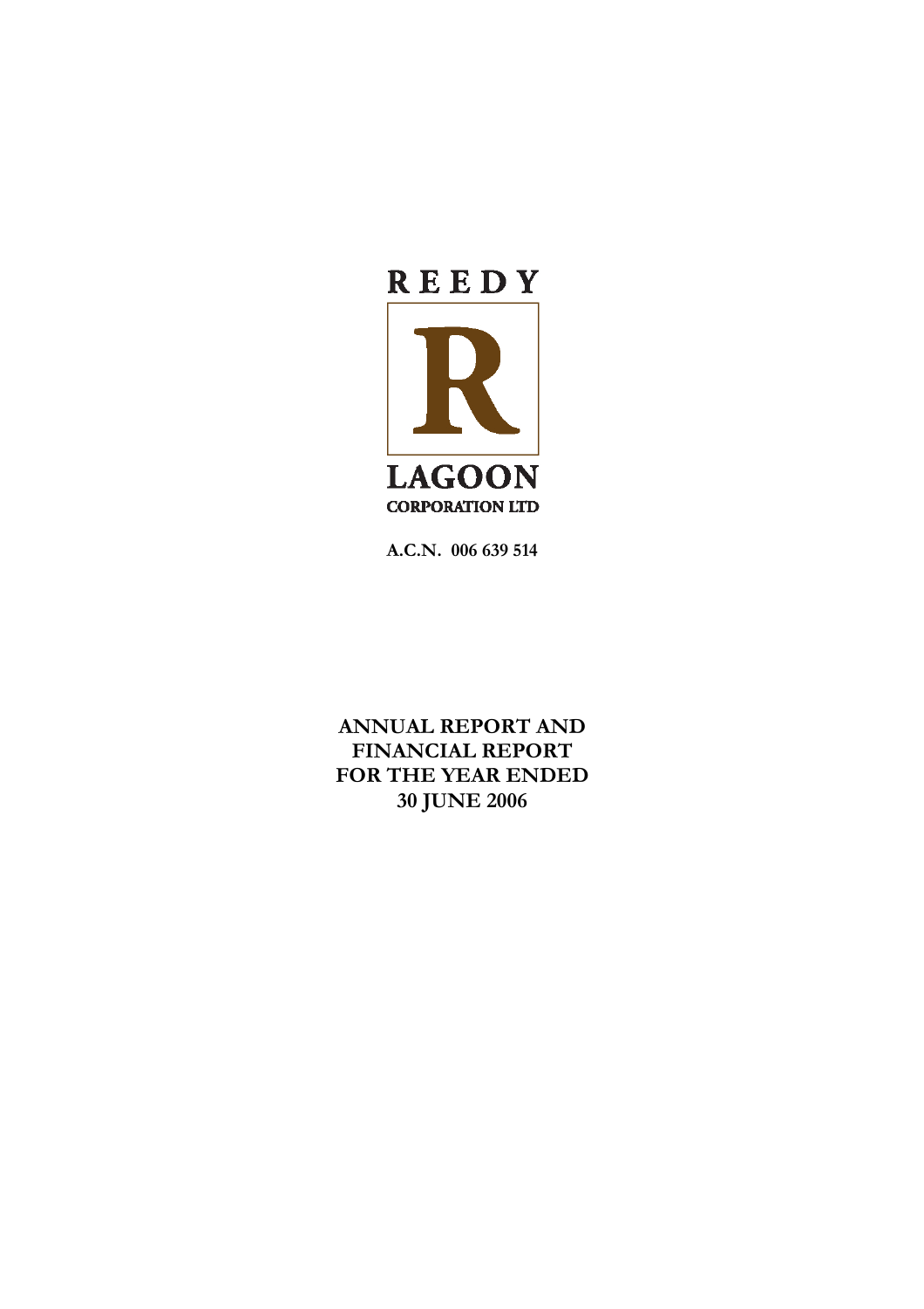REEDY

R

LAGOON

CORPORATION LTD

**A.C.N. 006 639 514**

# ANNUAL REPORT AND FINANCIAL REPORT FOR THE YEAR ENDED 30 JUNE 2006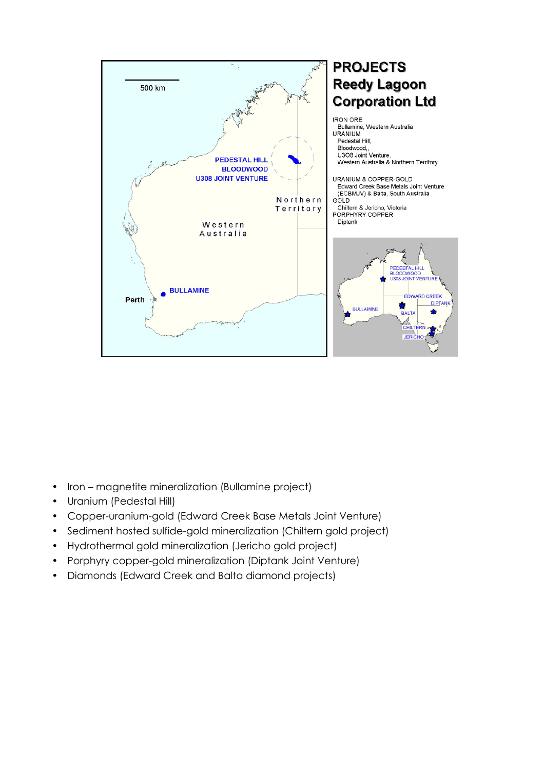## PROJECTS
## Reedy Lagoon Corporation Ltd

IRON ORE
Bullamine, Western Australia
URANIUM
Pedestal Hill,
Bloodwood,,
U308 Joint Venture,
Western Australia & Northern Territory

URANIUM & COPPER-GOLD
Edward Creek Base Metals Joint Venture
(ECBMJV) & Balta, South Australia
GOLD
Chiltern & Jericho, Victoria
PORPHYRY COPPER
Diptank

- Iron – magnetite mineralization (Bullamine project)
- Uranium (Pedestal Hill)
- Copper-uranium-gold (Edward Creek Base Metals Joint Venture)
- Sediment hosted sulfide-gold mineralization (Chiltern gold project)
- Hydrothermal gold mineralization (Jericho gold project)
- Porphyry copper-gold mineralization (Diptank Joint Venture)
- Diamonds (Edward Creek and Balta diamond projects)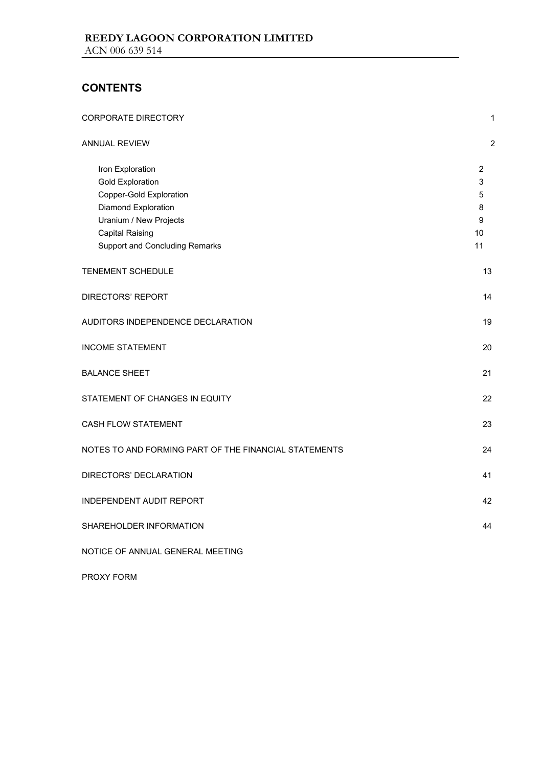# CONTENTS

| | |
|---|---|
| CORPORATE DIRECTORY | 1 |
| ANNUAL REVIEW | 2 |
| Iron Exploration | 2 |
| Gold Exploration | 3 |
| Copper-Gold Exploration | 5 |
| Diamond Exploration | 8 |
| Uranium / New Projects | 9 |
| Capital Raising | 10 |
| Support and Concluding Remarks | 11 |
| TENEMENT SCHEDULE | 13 |
| DIRECTORS' REPORT | 14 |
| AUDITORS INDEPENDENCE DECLARATION | 19 |
| INCOME STATEMENT | 20 |
| BALANCE SHEET | 21 |
| STATEMENT OF CHANGES IN EQUITY | 22 |
| CASH FLOW STATEMENT | 23 |
| NOTES TO AND FORMING PART OF THE FINANCIAL STATEMENTS | 24 |
| DIRECTORS' DECLARATION | 41 |
| INDEPENDENT AUDIT REPORT | 42 |
| SHAREHOLDER INFORMATION | 44 |
| NOTICE OF ANNUAL GENERAL MEETING | |
| PROXY FORM | |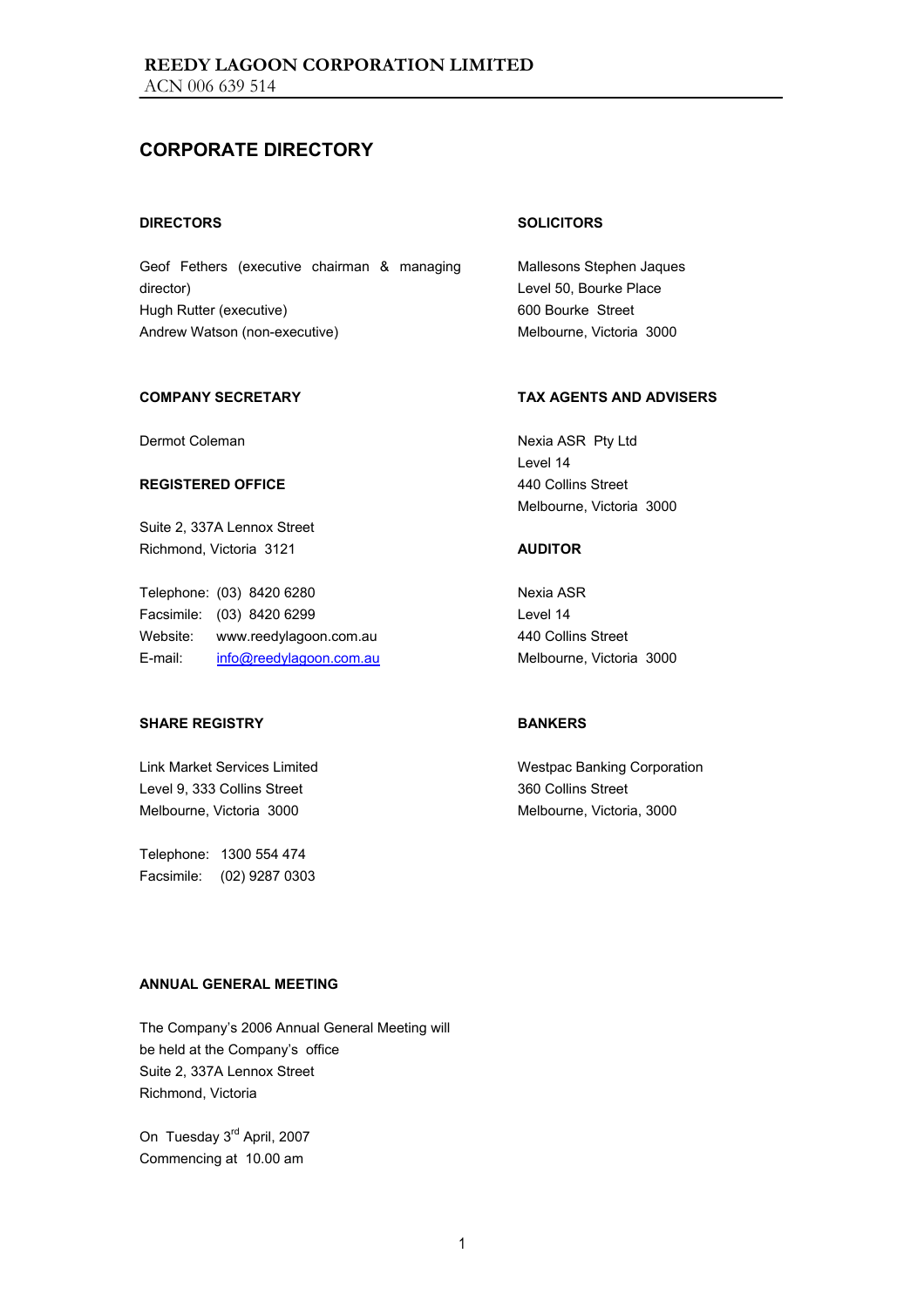# CORPORATE DIRECTORY

### DIRECTORS

Geof Fethers (executive chairman & managing director)
Hugh Rutter (executive)
Andrew Watson (non-executive)

### COMPANY SECRETARY

Dermot Coleman

### REGISTERED OFFICE

Suite 2, 337A Lennox Street
Richmond, Victoria 3121

Telephone: (03) 8420 6280
Facsimile: (03) 8420 6299
Website: www.reedylagoon.com.au
E-mail: info@reedylagoon.com.au

### SHARE REGISTRY

Link Market Services Limited
Level 9, 333 Collins Street
Melbourne, Victoria 3000

Telephone: 1300 554 474
Facsimile: (02) 9287 0303

### SOLICITORS

Mallesons Stephen Jaques
Level 50, Bourke Place
600 Bourke Street
Melbourne, Victoria 3000

### TAX AGENTS AND ADVISERS

Nexia ASR Pty Ltd
Level 14
440 Collins Street
Melbourne, Victoria 3000

### AUDITOR

Nexia ASR
Level 14
440 Collins Street
Melbourne, Victoria 3000

### BANKERS

Westpac Banking Corporation
360 Collins Street
Melbourne, Victoria, 3000

### ANNUAL GENERAL MEETING

The Company's 2006 Annual General Meeting will be held at the Company's office
Suite 2, 337A Lennox Street
Richmond, Victoria

On Tuesday 3rd April, 2007
Commencing at 10.00 am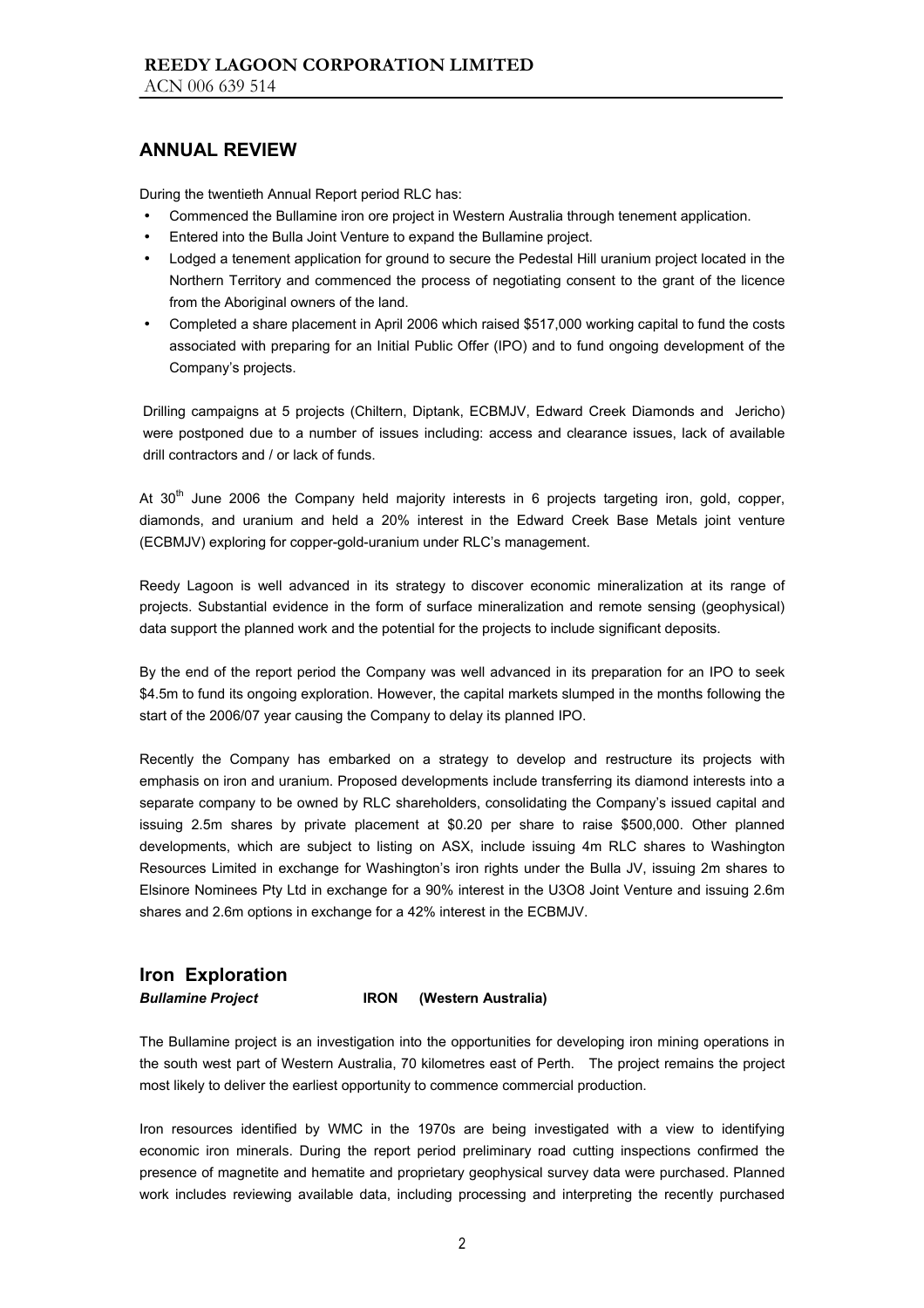## ANNUAL REVIEW

During the twentieth Annual Report period RLC has:

- Commenced the Bullamine iron ore project in Western Australia through tenement application.
- Entered into the Bulla Joint Venture to expand the Bullamine project.
- Lodged a tenement application for ground to secure the Pedestal Hill uranium project located in the Northern Territory and commenced the process of negotiating consent to the grant of the licence from the Aboriginal owners of the land.
- Completed a share placement in April 2006 which raised $517,000 working capital to fund the costs associated with preparing for an Initial Public Offer (IPO) and to fund ongoing development of the Company's projects.

Drilling campaigns at 5 projects (Chiltern, Diptank, ECBMJV, Edward Creek Diamonds and Jericho) were postponed due to a number of issues including: access and clearance issues, lack of available drill contractors and / or lack of funds.

At 30th June 2006 the Company held majority interests in 6 projects targeting iron, gold, copper, diamonds, and uranium and held a 20% interest in the Edward Creek Base Metals joint venture (ECBMJV) exploring for copper-gold-uranium under RLC's management.

Reedy Lagoon is well advanced in its strategy to discover economic mineralization at its range of projects. Substantial evidence in the form of surface mineralization and remote sensing (geophysical) data support the planned work and the potential for the projects to include significant deposits.

By the end of the report period the Company was well advanced in its preparation for an IPO to seek $4.5m to fund its ongoing exploration. However, the capital markets slumped in the months following the start of the 2006/07 year causing the Company to delay its planned IPO.

Recently the Company has embarked on a strategy to develop and restructure its projects with emphasis on iron and uranium. Proposed developments include transferring its diamond interests into a separate company to be owned by RLC shareholders, consolidating the Company's issued capital and issuing 2.5m shares by private placement at $0.20 per share to raise $500,000. Other planned developments, which are subject to listing on ASX, include issuing 4m RLC shares to Washington Resources Limited in exchange for Washington's iron rights under the Bulla JV, issuing 2m shares to Elsinore Nominees Pty Ltd in exchange for a 90% interest in the U3O8 Joint Venture and issuing 2.6m shares and 2.6m options in exchange for a 42% interest in the ECBMJV.

## Iron Exploration

***Bullamine Project*** **IRON (Western Australia)**

The Bullamine project is an investigation into the opportunities for developing iron mining operations in the south west part of Western Australia, 70 kilometres east of Perth. The project remains the project most likely to deliver the earliest opportunity to commence commercial production.

Iron resources identified by WMC in the 1970s are being investigated with a view to identifying economic iron minerals. During the report period preliminary road cutting inspections confirmed the presence of magnetite and hematite and proprietary geophysical survey data were purchased. Planned work includes reviewing available data, including processing and interpreting the recently purchased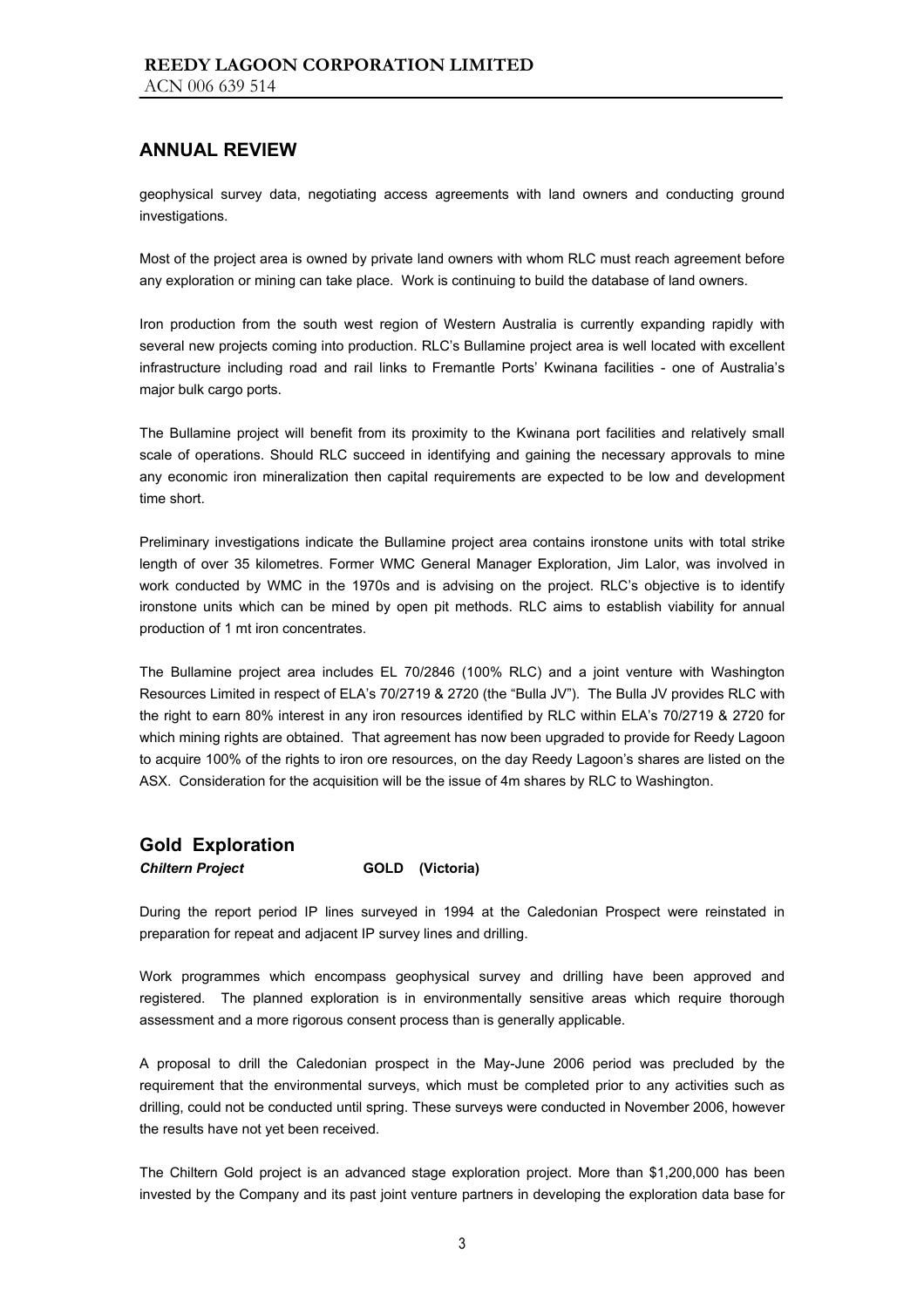## ANNUAL REVIEW

geophysical survey data, negotiating access agreements with land owners and conducting ground investigations.

Most of the project area is owned by private land owners with whom RLC must reach agreement before any exploration or mining can take place. Work is continuing to build the database of land owners.

Iron production from the south west region of Western Australia is currently expanding rapidly with several new projects coming into production. RLC's Bullamine project area is well located with excellent infrastructure including road and rail links to Fremantle Ports' Kwinana facilities - one of Australia's major bulk cargo ports.

The Bullamine project will benefit from its proximity to the Kwinana port facilities and relatively small scale of operations. Should RLC succeed in identifying and gaining the necessary approvals to mine any economic iron mineralization then capital requirements are expected to be low and development time short.

Preliminary investigations indicate the Bullamine project area contains ironstone units with total strike length of over 35 kilometres. Former WMC General Manager Exploration, Jim Lalor, was involved in work conducted by WMC in the 1970s and is advising on the project. RLC's objective is to identify ironstone units which can be mined by open pit methods. RLC aims to establish viability for annual production of 1 mt iron concentrates.

The Bullamine project area includes EL 70/2846 (100% RLC) and a joint venture with Washington Resources Limited in respect of ELA's 70/2719 & 2720 (the "Bulla JV"). The Bulla JV provides RLC with the right to earn 80% interest in any iron resources identified by RLC within ELA's 70/2719 & 2720 for which mining rights are obtained. That agreement has now been upgraded to provide for Reedy Lagoon to acquire 100% of the rights to iron ore resources, on the day Reedy Lagoon's shares are listed on the ASX. Consideration for the acquisition will be the issue of 4m shares by RLC to Washington.

## Gold Exploration

***Chiltern Project*** **GOLD (Victoria)**

During the report period IP lines surveyed in 1994 at the Caledonian Prospect were reinstated in preparation for repeat and adjacent IP survey lines and drilling.

Work programmes which encompass geophysical survey and drilling have been approved and registered. The planned exploration is in environmentally sensitive areas which require thorough assessment and a more rigorous consent process than is generally applicable.

A proposal to drill the Caledonian prospect in the May-June 2006 period was precluded by the requirement that the environmental surveys, which must be completed prior to any activities such as drilling, could not be conducted until spring. These surveys were conducted in November 2006, however the results have not yet been received.

The Chiltern Gold project is an advanced stage exploration project. More than $1,200,000 has been invested by the Company and its past joint venture partners in developing the exploration data base for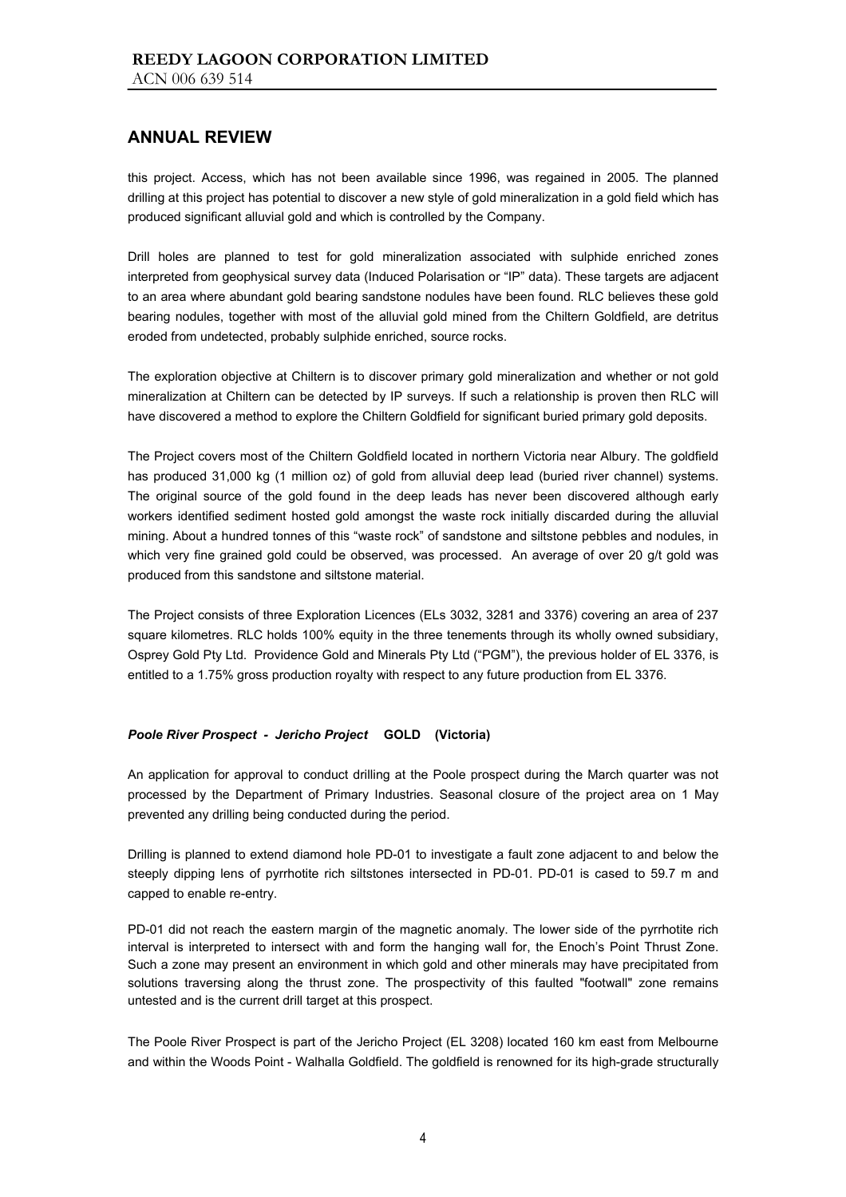## ANNUAL REVIEW

this project. Access, which has not been available since 1996, was regained in 2005. The planned drilling at this project has potential to discover a new style of gold mineralization in a gold field which has produced significant alluvial gold and which is controlled by the Company.

Drill holes are planned to test for gold mineralization associated with sulphide enriched zones interpreted from geophysical survey data (Induced Polarisation or "IP" data). These targets are adjacent to an area where abundant gold bearing sandstone nodules have been found. RLC believes these gold bearing nodules, together with most of the alluvial gold mined from the Chiltern Goldfield, are detritus eroded from undetected, probably sulphide enriched, source rocks.

The exploration objective at Chiltern is to discover primary gold mineralization and whether or not gold mineralization at Chiltern can be detected by IP surveys. If such a relationship is proven then RLC will have discovered a method to explore the Chiltern Goldfield for significant buried primary gold deposits.

The Project covers most of the Chiltern Goldfield located in northern Victoria near Albury. The goldfield has produced 31,000 kg (1 million oz) of gold from alluvial deep lead (buried river channel) systems. The original source of the gold found in the deep leads has never been discovered although early workers identified sediment hosted gold amongst the waste rock initially discarded during the alluvial mining. About a hundred tonnes of this "waste rock" of sandstone and siltstone pebbles and nodules, in which very fine grained gold could be observed, was processed. An average of over 20 g/t gold was produced from this sandstone and siltstone material.

The Project consists of three Exploration Licences (ELs 3032, 3281 and 3376) covering an area of 237 square kilometres. RLC holds 100% equity in the three tenements through its wholly owned subsidiary, Osprey Gold Pty Ltd. Providence Gold and Minerals Pty Ltd ("PGM"), the previous holder of EL 3376, is entitled to a 1.75% gross production royalty with respect to any future production from EL 3376.

### *Poole River Prospect - Jericho Project* **GOLD (Victoria)**

An application for approval to conduct drilling at the Poole prospect during the March quarter was not processed by the Department of Primary Industries. Seasonal closure of the project area on 1 May prevented any drilling being conducted during the period.

Drilling is planned to extend diamond hole PD-01 to investigate a fault zone adjacent to and below the steeply dipping lens of pyrrhotite rich siltstones intersected in PD-01. PD-01 is cased to 59.7 m and capped to enable re-entry.

PD-01 did not reach the eastern margin of the magnetic anomaly. The lower side of the pyrrhotite rich interval is interpreted to intersect with and form the hanging wall for, the Enoch's Point Thrust Zone. Such a zone may present an environment in which gold and other minerals may have precipitated from solutions traversing along the thrust zone. The prospectivity of this faulted "footwall" zone remains untested and is the current drill target at this prospect.

The Poole River Prospect is part of the Jericho Project (EL 3208) located 160 km east from Melbourne and within the Woods Point - Walhalla Goldfield. The goldfield is renowned for its high-grade structurally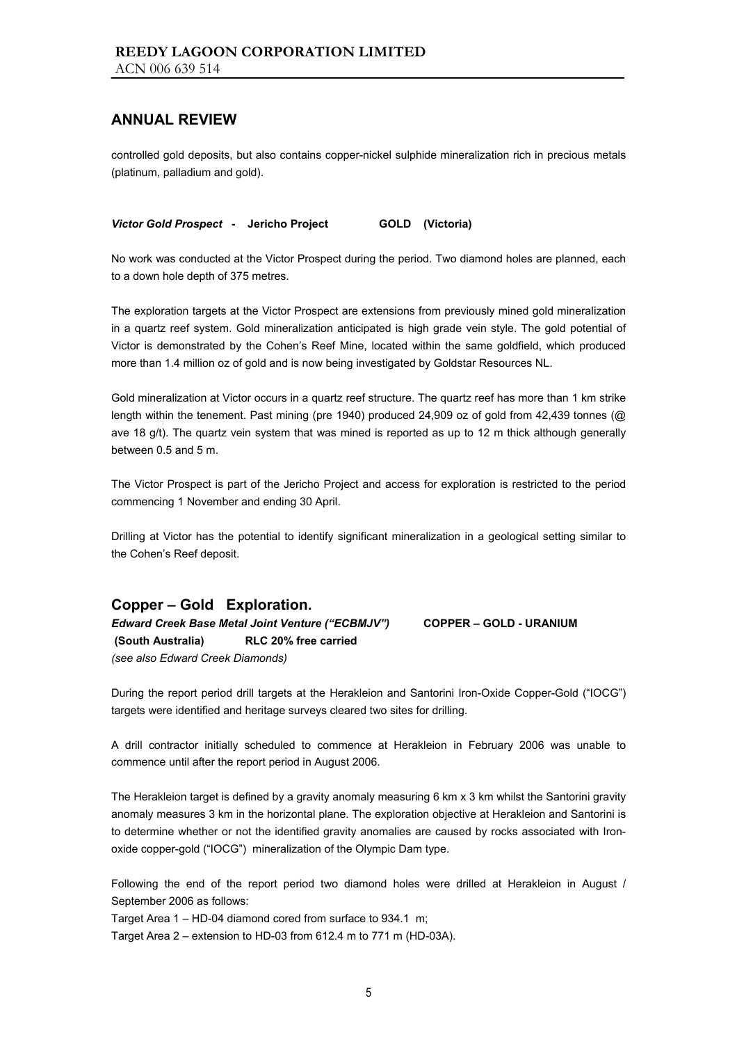## ANNUAL REVIEW

controlled gold deposits, but also contains copper-nickel sulphide mineralization rich in precious metals (platinum, palladium and gold).

***Victor Gold Prospect*** **- Jericho Project GOLD (Victoria)**

No work was conducted at the Victor Prospect during the period. Two diamond holes are planned, each to a down hole depth of 375 metres.

The exploration targets at the Victor Prospect are extensions from previously mined gold mineralization in a quartz reef system. Gold mineralization anticipated is high grade vein style. The gold potential of Victor is demonstrated by the Cohen's Reef Mine, located within the same goldfield, which produced more than 1.4 million oz of gold and is now being investigated by Goldstar Resources NL.

Gold mineralization at Victor occurs in a quartz reef structure. The quartz reef has more than 1 km strike length within the tenement. Past mining (pre 1940) produced 24,909 oz of gold from 42,439 tonnes (@ ave 18 g/t). The quartz vein system that was mined is reported as up to 12 m thick although generally between 0.5 and 5 m.

The Victor Prospect is part of the Jericho Project and access for exploration is restricted to the period commencing 1 November and ending 30 April.

Drilling at Victor has the potential to identify significant mineralization in a geological setting similar to the Cohen's Reef deposit.

## Copper – Gold Exploration.

***Edward Creek Base Metal Joint Venture ("ECBMJV")*** **COPPER – GOLD - URANIUM**
**(South Australia) RLC 20% free carried**
*(see also Edward Creek Diamonds)*

During the report period drill targets at the Herakleion and Santorini Iron-Oxide Copper-Gold ("IOCG") targets were identified and heritage surveys cleared two sites for drilling.

A drill contractor initially scheduled to commence at Herakleion in February 2006 was unable to commence until after the report period in August 2006.

The Herakleion target is defined by a gravity anomaly measuring 6 km x 3 km whilst the Santorini gravity anomaly measures 3 km in the horizontal plane. The exploration objective at Herakleion and Santorini is to determine whether or not the identified gravity anomalies are caused by rocks associated with Iron-oxide copper-gold ("IOCG") mineralization of the Olympic Dam type.

Following the end of the report period two diamond holes were drilled at Herakleion in August / September 2006 as follows:

Target Area 1 – HD-04 diamond cored from surface to 934.1 m;
Target Area 2 – extension to HD-03 from 612.4 m to 771 m (HD-03A).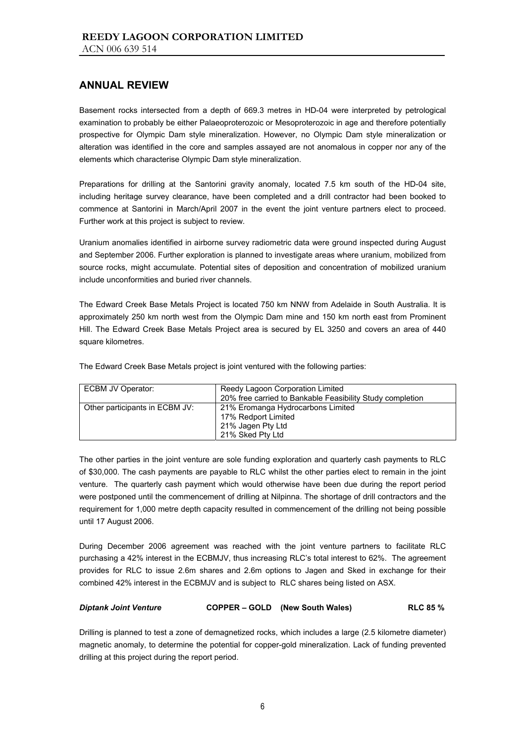## ANNUAL REVIEW

Basement rocks intersected from a depth of 669.3 metres in HD-04 were interpreted by petrological examination to probably be either Palaeoproterozoic or Mesoproterozoic in age and therefore potentially prospective for Olympic Dam style mineralization. However, no Olympic Dam style mineralization or alteration was identified in the core and samples assayed are not anomalous in copper nor any of the elements which characterise Olympic Dam style mineralization.

Preparations for drilling at the Santorini gravity anomaly, located 7.5 km south of the HD-04 site, including heritage survey clearance, have been completed and a drill contractor had been booked to commence at Santorini in March/April 2007 in the event the joint venture partners elect to proceed. Further work at this project is subject to review.

Uranium anomalies identified in airborne survey radiometric data were ground inspected during August and September 2006. Further exploration is planned to investigate areas where uranium, mobilized from source rocks, might accumulate. Potential sites of deposition and concentration of mobilized uranium include unconformities and buried river channels.

The Edward Creek Base Metals Project is located 750 km NNW from Adelaide in South Australia. It is approximately 250 km north west from the Olympic Dam mine and 150 km north east from Prominent Hill. The Edward Creek Base Metals Project area is secured by EL 3250 and covers an area of 440 square kilometres.

The Edward Creek Base Metals project is joint ventured with the following parties:

| ECBM JV Operator: | Reedy Lagoon Corporation Limited<br>20% free carried to Bankable Feasibility Study completion |
|---|---|
| Other participants in ECBM JV: | 21% Eromanga Hydrocarbons Limited<br>17% Redport Limited<br>21% Jagen Pty Ltd<br>21% Sked Pty Ltd |

The other parties in the joint venture are sole funding exploration and quarterly cash payments to RLC of $30,000. The cash payments are payable to RLC whilst the other parties elect to remain in the joint venture. The quarterly cash payment which would otherwise have been due during the report period were postponed until the commencement of drilling at Nilpinna. The shortage of drill contractors and the requirement for 1,000 metre depth capacity resulted in commencement of the drilling not being possible until 17 August 2006.

During December 2006 agreement was reached with the joint venture partners to facilitate RLC purchasing a 42% interest in the ECBMJV, thus increasing RLC's total interest to 62%. The agreement provides for RLC to issue 2.6m shares and 2.6m options to Jagen and Sked in exchange for their combined 42% interest in the ECBMJV and is subject to RLC shares being listed on ASX.

***Diptank Joint Venture*** **COPPER – GOLD (New South Wales) RLC 85 %**

Drilling is planned to test a zone of demagnetized rocks, which includes a large (2.5 kilometre diameter) magnetic anomaly, to determine the potential for copper-gold mineralization. Lack of funding prevented drilling at this project during the report period.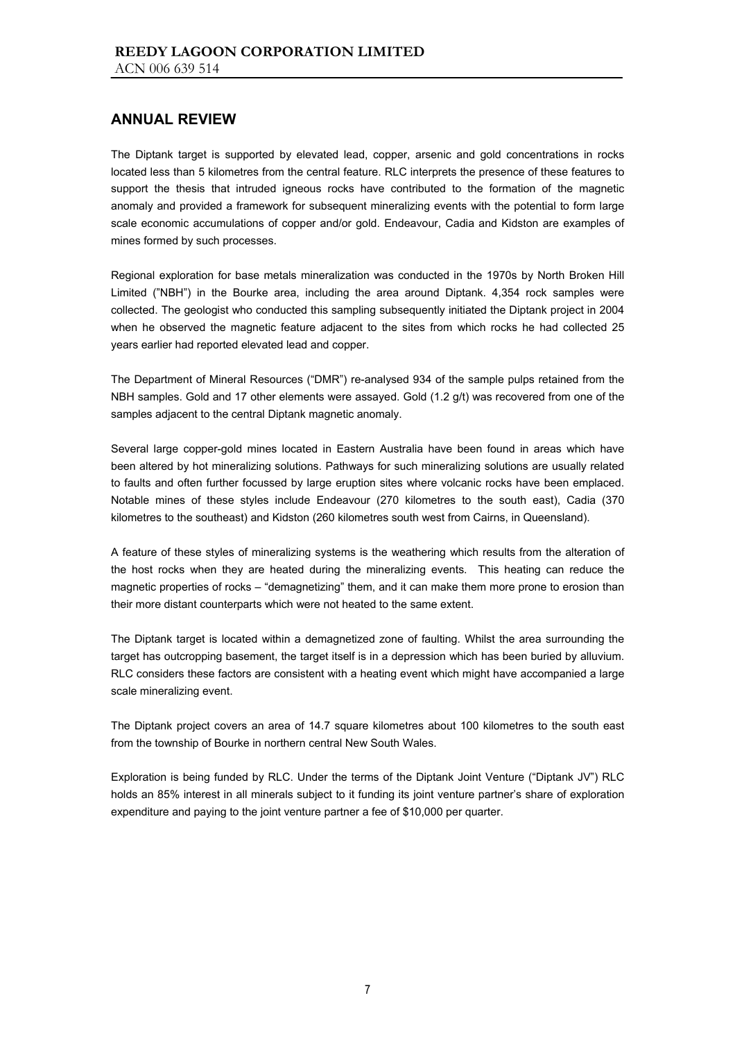## ANNUAL REVIEW

The Diptank target is supported by elevated lead, copper, arsenic and gold concentrations in rocks located less than 5 kilometres from the central feature. RLC interprets the presence of these features to support the thesis that intruded igneous rocks have contributed to the formation of the magnetic anomaly and provided a framework for subsequent mineralizing events with the potential to form large scale economic accumulations of copper and/or gold. Endeavour, Cadia and Kidston are examples of mines formed by such processes.

Regional exploration for base metals mineralization was conducted in the 1970s by North Broken Hill Limited ("NBH") in the Bourke area, including the area around Diptank. 4,354 rock samples were collected. The geologist who conducted this sampling subsequently initiated the Diptank project in 2004 when he observed the magnetic feature adjacent to the sites from which rocks he had collected 25 years earlier had reported elevated lead and copper.

The Department of Mineral Resources ("DMR") re-analysed 934 of the sample pulps retained from the NBH samples. Gold and 17 other elements were assayed. Gold (1.2 g/t) was recovered from one of the samples adjacent to the central Diptank magnetic anomaly.

Several large copper-gold mines located in Eastern Australia have been found in areas which have been altered by hot mineralizing solutions. Pathways for such mineralizing solutions are usually related to faults and often further focussed by large eruption sites where volcanic rocks have been emplaced. Notable mines of these styles include Endeavour (270 kilometres to the south east), Cadia (370 kilometres to the southeast) and Kidston (260 kilometres south west from Cairns, in Queensland).

A feature of these styles of mineralizing systems is the weathering which results from the alteration of the host rocks when they are heated during the mineralizing events. This heating can reduce the magnetic properties of rocks – "demagnetizing" them, and it can make them more prone to erosion than their more distant counterparts which were not heated to the same extent.

The Diptank target is located within a demagnetized zone of faulting. Whilst the area surrounding the target has outcropping basement, the target itself is in a depression which has been buried by alluvium. RLC considers these factors are consistent with a heating event which might have accompanied a large scale mineralizing event.

The Diptank project covers an area of 14.7 square kilometres about 100 kilometres to the south east from the township of Bourke in northern central New South Wales.

Exploration is being funded by RLC. Under the terms of the Diptank Joint Venture ("Diptank JV") RLC holds an 85% interest in all minerals subject to it funding its joint venture partner's share of exploration expenditure and paying to the joint venture partner a fee of $10,000 per quarter.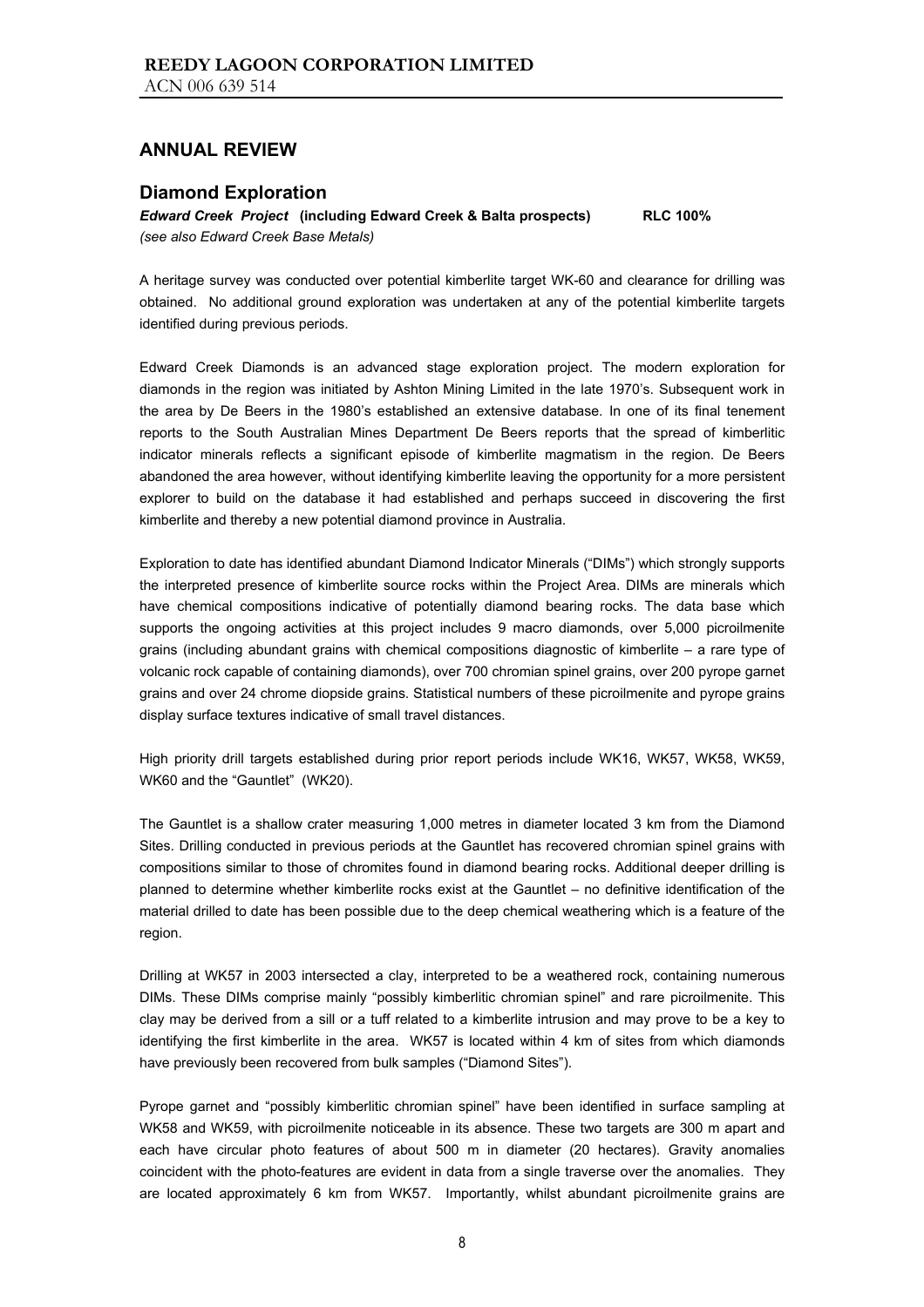## ANNUAL REVIEW

## Diamond Exploration

***Edward Creek Project*** **(including Edward Creek & Balta prospects)** **RLC 100%**

*(see also Edward Creek Base Metals)*

A heritage survey was conducted over potential kimberlite target WK-60 and clearance for drilling was obtained. No additional ground exploration was undertaken at any of the potential kimberlite targets identified during previous periods.

Edward Creek Diamonds is an advanced stage exploration project. The modern exploration for diamonds in the region was initiated by Ashton Mining Limited in the late 1970's. Subsequent work in the area by De Beers in the 1980's established an extensive database. In one of its final tenement reports to the South Australian Mines Department De Beers reports that the spread of kimberlitic indicator minerals reflects a significant episode of kimberlite magmatism in the region. De Beers abandoned the area however, without identifying kimberlite leaving the opportunity for a more persistent explorer to build on the database it had established and perhaps succeed in discovering the first kimberlite and thereby a new potential diamond province in Australia.

Exploration to date has identified abundant Diamond Indicator Minerals ("DIMs") which strongly supports the interpreted presence of kimberlite source rocks within the Project Area. DIMs are minerals which have chemical compositions indicative of potentially diamond bearing rocks. The data base which supports the ongoing activities at this project includes 9 macro diamonds, over 5,000 picroilmenite grains (including abundant grains with chemical compositions diagnostic of kimberlite – a rare type of volcanic rock capable of containing diamonds), over 700 chromian spinel grains, over 200 pyrope garnet grains and over 24 chrome diopside grains. Statistical numbers of these picroilmenite and pyrope grains display surface textures indicative of small travel distances.

High priority drill targets established during prior report periods include WK16, WK57, WK58, WK59, WK60 and the "Gauntlet" (WK20).

The Gauntlet is a shallow crater measuring 1,000 metres in diameter located 3 km from the Diamond Sites. Drilling conducted in previous periods at the Gauntlet has recovered chromian spinel grains with compositions similar to those of chromites found in diamond bearing rocks. Additional deeper drilling is planned to determine whether kimberlite rocks exist at the Gauntlet – no definitive identification of the material drilled to date has been possible due to the deep chemical weathering which is a feature of the region.

Drilling at WK57 in 2003 intersected a clay, interpreted to be a weathered rock, containing numerous DIMs. These DIMs comprise mainly "possibly kimberlitic chromian spinel" and rare picroilmenite. This clay may be derived from a sill or a tuff related to a kimberlite intrusion and may prove to be a key to identifying the first kimberlite in the area. WK57 is located within 4 km of sites from which diamonds have previously been recovered from bulk samples ("Diamond Sites").

Pyrope garnet and "possibly kimberlitic chromian spinel" have been identified in surface sampling at WK58 and WK59, with picroilmenite noticeable in its absence. These two targets are 300 m apart and each have circular photo features of about 500 m in diameter (20 hectares). Gravity anomalies coincident with the photo-features are evident in data from a single traverse over the anomalies. They are located approximately 6 km from WK57. Importantly, whilst abundant picroilmenite grains are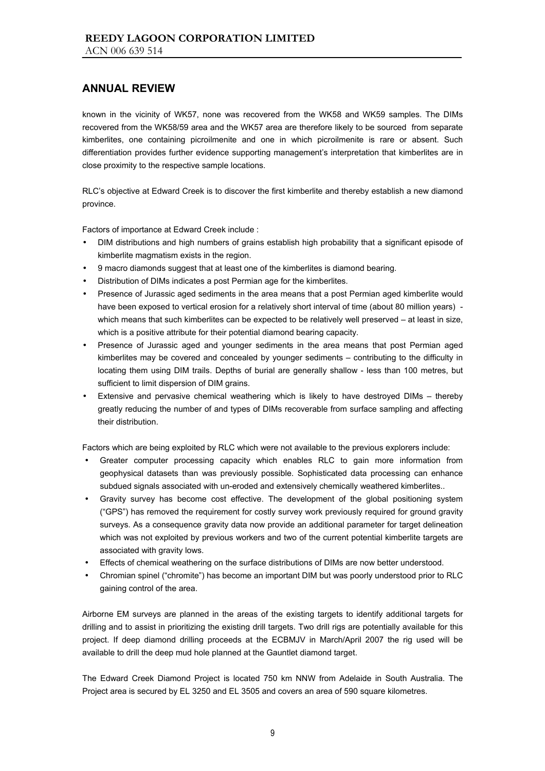## ANNUAL REVIEW

known in the vicinity of WK57, none was recovered from the WK58 and WK59 samples. The DIMs recovered from the WK58/59 area and the WK57 area are therefore likely to be sourced from separate kimberlites, one containing picroilmenite and one in which picroilmenite is rare or absent. Such differentiation provides further evidence supporting management's interpretation that kimberlites are in close proximity to the respective sample locations.

RLC's objective at Edward Creek is to discover the first kimberlite and thereby establish a new diamond province.

Factors of importance at Edward Creek include :

- DIM distributions and high numbers of grains establish high probability that a significant episode of kimberlite magmatism exists in the region.
- 9 macro diamonds suggest that at least one of the kimberlites is diamond bearing.
- Distribution of DIMs indicates a post Permian age for the kimberlites.
- Presence of Jurassic aged sediments in the area means that a post Permian aged kimberlite would have been exposed to vertical erosion for a relatively short interval of time (about 80 million years) - which means that such kimberlites can be expected to be relatively well preserved – at least in size, which is a positive attribute for their potential diamond bearing capacity.
- Presence of Jurassic aged and younger sediments in the area means that post Permian aged kimberlites may be covered and concealed by younger sediments – contributing to the difficulty in locating them using DIM trails. Depths of burial are generally shallow - less than 100 metres, but sufficient to limit dispersion of DIM grains.
- Extensive and pervasive chemical weathering which is likely to have destroyed DIMs – thereby greatly reducing the number of and types of DIMs recoverable from surface sampling and affecting their distribution.

Factors which are being exploited by RLC which were not available to the previous explorers include:

- Greater computer processing capacity which enables RLC to gain more information from geophysical datasets than was previously possible. Sophisticated data processing can enhance subdued signals associated with un-eroded and extensively chemically weathered kimberlites..
- Gravity survey has become cost effective. The development of the global positioning system ("GPS") has removed the requirement for costly survey work previously required for ground gravity surveys. As a consequence gravity data now provide an additional parameter for target delineation which was not exploited by previous workers and two of the current potential kimberlite targets are associated with gravity lows.
- Effects of chemical weathering on the surface distributions of DIMs are now better understood.
- Chromian spinel ("chromite") has become an important DIM but was poorly understood prior to RLC gaining control of the area.

Airborne EM surveys are planned in the areas of the existing targets to identify additional targets for drilling and to assist in prioritizing the existing drill targets. Two drill rigs are potentially available for this project. If deep diamond drilling proceeds at the ECBMJV in March/April 2007 the rig used will be available to drill the deep mud hole planned at the Gauntlet diamond target.

The Edward Creek Diamond Project is located 750 km NNW from Adelaide in South Australia. The Project area is secured by EL 3250 and EL 3505 and covers an area of 590 square kilometres.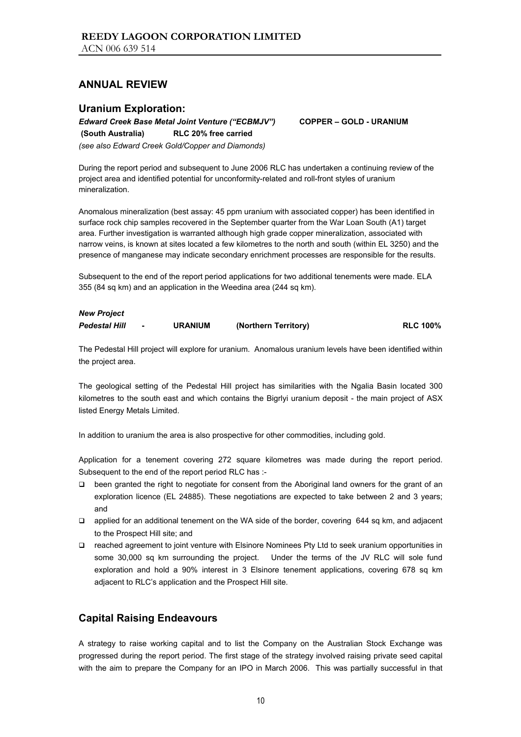## ANNUAL REVIEW

### Uranium Exploration:

***Edward Creek Base Metal Joint Venture ("ECBMJV")*** **COPPER – GOLD - URANIUM**
**(South Australia)** **RLC 20% free carried**
*(see also Edward Creek Gold/Copper and Diamonds)*

During the report period and subsequent to June 2006 RLC has undertaken a continuing review of the project area and identified potential for unconformity-related and roll-front styles of uranium mineralization.

Anomalous mineralization (best assay: 45 ppm uranium with associated copper) has been identified in surface rock chip samples recovered in the September quarter from the War Loan South (A1) target area. Further investigation is warranted although high grade copper mineralization, associated with narrow veins, is known at sites located a few kilometres to the north and south (within EL 3250) and the presence of manganese may indicate secondary enrichment processes are responsible for the results.

Subsequent to the end of the report period applications for two additional tenements were made. ELA 355 (84 sq km) and an application in the Weedina area (244 sq km).

***New Project***
***Pedestal Hill*** **- URANIUM (Northern Territory) RLC 100%**

The Pedestal Hill project will explore for uranium. Anomalous uranium levels have been identified within the project area.

The geological setting of the Pedestal Hill project has similarities with the Ngalia Basin located 300 kilometres to the south east and which contains the Bigrlyi uranium deposit - the main project of ASX listed Energy Metals Limited.

In addition to uranium the area is also prospective for other commodities, including gold.

Application for a tenement covering 272 square kilometres was made during the report period. Subsequent to the end of the report period RLC has :-

- been granted the right to negotiate for consent from the Aboriginal land owners for the grant of an exploration licence (EL 24885). These negotiations are expected to take between 2 and 3 years; and
- applied for an additional tenement on the WA side of the border, covering 644 sq km, and adjacent to the Prospect Hill site; and
- reached agreement to joint venture with Elsinore Nominees Pty Ltd to seek uranium opportunities in some 30,000 sq km surrounding the project. Under the terms of the JV RLC will sole fund exploration and hold a 90% interest in 3 Elsinore tenement applications, covering 678 sq km adjacent to RLC's application and the Prospect Hill site.

## Capital Raising Endeavours

A strategy to raise working capital and to list the Company on the Australian Stock Exchange was progressed during the report period. The first stage of the strategy involved raising private seed capital with the aim to prepare the Company for an IPO in March 2006. This was partially successful in that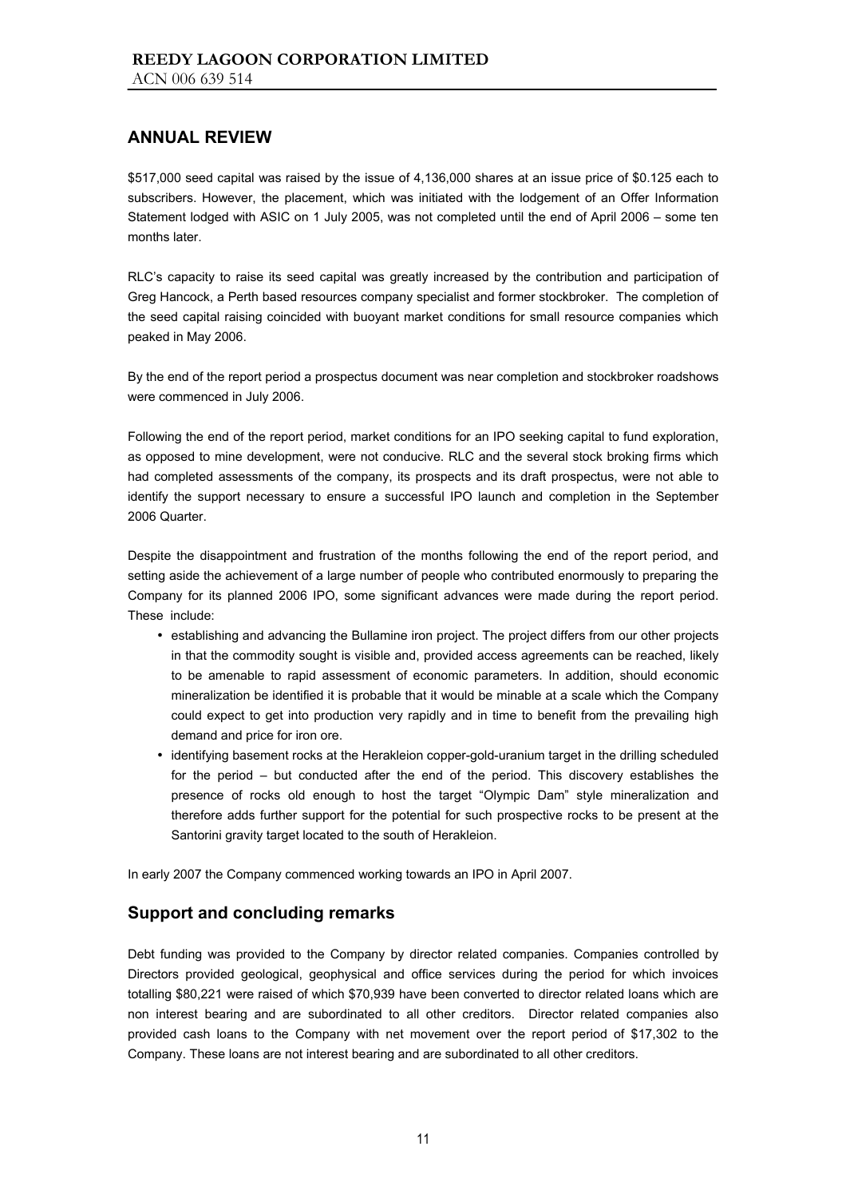## ANNUAL REVIEW

$517,000 seed capital was raised by the issue of 4,136,000 shares at an issue price of $0.125 each to subscribers. However, the placement, which was initiated with the lodgement of an Offer Information Statement lodged with ASIC on 1 July 2005, was not completed until the end of April 2006 – some ten months later.

RLC's capacity to raise its seed capital was greatly increased by the contribution and participation of Greg Hancock, a Perth based resources company specialist and former stockbroker. The completion of the seed capital raising coincided with buoyant market conditions for small resource companies which peaked in May 2006.

By the end of the report period a prospectus document was near completion and stockbroker roadshows were commenced in July 2006.

Following the end of the report period, market conditions for an IPO seeking capital to fund exploration, as opposed to mine development, were not conducive. RLC and the several stock broking firms which had completed assessments of the company, its prospects and its draft prospectus, were not able to identify the support necessary to ensure a successful IPO launch and completion in the September 2006 Quarter.

Despite the disappointment and frustration of the months following the end of the report period, and setting aside the achievement of a large number of people who contributed enormously to preparing the Company for its planned 2006 IPO, some significant advances were made during the report period. These include:

- establishing and advancing the Bullamine iron project. The project differs from our other projects in that the commodity sought is visible and, provided access agreements can be reached, likely to be amenable to rapid assessment of economic parameters. In addition, should economic mineralization be identified it is probable that it would be minable at a scale which the Company could expect to get into production very rapidly and in time to benefit from the prevailing high demand and price for iron ore.
- identifying basement rocks at the Herakleion copper-gold-uranium target in the drilling scheduled for the period – but conducted after the end of the period. This discovery establishes the presence of rocks old enough to host the target "Olympic Dam" style mineralization and therefore adds further support for the potential for such prospective rocks to be present at the Santorini gravity target located to the south of Herakleion.

In early 2007 the Company commenced working towards an IPO in April 2007.

## Support and concluding remarks

Debt funding was provided to the Company by director related companies. Companies controlled by Directors provided geological, geophysical and office services during the period for which invoices totalling $80,221 were raised of which $70,939 have been converted to director related loans which are non interest bearing and are subordinated to all other creditors. Director related companies also provided cash loans to the Company with net movement over the report period of $17,302 to the Company. These loans are not interest bearing and are subordinated to all other creditors.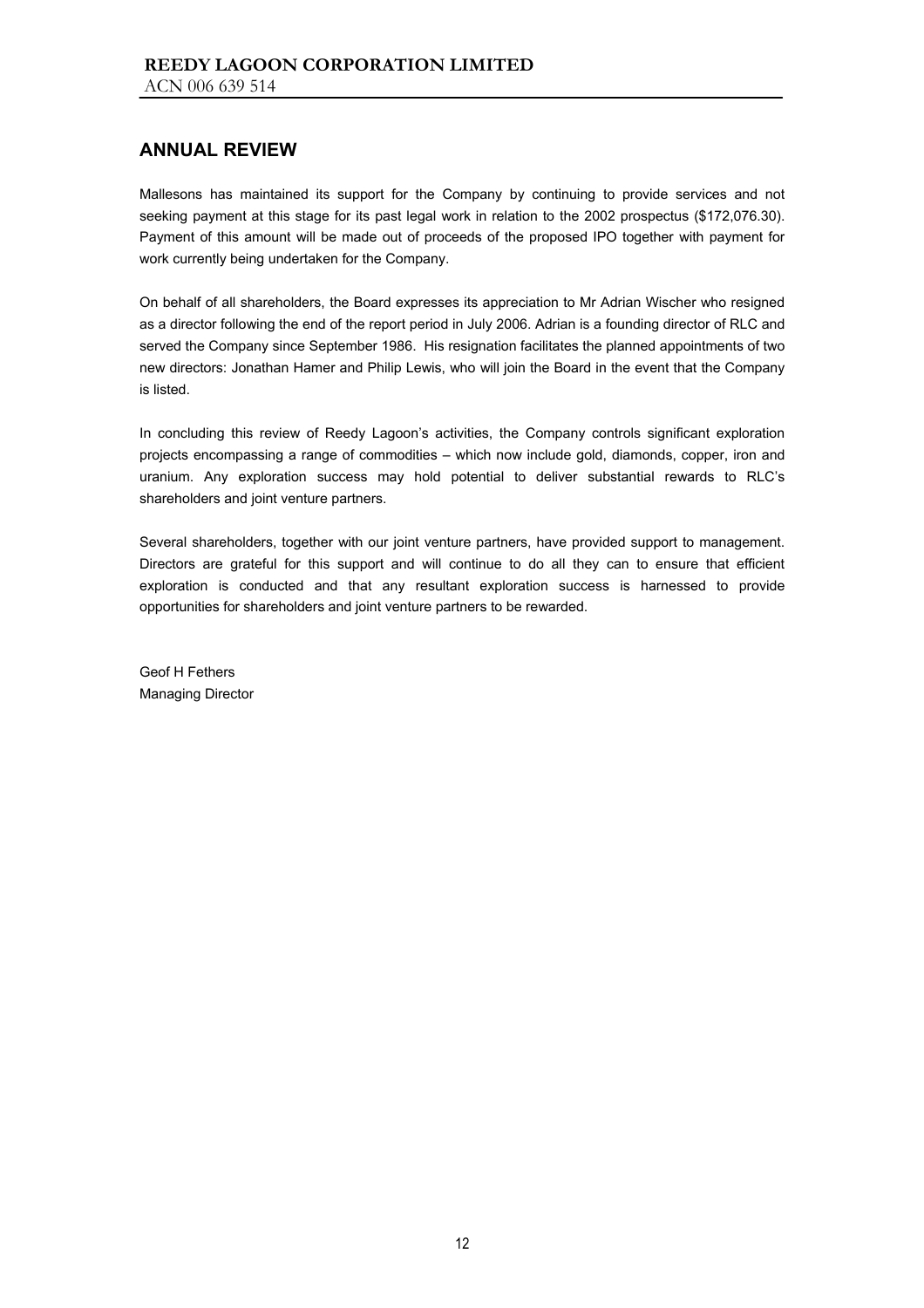## ANNUAL REVIEW

Mallesons has maintained its support for the Company by continuing to provide services and not seeking payment at this stage for its past legal work in relation to the 2002 prospectus ($172,076.30). Payment of this amount will be made out of proceeds of the proposed IPO together with payment for work currently being undertaken for the Company.

On behalf of all shareholders, the Board expresses its appreciation to Mr Adrian Wischer who resigned as a director following the end of the report period in July 2006. Adrian is a founding director of RLC and served the Company since September 1986. His resignation facilitates the planned appointments of two new directors: Jonathan Hamer and Philip Lewis, who will join the Board in the event that the Company is listed.

In concluding this review of Reedy Lagoon's activities, the Company controls significant exploration projects encompassing a range of commodities – which now include gold, diamonds, copper, iron and uranium. Any exploration success may hold potential to deliver substantial rewards to RLC's shareholders and joint venture partners.

Several shareholders, together with our joint venture partners, have provided support to management. Directors are grateful for this support and will continue to do all they can to ensure that efficient exploration is conducted and that any resultant exploration success is harnessed to provide opportunities for shareholders and joint venture partners to be rewarded.

Geof H Fethers
Managing Director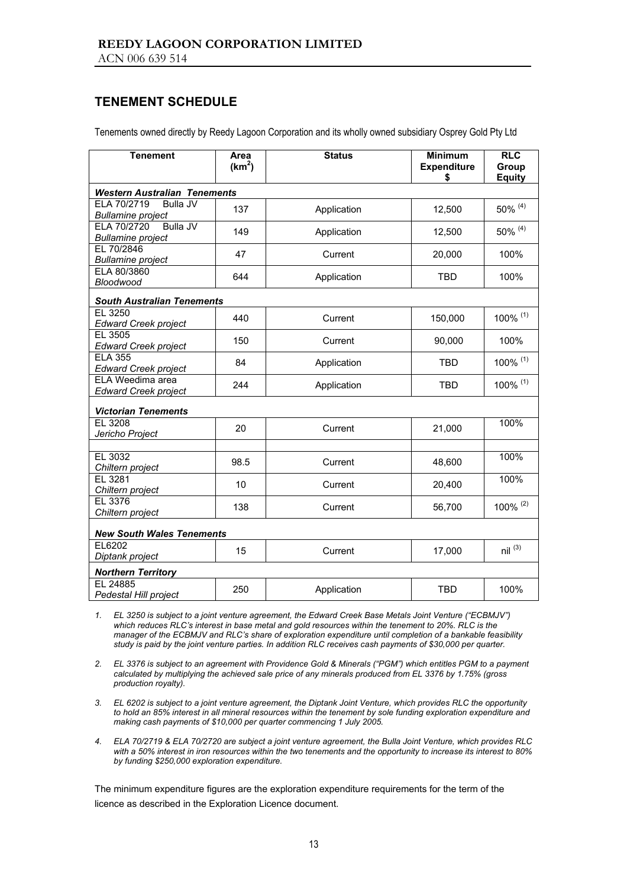## TENEMENT SCHEDULE

Tenements owned directly by Reedy Lagoon Corporation and its wholly owned subsidiary Osprey Gold Pty Ltd

| Tenement | Area ($km^2$) | Status | Minimum Expenditure $ | RLC Group Equity |
|---|---|---|---|---|
| ***Western Australian Tenements*** | | | | |
| ELA 70/2719 Bulla JV *Bullamine project* | 137 | Application | 12,500 | 50% (4) |
| ELA 70/2720 Bulla JV *Bullamine project* | 149 | Application | 12,500 | 50% (4) |
| EL 70/2846 *Bullamine project* | 47 | Current | 20,000 | 100% |
| ELA 80/3860 *Bloodwood* | 644 | Application | TBD | 100% |
| ***South Australian Tenements*** | | | | |
| EL 3250 *Edward Creek project* | 440 | Current | 150,000 | 100% (1) |
| EL 3505 *Edward Creek project* | 150 | Current | 90,000 | 100% |
| ELA 355 *Edward Creek project* | 84 | Application | TBD | 100% (1) |
| ELA Weedima area *Edward Creek project* | 244 | Application | TBD | 100% (1) |
| ***Victorian Tenements*** | | | | |
| EL 3208 *Jericho Project* | 20 | Current | 21,000 | 100% |
| | | | | |
| EL 3032 *Chiltern project* | 98.5 | Current | 48,600 | 100% |
| EL 3281 *Chiltern project* | 10 | Current | 20,400 | 100% |
| EL 3376 *Chiltern project* | 138 | Current | 56,700 | 100% (2) |
| ***New South Wales Tenements*** | | | | |
| EL6202 *Diptank project* | 15 | Current | 17,000 | nil (3) |
| ***Northern Territory*** | | | | |
| EL 24885 *Pedestal Hill project* | 250 | Application | TBD | 100% |

1. *EL 3250 is subject to a joint venture agreement, the Edward Creek Base Metals Joint Venture ("ECBMJV") which reduces RLC's interest in base metal and gold resources within the tenement to 20%. RLC is the manager of the ECBMJV and RLC's share of exploration expenditure until completion of a bankable feasibility study is paid by the joint venture parties. In addition RLC receives cash payments of $30,000 per quarter.*

2. *EL 3376 is subject to an agreement with Providence Gold & Minerals ("PGM") which entitles PGM to a payment calculated by multiplying the achieved sale price of any minerals produced from EL 3376 by 1.75% (gross production royalty).*

3. *EL 6202 is subject to a joint venture agreement, the Diptank Joint Venture, which provides RLC the opportunity to hold an 85% interest in all mineral resources within the tenement by sole funding exploration expenditure and making cash payments of $10,000 per quarter commencing 1 July 2005.*

4. *ELA 70/2719 & ELA 70/2720 are subject a joint venture agreement, the Bulla Joint Venture, which provides RLC with a 50% interest in iron resources within the two tenements and the opportunity to increase its interest to 80% by funding $250,000 exploration expenditure.*

The minimum expenditure figures are the exploration expenditure requirements for the term of the licence as described in the Exploration Licence document.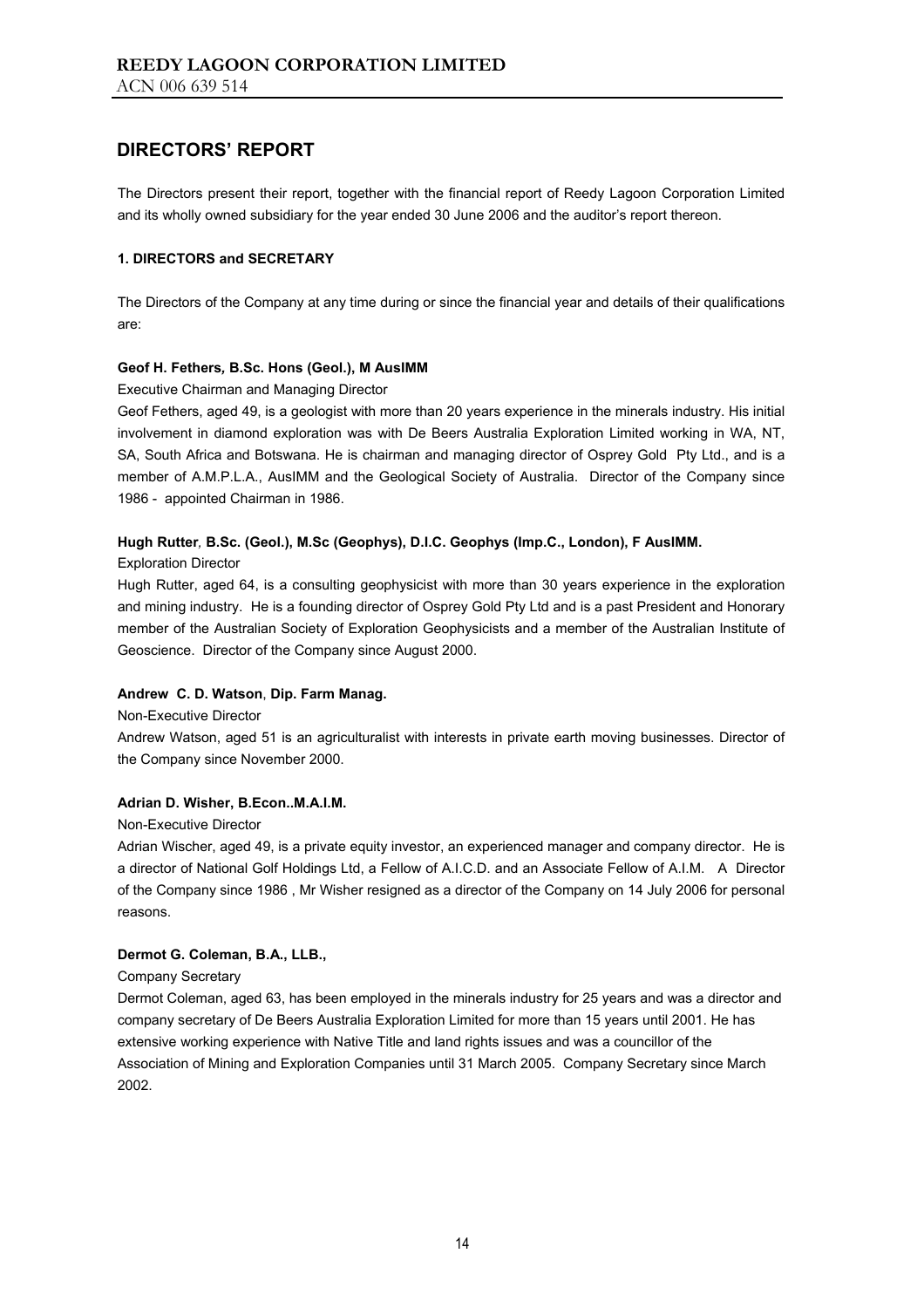# REEDY LAGOON CORPORATION LIMITED

ACN 006 639 514

## DIRECTORS' REPORT

The Directors present their report, together with the financial report of Reedy Lagoon Corporation Limited and its wholly owned subsidiary for the year ended 30 June 2006 and the auditor's report thereon.

### 1. DIRECTORS and SECRETARY

The Directors of the Company at any time during or since the financial year and details of their qualifications are:

**Geof H. Fethers, B.Sc. Hons (Geol.), M AusIMM**

Executive Chairman and Managing Director

Geof Fethers, aged 49, is a geologist with more than 20 years experience in the minerals industry. His initial involvement in diamond exploration was with De Beers Australia Exploration Limited working in WA, NT, SA, South Africa and Botswana. He is chairman and managing director of Osprey Gold Pty Ltd., and is a member of A.M.P.L.A., AusIMM and the Geological Society of Australia. Director of the Company since 1986 - appointed Chairman in 1986.

**Hugh Rutter, B.Sc. (Geol.), M.Sc (Geophys), D.I.C. Geophys (Imp.C., London), F AusIMM.**

Exploration Director

Hugh Rutter, aged 64, is a consulting geophysicist with more than 30 years experience in the exploration and mining industry. He is a founding director of Osprey Gold Pty Ltd and is a past President and Honorary member of the Australian Society of Exploration Geophysicists and a member of the Australian Institute of Geoscience. Director of the Company since August 2000.

**Andrew C. D. Watson, Dip. Farm Manag.**

Non-Executive Director

Andrew Watson, aged 51 is an agriculturalist with interests in private earth moving businesses. Director of the Company since November 2000.

**Adrian D. Wisher, B.Econ..M.A.I.M.**

Non-Executive Director

Adrian Wischer, aged 49, is a private equity investor, an experienced manager and company director. He is a director of National Golf Holdings Ltd, a Fellow of A.I.C.D. and an Associate Fellow of A.I.M. A Director of the Company since 1986 , Mr Wisher resigned as a director of the Company on 14 July 2006 for personal reasons.

**Dermot G. Coleman, B.A., LLB.,**

Company Secretary

Dermot Coleman, aged 63, has been employed in the minerals industry for 25 years and was a director and company secretary of De Beers Australia Exploration Limited for more than 15 years until 2001. He has extensive working experience with Native Title and land rights issues and was a councillor of the Association of Mining and Exploration Companies until 31 March 2005. Company Secretary since March 2002.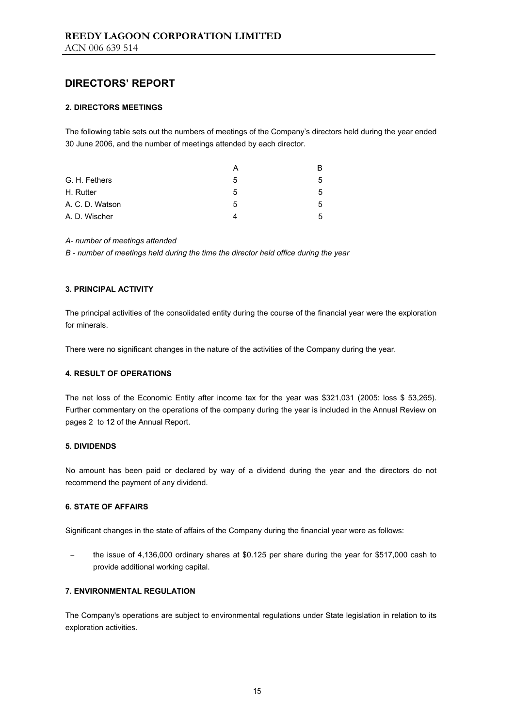**REEDY LAGOON CORPORATION LIMITED**

ACN 006 639 514

# DIRECTORS' REPORT

### 2. DIRECTORS MEETINGS

The following table sets out the numbers of meetings of the Company's directors held during the year ended 30 June 2006, and the number of meetings attended by each director.

| | A | B |
|---|---|---|
| G. H. Fethers | 5 | 5 |
| H. Rutter | 5 | 5 |
| A. C. D. Watson | 5 | 5 |
| A. D. Wischer | 4 | 5 |

*A- number of meetings attended*

*B - number of meetings held during the time the director held office during the year*

### 3. PRINCIPAL ACTIVITY

The principal activities of the consolidated entity during the course of the financial year were the exploration for minerals.

There were no significant changes in the nature of the activities of the Company during the year.

### 4. RESULT OF OPERATIONS

The net loss of the Economic Entity after income tax for the year was $321,031 (2005: loss $ 53,265). Further commentary on the operations of the company during the year is included in the Annual Review on pages 2 to 12 of the Annual Report.

### 5. DIVIDENDS

No amount has been paid or declared by way of a dividend during the year and the directors do not recommend the payment of any dividend.

### 6. STATE OF AFFAIRS

Significant changes in the state of affairs of the Company during the financial year were as follows:

- the issue of 4,136,000 ordinary shares at $0.125 per share during the year for $517,000 cash to provide additional working capital.

### 7. ENVIRONMENTAL REGULATION

The Company's operations are subject to environmental regulations under State legislation in relation to its exploration activities.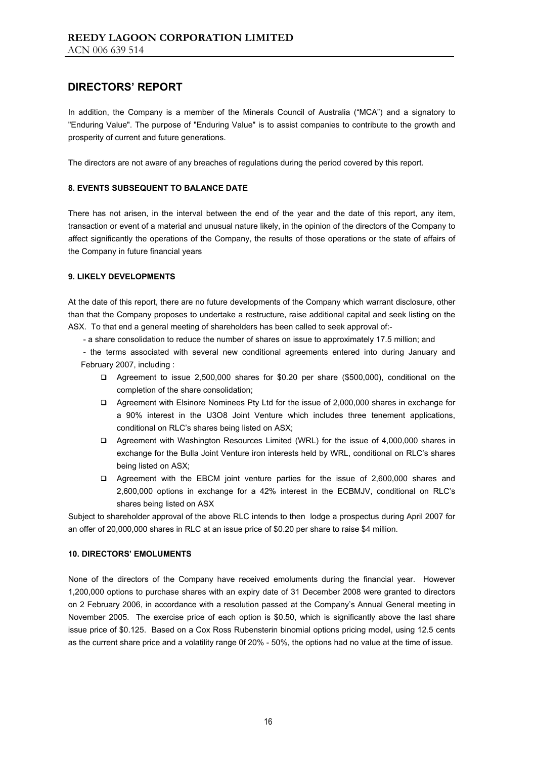## DIRECTORS' REPORT

In addition, the Company is a member of the Minerals Council of Australia ("MCA") and a signatory to "Enduring Value". The purpose of "Enduring Value" is to assist companies to contribute to the growth and prosperity of current and future generations.

The directors are not aware of any breaches of regulations during the period covered by this report.

### 8. EVENTS SUBSEQUENT TO BALANCE DATE

There has not arisen, in the interval between the end of the year and the date of this report, any item, transaction or event of a material and unusual nature likely, in the opinion of the directors of the Company to affect significantly the operations of the Company, the results of those operations or the state of affairs of the Company in future financial years

### 9. LIKELY DEVELOPMENTS

At the date of this report, there are no future developments of the Company which warrant disclosure, other than that the Company proposes to undertake a restructure, raise additional capital and seek listing on the ASX. To that end a general meeting of shareholders has been called to seek approval of:-

- a share consolidation to reduce the number of shares on issue to approximately 17.5 million; and
- the terms associated with several new conditional agreements entered into during January and February 2007, including :
  - Agreement to issue 2,500,000 shares for $0.20 per share ($500,000), conditional on the completion of the share consolidation;
  - Agreement with Elsinore Nominees Pty Ltd for the issue of 2,000,000 shares in exchange for a 90% interest in the U3O8 Joint Venture which includes three tenement applications, conditional on RLC's shares being listed on ASX;
  - Agreement with Washington Resources Limited (WRL) for the issue of 4,000,000 shares in exchange for the Bulla Joint Venture iron interests held by WRL, conditional on RLC's shares being listed on ASX;
  - Agreement with the EBCM joint venture parties for the issue of 2,600,000 shares and 2,600,000 options in exchange for a 42% interest in the ECBMJV, conditional on RLC's shares being listed on ASX

Subject to shareholder approval of the above RLC intends to then lodge a prospectus during April 2007 for an offer of 20,000,000 shares in RLC at an issue price of $0.20 per share to raise $4 million.

### 10. DIRECTORS' EMOLUMENTS

None of the directors of the Company have received emoluments during the financial year. However 1,200,000 options to purchase shares with an expiry date of 31 December 2008 were granted to directors on 2 February 2006, in accordance with a resolution passed at the Company's Annual General meeting in November 2005. The exercise price of each option is $0.50, which is significantly above the last share issue price of $0.125. Based on a Cox Ross Rubensterin binomial options pricing model, using 12.5 cents as the current share price and a volatility range 0f 20% - 50%, the options had no value at the time of issue.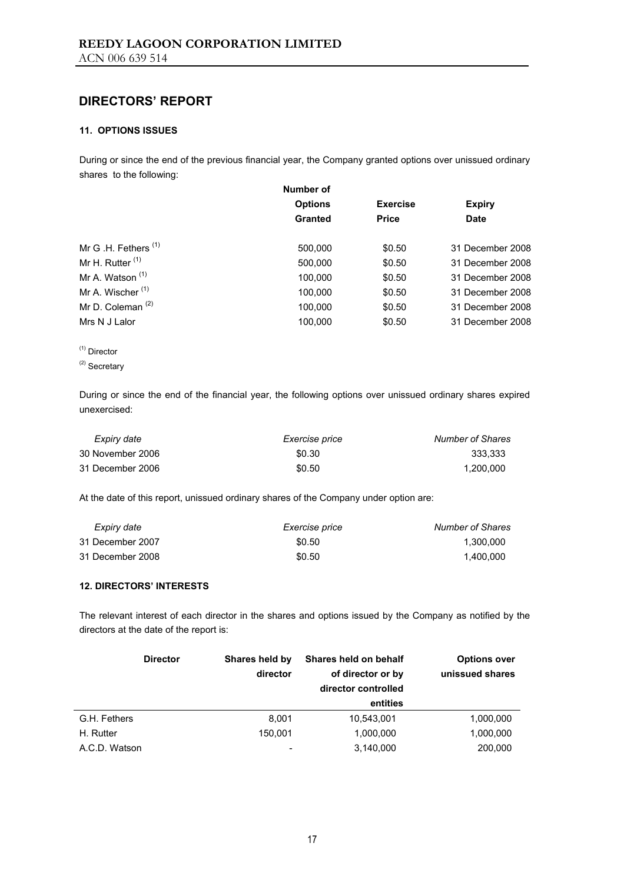## DIRECTORS' REPORT

### 11. OPTIONS ISSUES

During or since the end of the previous financial year, the Company granted options over unissued ordinary shares to the following:

| | Number of Options Granted | Exercise Price | Expiry Date |
|---|---|---|---|
| Mr G .H. Fethers [1] | 500,000 | \$0.50 | 31 December 2008 |
| Mr H. Rutter [1] | 500,000 | \$0.50 | 31 December 2008 |
| Mr A. Watson [1] | 100,000 | \$0.50 | 31 December 2008 |
| Mr A. Wischer [1] | 100,000 | \$0.50 | 31 December 2008 |
| Mr D. Coleman [2] | 100,000 | \$0.50 | 31 December 2008 |
| Mrs N J Lalor | 100,000 | \$0.50 | 31 December 2008 |

[1] Director

[2] Secretary

During or since the end of the financial year, the following options over unissued ordinary shares expired unexercised:

| *Expiry date* | *Exercise price* | *Number of Shares* |
|---|---|---|
| 30 November 2006 | \$0.30 | 333,333 |
| 31 December 2006 | \$0.50 | 1,200,000 |

At the date of this report, unissued ordinary shares of the Company under option are:

| *Expiry date* | *Exercise price* | *Number of Shares* |
|---|---|---|
| 31 December 2007 | \$0.50 | 1,300,000 |
| 31 December 2008 | \$0.50 | 1,400,000 |

### 12. DIRECTORS' INTERESTS

The relevant interest of each director in the shares and options issued by the Company as notified by the directors at the date of the report is:

| Director | Shares held by director | Shares held on behalf of director or by director controlled entities | Options over unissued shares |
|---|---|---|---|
| G.H. Fethers | 8,001 | 10,543,001 | 1,000,000 |
| H. Rutter | 150,001 | 1,000,000 | 1,000,000 |
| A.C.D. Watson | - | 3,140,000 | 200,000 |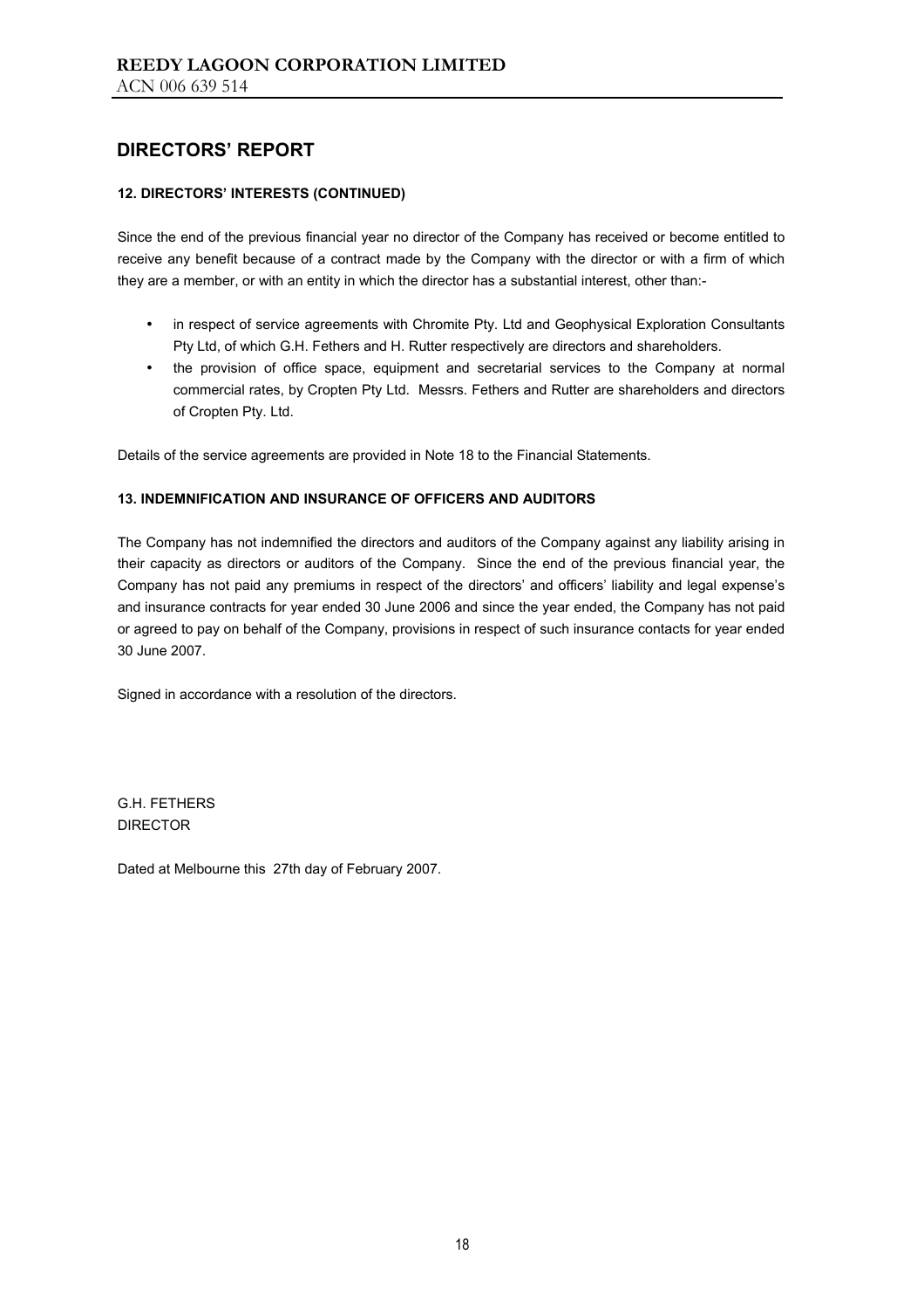## DIRECTORS' REPORT

### 12. DIRECTORS' INTERESTS (CONTINUED)

Since the end of the previous financial year no director of the Company has received or become entitled to receive any benefit because of a contract made by the Company with the director or with a firm of which they are a member, or with an entity in which the director has a substantial interest, other than:-

- in respect of service agreements with Chromite Pty. Ltd and Geophysical Exploration Consultants Pty Ltd, of which G.H. Fethers and H. Rutter respectively are directors and shareholders.
- the provision of office space, equipment and secretarial services to the Company at normal commercial rates, by Cropten Pty Ltd. Messrs. Fethers and Rutter are shareholders and directors of Cropten Pty. Ltd.

Details of the service agreements are provided in Note 18 to the Financial Statements.

### 13. INDEMNIFICATION AND INSURANCE OF OFFICERS AND AUDITORS

The Company has not indemnified the directors and auditors of the Company against any liability arising in their capacity as directors or auditors of the Company. Since the end of the previous financial year, the Company has not paid any premiums in respect of the directors' and officers' liability and legal expense's and insurance contracts for year ended 30 June 2006 and since the year ended, the Company has not paid or agreed to pay on behalf of the Company, provisions in respect of such insurance contacts for year ended 30 June 2007.

Signed in accordance with a resolution of the directors.

G.H. FETHERS
DIRECTOR

Dated at Melbourne this 27th day of February 2007.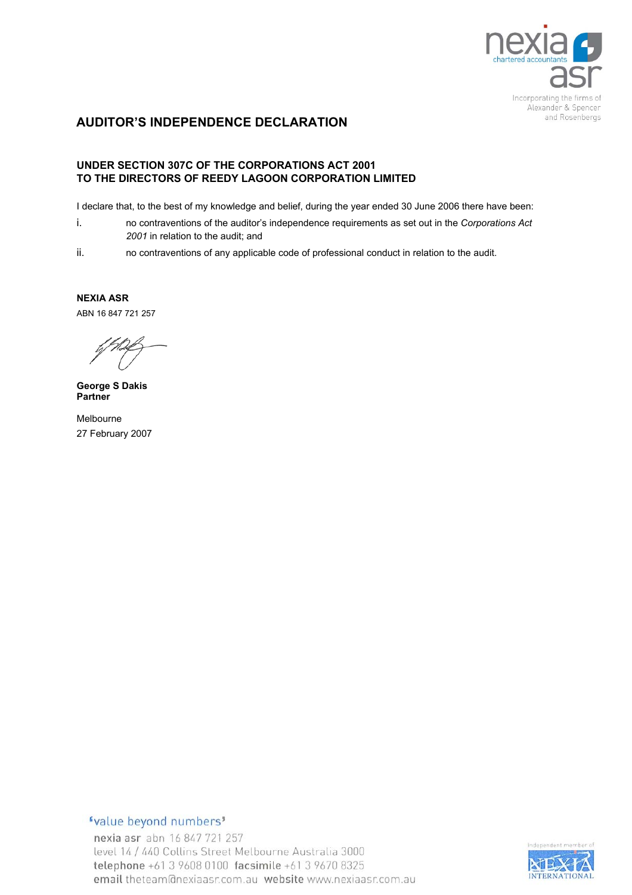# AUDITOR'S INDEPENDENCE DECLARATION

## UNDER SECTION 307C OF THE CORPORATIONS ACT 2001 TO THE DIRECTORS OF REEDY LAGOON CORPORATION LIMITED

I declare that, to the best of my knowledge and belief, during the year ended 30 June 2006 there have been:

i. no contraventions of the auditor's independence requirements as set out in the *Corporations Act 2001* in relation to the audit; and

ii. no contraventions of any applicable code of professional conduct in relation to the audit.

**NEXIA ASR**
ABN 16 847 721 257

**George S Dakis**
**Partner**

Melbourne
27 February 2007

'value beyond numbers'

nexia asr abn 16 847 721 257
level 14 / 440 Collins Street Melbourne Australia 3000
telephone +61 3 9608 0100 facsimile +61 3 9670 8325
email theteam@nexiaasr.com.au website www.nexiaasr.com.au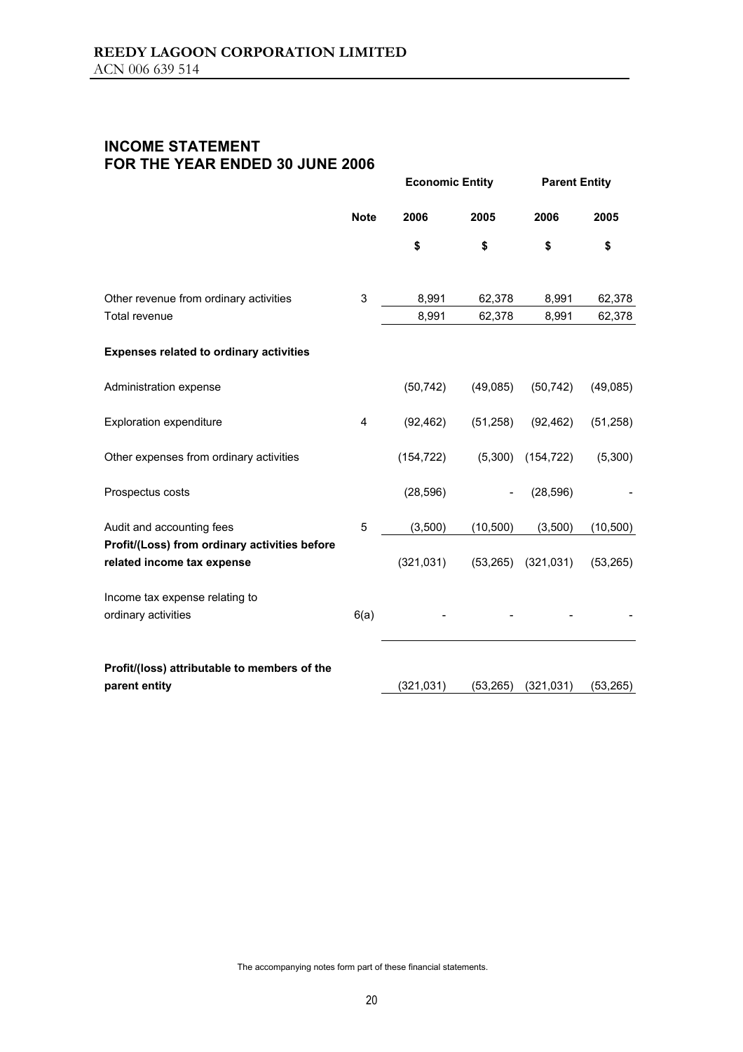**REEDY LAGOON CORPORATION LIMITED**
ACN 006 639 514

## INCOME STATEMENT
## FOR THE YEAR ENDED 30 JUNE 2006

| | | Economic Entity | | Parent Entity | |
|---|---|---|---|---|---|
| | **Note** | **2006** | **2005** | **2006** | **2005** |
| | | **$** | **$** | **$** | **$** |
| Other revenue from ordinary activities | 3 | 8,991 | 62,378 | 8,991 | 62,378 |
| Total revenue | | 8,991 | 62,378 | 8,991 | 62,378 |
| **Expenses related to ordinary activities** | | | | | |
| Administration expense | | (50,742) | (49,085) | (50,742) | (49,085) |
| Exploration expenditure | 4 | (92,462) | (51,258) | (92,462) | (51,258) |
| Other expenses from ordinary activities | | (154,722) | (5,300) | (154,722) | (5,300) |
| Prospectus costs | | (28,596) | - | (28,596) | - |
| Audit and accounting fees | 5 | (3,500) | (10,500) | (3,500) | (10,500) |
| **Profit/(Loss) from ordinary activities before related income tax expense** | | (321,031) | (53,265) | (321,031) | (53,265) |
| Income tax expense relating to ordinary activities | 6(a) | - | - | - | - |
| **Profit/(loss) attributable to members of the parent entity** | | (321,031) | (53,265) | (321,031) | (53,265) |

The accompanying notes form part of these financial statements.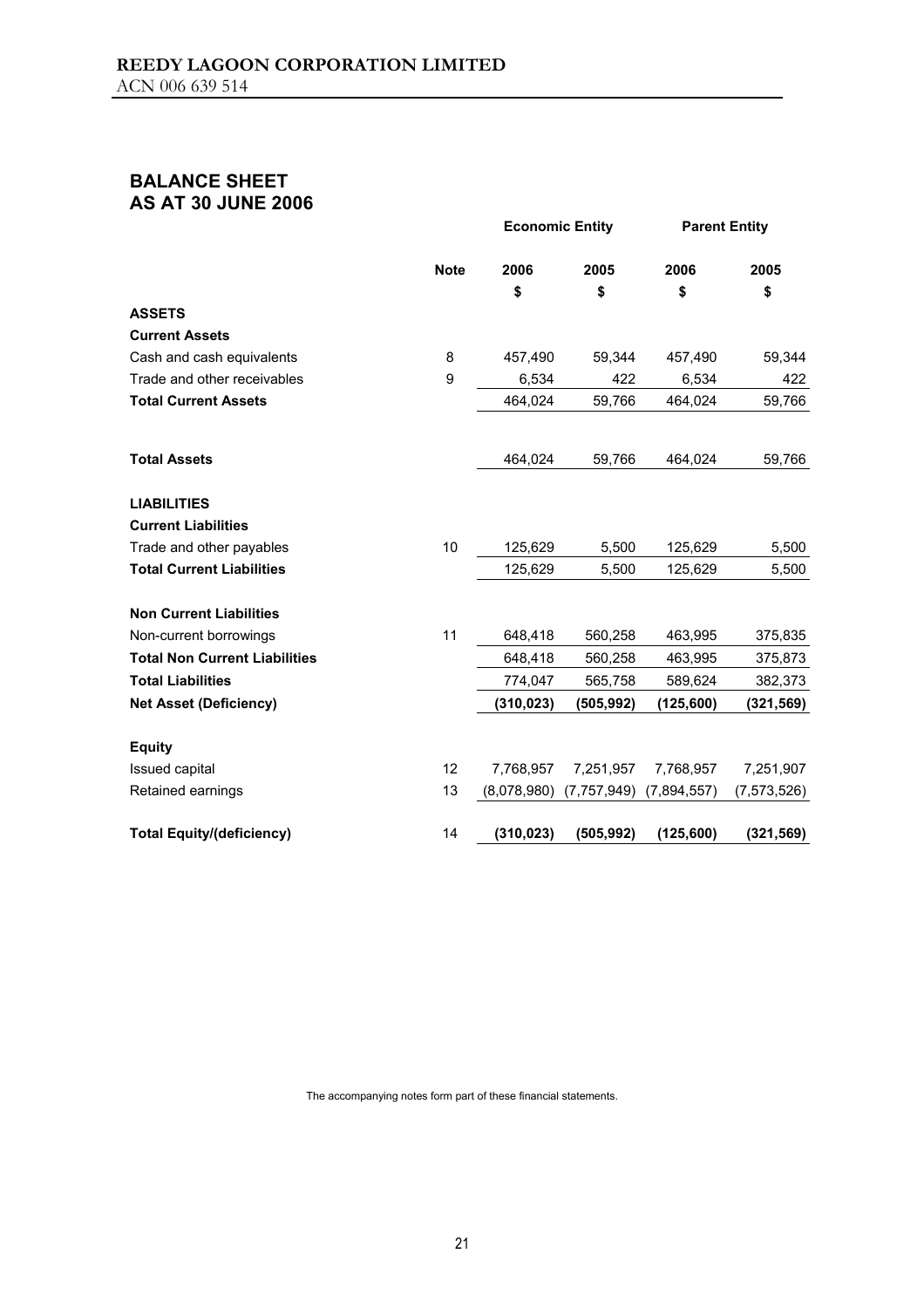**REEDY LAGOON CORPORATION LIMITED**
ACN 006 639 514

## BALANCE SHEET
## AS AT 30 JUNE 2006

| | Note | Economic Entity | | Parent Entity | |
|---|---|---|---|---|---|
| | | 2006 | 2005 | 2006 | 2005 |
| | | $ | $ | $ | $ |
| **ASSETS** | | | | | |
| **Current Assets** | | | | | |
| Cash and cash equivalents | 8 | 457,490 | 59,344 | 457,490 | 59,344 |
| Trade and other receivables | 9 | 6,534 | 422 | 6,534 | 422 |
| **Total Current Assets** | | 464,024 | 59,766 | 464,024 | 59,766 |
| | | | | | |
| **Total Assets** | | 464,024 | 59,766 | 464,024 | 59,766 |
| | | | | | |
| **LIABILITIES** | | | | | |
| **Current Liabilities** | | | | | |
| Trade and other payables | 10 | 125,629 | 5,500 | 125,629 | 5,500 |
| **Total Current Liabilities** | | 125,629 | 5,500 | 125,629 | 5,500 |
| | | | | | |
| **Non Current Liabilities** | | | | | |
| Non-current borrowings | 11 | 648,418 | 560,258 | 463,995 | 375,835 |
| **Total Non Current Liabilities** | | 648,418 | 560,258 | 463,995 | 375,873 |
| **Total Liabilities** | | 774,047 | 565,758 | 589,624 | 382,373 |
| **Net Asset (Deficiency)** | | **(310,023)** | **(505,992)** | **(125,600)** | **(321,569)** |
| | | | | | |
| **Equity** | | | | | |
| Issued capital | 12 | 7,768,957 | 7,251,957 | 7,768,957 | 7,251,907 |
| Retained earnings | 13 | (8,078,980) | (7,757,949) | (7,894,557) | (7,573,526) |
| | | | | | |
| **Total Equity/(deficiency)** | 14 | **(310,023)** | **(505,992)** | **(125,600)** | **(321,569)** |

The accompanying notes form part of these financial statements.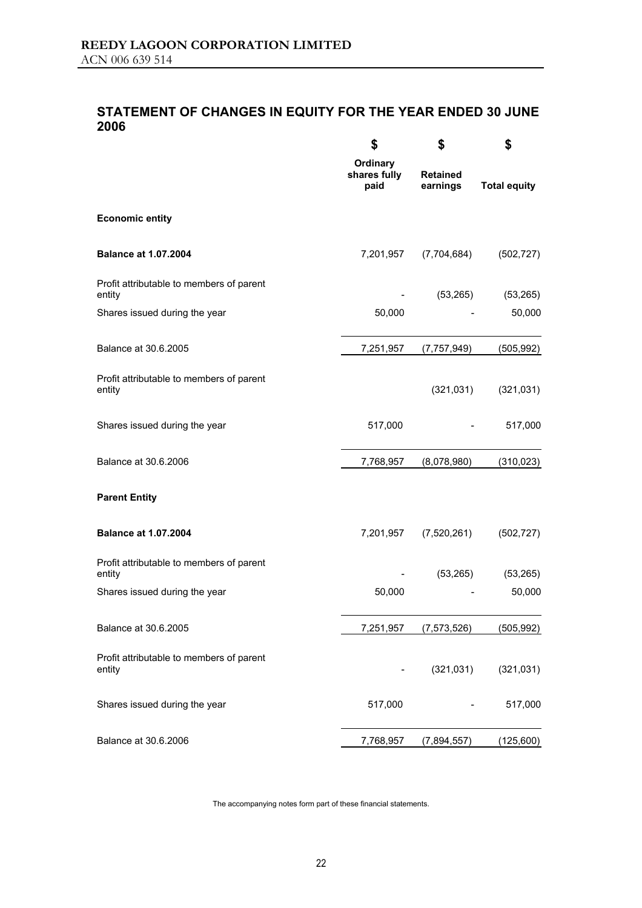**REEDY LAGOON CORPORATION LIMITED**
ACN 006 639 514

## STATEMENT OF CHANGES IN EQUITY FOR THE YEAR ENDED 30 JUNE 2006

| | \$ | \$ | \$ |
|---|---|---|---|
| | **Ordinary shares fully paid** | **Retained earnings** | **Total equity** |
| **Economic entity** | | | |
| **Balance at 1.07.2004** | 7,201,957 | (7,704,684) | (502,727) |
| Profit attributable to members of parent entity | - | (53,265) | (53,265) |
| Shares issued during the year | 50,000 | - | 50,000 |
| Balance at 30.6.2005 | 7,251,957 | (7,757,949) | (505,992) |
| Profit attributable to members of parent entity | | (321,031) | (321,031) |
| Shares issued during the year | 517,000 | - | 517,000 |
| Balance at 30.6.2006 | 7,768,957 | (8,078,980) | (310,023) |
| **Parent Entity** | | | |
| **Balance at 1.07.2004** | 7,201,957 | (7,520,261) | (502,727) |
| Profit attributable to members of parent entity | - | (53,265) | (53,265) |
| Shares issued during the year | 50,000 | - | 50,000 |
| Balance at 30.6.2005 | 7,251,957 | (7,573,526) | (505,992) |
| Profit attributable to members of parent entity | - | (321,031) | (321,031) |
| Shares issued during the year | 517,000 | - | 517,000 |
| Balance at 30.6.2006 | 7,768,957 | (7,894,557) | (125,600) |

The accompanying notes form part of these financial statements.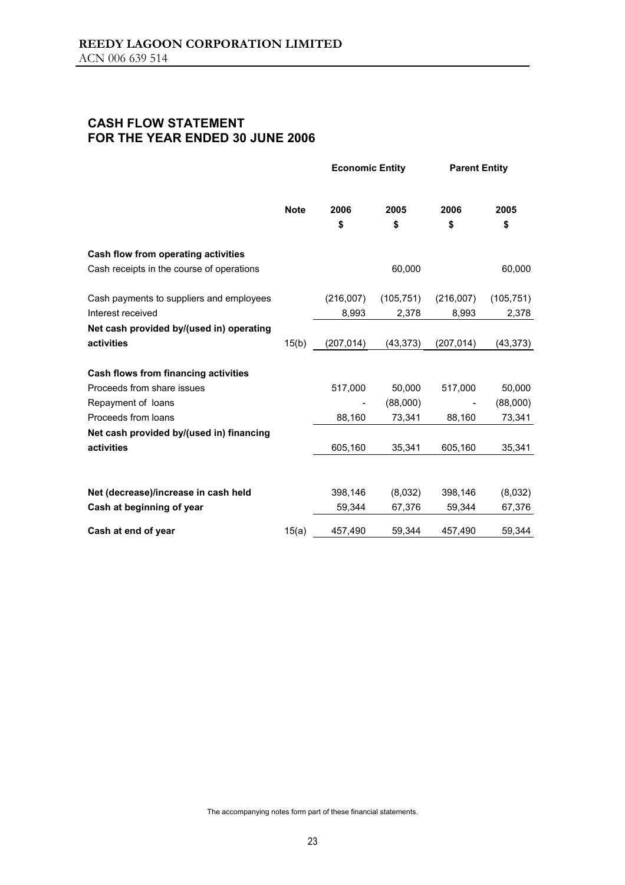**REEDY LAGOON CORPORATION LIMITED**
ACN 006 639 514

## CASH FLOW STATEMENT
## FOR THE YEAR ENDED 30 JUNE 2006

| | | Economic Entity | | Parent Entity | |
|---|---|---|---|---|---|
| | **Note** | **2006** | **2005** | **2006** | **2005** |
| | | **$** | **$** | **$** | **$** |
| **Cash flow from operating activities** | | | | | |
| Cash receipts in the course of operations | | | 60,000 | | 60,000 |
| Cash payments to suppliers and employees | | (216,007) | (105,751) | (216,007) | (105,751) |
| Interest received | | 8,993 | 2,378 | 8,993 | 2,378 |
| **Net cash provided by/(used in) operating activities** | 15(b) | (207,014) | (43,373) | (207,014) | (43,373) |
| **Cash flows from financing activities** | | | | | |
| Proceeds from share issues | | 517,000 | 50,000 | 517,000 | 50,000 |
| Repayment of loans | | - | (88,000) | - | (88,000) |
| Proceeds from loans | | 88,160 | 73,341 | 88,160 | 73,341 |
| **Net cash provided by/(used in) financing activities** | | 605,160 | 35,341 | 605,160 | 35,341 |
| **Net (decrease)/increase in cash held** | | 398,146 | (8,032) | 398,146 | (8,032) |
| **Cash at beginning of year** | | 59,344 | 67,376 | 59,344 | 67,376 |
| **Cash at end of year** | 15(a) | 457,490 | 59,344 | 457,490 | 59,344 |

The accompanying notes form part of these financial statements.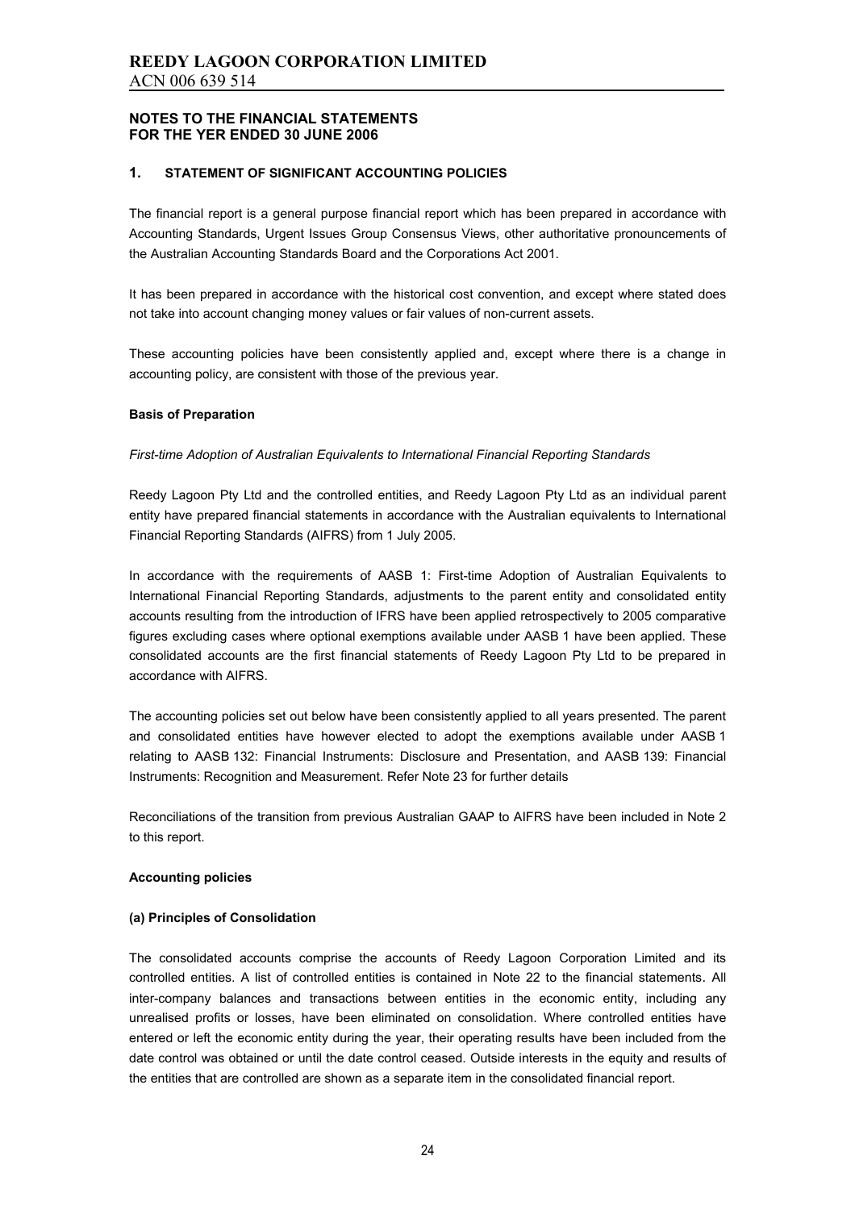**NOTES TO THE FINANCIAL STATEMENTS**
**FOR THE YER ENDED 30 JUNE 2006**

## 1. STATEMENT OF SIGNIFICANT ACCOUNTING POLICIES

The financial report is a general purpose financial report which has been prepared in accordance with Accounting Standards, Urgent Issues Group Consensus Views, other authoritative pronouncements of the Australian Accounting Standards Board and the Corporations Act 2001.

It has been prepared in accordance with the historical cost convention, and except where stated does not take into account changing money values or fair values of non-current assets.

These accounting policies have been consistently applied and, except where there is a change in accounting policy, are consistent with those of the previous year.

**Basis of Preparation**

*First-time Adoption of Australian Equivalents to International Financial Reporting Standards*

Reedy Lagoon Pty Ltd and the controlled entities, and Reedy Lagoon Pty Ltd as an individual parent entity have prepared financial statements in accordance with the Australian equivalents to International Financial Reporting Standards (AIFRS) from 1 July 2005.

In accordance with the requirements of AASB 1: First-time Adoption of Australian Equivalents to International Financial Reporting Standards, adjustments to the parent entity and consolidated entity accounts resulting from the introduction of IFRS have been applied retrospectively to 2005 comparative figures excluding cases where optional exemptions available under AASB 1 have been applied. These consolidated accounts are the first financial statements of Reedy Lagoon Pty Ltd to be prepared in accordance with AIFRS.

The accounting policies set out below have been consistently applied to all years presented. The parent and consolidated entities have however elected to adopt the exemptions available under AASB 1 relating to AASB 132: Financial Instruments: Disclosure and Presentation, and AASB 139: Financial Instruments: Recognition and Measurement. Refer Note 23 for further details

Reconciliations of the transition from previous Australian GAAP to AIFRS have been included in Note 2 to this report.

**Accounting policies**

**(a) Principles of Consolidation**

The consolidated accounts comprise the accounts of Reedy Lagoon Corporation Limited and its controlled entities. A list of controlled entities is contained in Note 22 to the financial statements. All inter-company balances and transactions between entities in the economic entity, including any unrealised profits or losses, have been eliminated on consolidation. Where controlled entities have entered or left the economic entity during the year, their operating results have been included from the date control was obtained or until the date control ceased. Outside interests in the equity and results of the entities that are controlled are shown as a separate item in the consolidated financial report.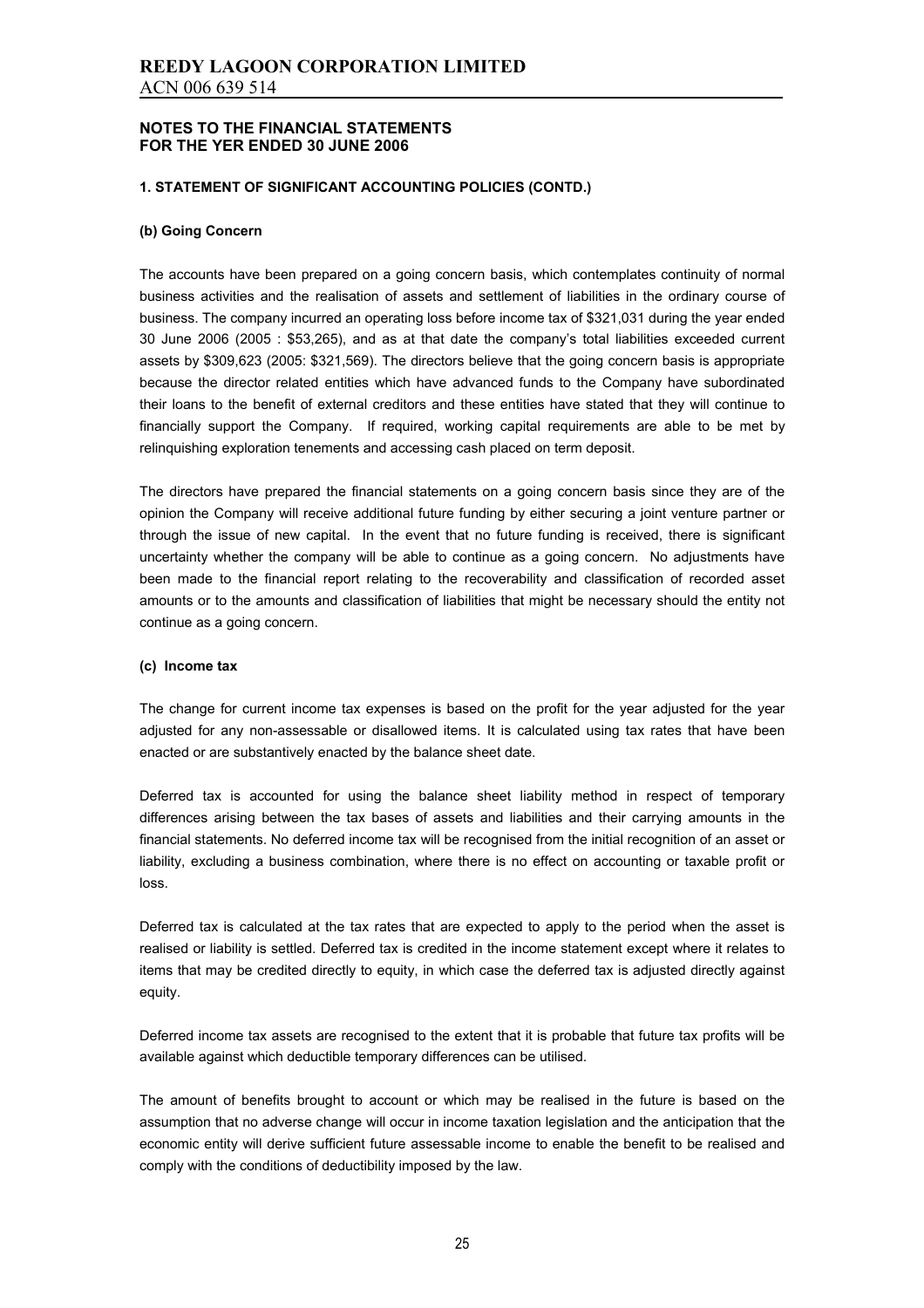# REEDY LAGOON CORPORATION LIMITED

ACN 006 639 514

## NOTES TO THE FINANCIAL STATEMENTS FOR THE YER ENDED 30 JUNE 2006

### 1. STATEMENT OF SIGNIFICANT ACCOUNTING POLICIES (CONTD.)

#### (b) Going Concern

The accounts have been prepared on a going concern basis, which contemplates continuity of normal business activities and the realisation of assets and settlement of liabilities in the ordinary course of business. The company incurred an operating loss before income tax of $321,031 during the year ended 30 June 2006 (2005 : $53,265), and as at that date the company's total liabilities exceeded current assets by $309,623 (2005: $321,569). The directors believe that the going concern basis is appropriate because the director related entities which have advanced funds to the Company have subordinated their loans to the benefit of external creditors and these entities have stated that they will continue to financially support the Company. If required, working capital requirements are able to be met by relinquishing exploration tenements and accessing cash placed on term deposit.

The directors have prepared the financial statements on a going concern basis since they are of the opinion the Company will receive additional future funding by either securing a joint venture partner or through the issue of new capital. In the event that no future funding is received, there is significant uncertainty whether the company will be able to continue as a going concern. No adjustments have been made to the financial report relating to the recoverability and classification of recorded asset amounts or to the amounts and classification of liabilities that might be necessary should the entity not continue as a going concern.

#### (c) Income tax

The change for current income tax expenses is based on the profit for the year adjusted for the year adjusted for any non-assessable or disallowed items. It is calculated using tax rates that have been enacted or are substantively enacted by the balance sheet date.

Deferred tax is accounted for using the balance sheet liability method in respect of temporary differences arising between the tax bases of assets and liabilities and their carrying amounts in the financial statements. No deferred income tax will be recognised from the initial recognition of an asset or liability, excluding a business combination, where there is no effect on accounting or taxable profit or loss.

Deferred tax is calculated at the tax rates that are expected to apply to the period when the asset is realised or liability is settled. Deferred tax is credited in the income statement except where it relates to items that may be credited directly to equity, in which case the deferred tax is adjusted directly against equity.

Deferred income tax assets are recognised to the extent that it is probable that future tax profits will be available against which deductible temporary differences can be utilised.

The amount of benefits brought to account or which may be realised in the future is based on the assumption that no adverse change will occur in income taxation legislation and the anticipation that the economic entity will derive sufficient future assessable income to enable the benefit to be realised and comply with the conditions of deductibility imposed by the law.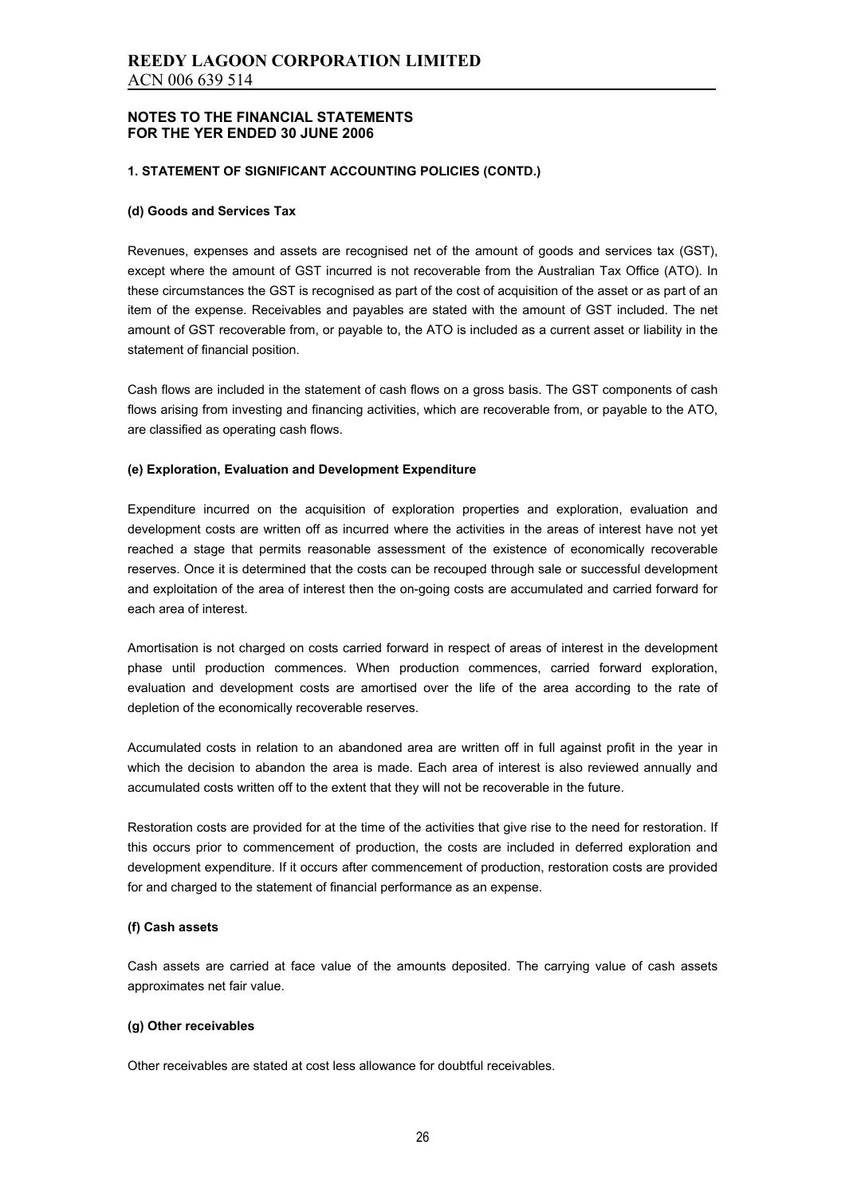# REEDY LAGOON CORPORATION LIMITED

ACN 006 639 514

**NOTES TO THE FINANCIAL STATEMENTS FOR THE YER ENDED 30 JUNE 2006**

**1. STATEMENT OF SIGNIFICANT ACCOUNTING POLICIES (CONTD.)**

**(d) Goods and Services Tax**

Revenues, expenses and assets are recognised net of the amount of goods and services tax (GST), except where the amount of GST incurred is not recoverable from the Australian Tax Office (ATO). In these circumstances the GST is recognised as part of the cost of acquisition of the asset or as part of an item of the expense. Receivables and payables are stated with the amount of GST included. The net amount of GST recoverable from, or payable to, the ATO is included as a current asset or liability in the statement of financial position.

Cash flows are included in the statement of cash flows on a gross basis. The GST components of cash flows arising from investing and financing activities, which are recoverable from, or payable to the ATO, are classified as operating cash flows.

**(e) Exploration, Evaluation and Development Expenditure**

Expenditure incurred on the acquisition of exploration properties and exploration, evaluation and development costs are written off as incurred where the activities in the areas of interest have not yet reached a stage that permits reasonable assessment of the existence of economically recoverable reserves. Once it is determined that the costs can be recouped through sale or successful development and exploitation of the area of interest then the on-going costs are accumulated and carried forward for each area of interest.

Amortisation is not charged on costs carried forward in respect of areas of interest in the development phase until production commences. When production commences, carried forward exploration, evaluation and development costs are amortised over the life of the area according to the rate of depletion of the economically recoverable reserves.

Accumulated costs in relation to an abandoned area are written off in full against profit in the year in which the decision to abandon the area is made. Each area of interest is also reviewed annually and accumulated costs written off to the extent that they will not be recoverable in the future.

Restoration costs are provided for at the time of the activities that give rise to the need for restoration. If this occurs prior to commencement of production, the costs are included in deferred exploration and development expenditure. If it occurs after commencement of production, restoration costs are provided for and charged to the statement of financial performance as an expense.

**(f) Cash assets**

Cash assets are carried at face value of the amounts deposited. The carrying value of cash assets approximates net fair value.

**(g) Other receivables**

Other receivables are stated at cost less allowance for doubtful receivables.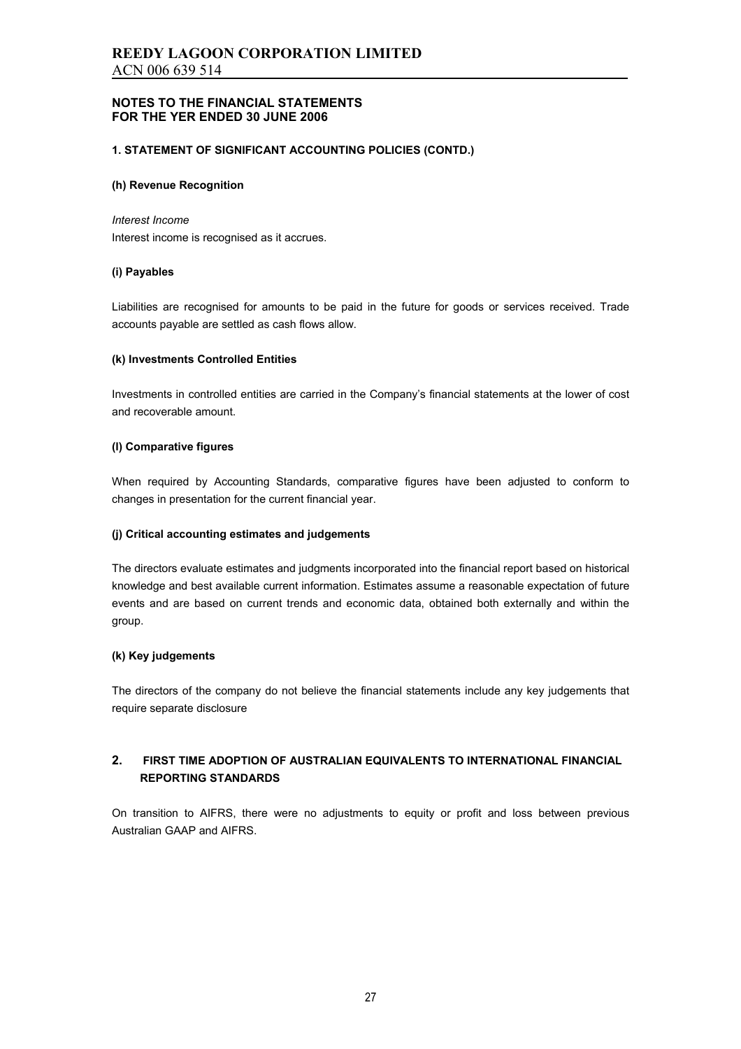# REEDY LAGOON CORPORATION LIMITED

ACN 006 639 514

## NOTES TO THE FINANCIAL STATEMENTS FOR THE YER ENDED 30 JUNE 2006

### 1. STATEMENT OF SIGNIFICANT ACCOUNTING POLICIES (CONTD.)

#### (h) Revenue Recognition

*Interest Income*

Interest income is recognised as it accrues.

#### (i) Payables

Liabilities are recognised for amounts to be paid in the future for goods or services received. Trade accounts payable are settled as cash flows allow.

#### (k) Investments Controlled Entities

Investments in controlled entities are carried in the Company's financial statements at the lower of cost and recoverable amount.

#### (l) Comparative figures

When required by Accounting Standards, comparative figures have been adjusted to conform to changes in presentation for the current financial year.

#### (j) Critical accounting estimates and judgements

The directors evaluate estimates and judgments incorporated into the financial report based on historical knowledge and best available current information. Estimates assume a reasonable expectation of future events and are based on current trends and economic data, obtained both externally and within the group.

#### (k) Key judgements

The directors of the company do not believe the financial statements include any key judgements that require separate disclosure

### 2. FIRST TIME ADOPTION OF AUSTRALIAN EQUIVALENTS TO INTERNATIONAL FINANCIAL REPORTING STANDARDS

On transition to AIFRS, there were no adjustments to equity or profit and loss between previous Australian GAAP and AIFRS.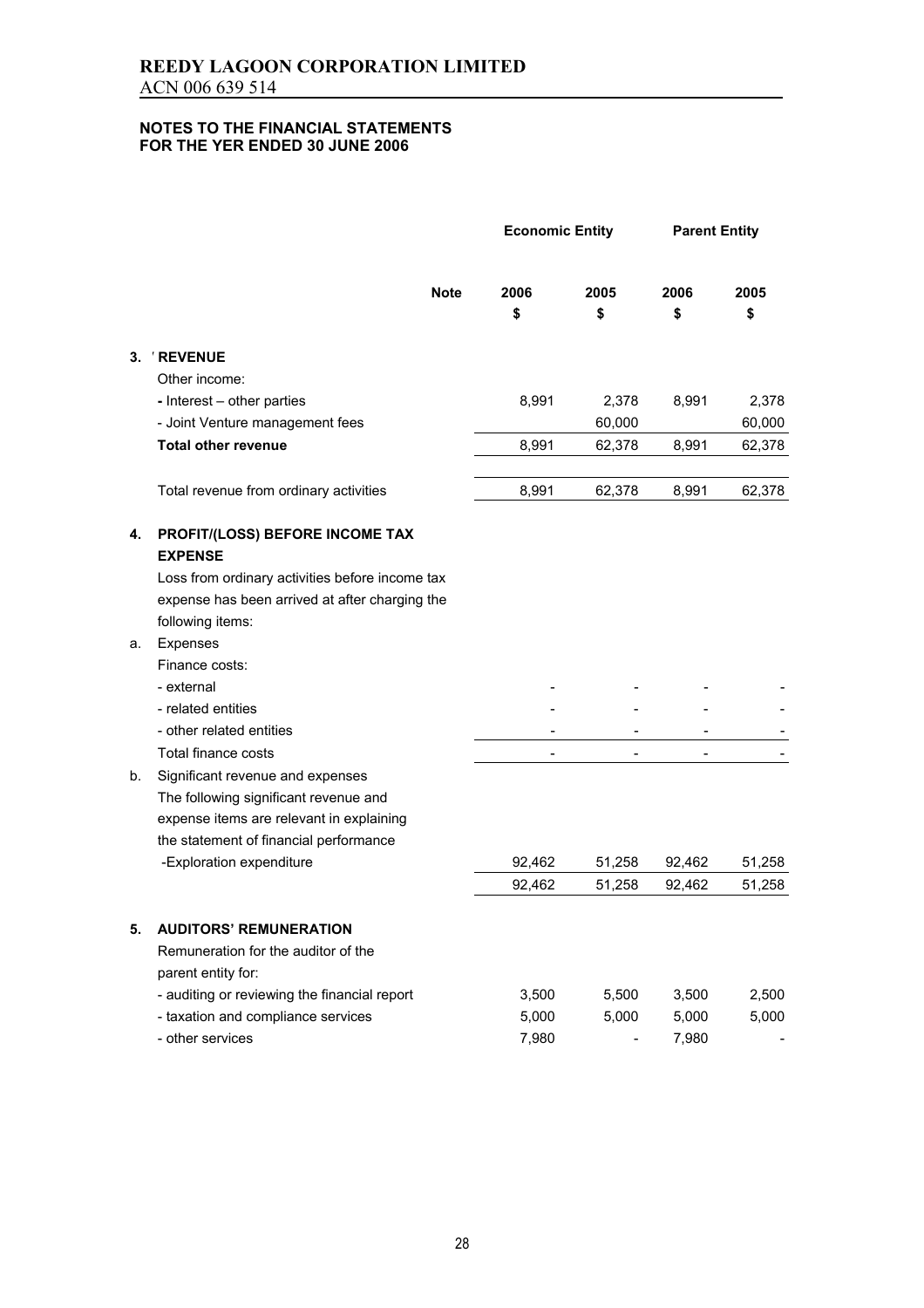# REEDY LAGOON CORPORATION LIMITED

ACN 006 639 514

**NOTES TO THE FINANCIAL STATEMENTS FOR THE YER ENDED 30 JUNE 2006**

| | | Note | Economic Entity | | Parent Entity | |
|---|---|---|---|---|---|---|
| | | | 2006 | 2005 | 2006 | 2005 |
| | | | $ | $ | $ | $ |
| **3.** | **REVENUE** | | | | | |
| | Other income: | | | | | |
| | - Interest – other parties | | 8,991 | 2,378 | 8,991 | 2,378 |
| | - Joint Venture management fees | | | 60,000 | | 60,000 |
| | **Total other revenue** | | 8,991 | 62,378 | 8,991 | 62,378 |
| | Total revenue from ordinary activities | | 8,991 | 62,378 | 8,991 | 62,378 |
| **4.** | **PROFIT/(LOSS) BEFORE INCOME TAX EXPENSE** | | | | | |
| | Loss from ordinary activities before income tax expense has been arrived at after charging the following items: | | | | | |
| a. | Expenses | | | | | |
| | Finance costs: | | | | | |
| | - external | | - | - | - | - |
| | - related entities | | - | - | - | - |
| | - other related entities | | - | - | - | - |
| | Total finance costs | | - | - | - | - |
| b. | Significant revenue and expenses | | | | | |
| | The following significant revenue and expense items are relevant in explaining the statement of financial performance | | | | | |
| | -Exploration expenditure | | 92,462 | 51,258 | 92,462 | 51,258 |
| | | | 92,462 | 51,258 | 92,462 | 51,258 |
| **5.** | **AUDITORS' REMUNERATION** | | | | | |
| | Remuneration for the auditor of the parent entity for: | | | | | |
| | - auditing or reviewing the financial report | | 3,500 | 5,500 | 3,500 | 2,500 |
| | - taxation and compliance services | | 5,000 | 5,000 | 5,000 | 5,000 |
| | - other services | | 7,980 | - | 7,980 | - |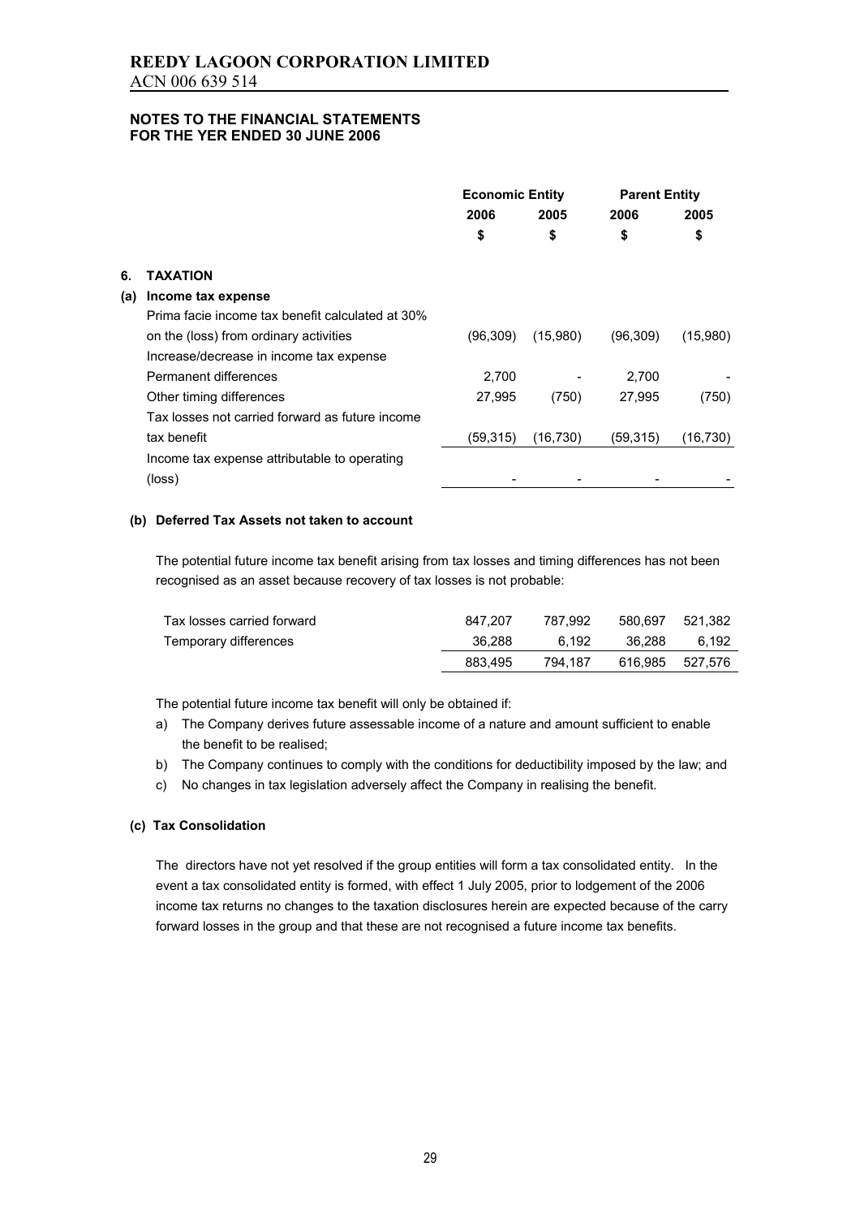# REEDY LAGOON CORPORATION LIMITED
ACN 006 639 514

**NOTES TO THE FINANCIAL STATEMENTS FOR THE YER ENDED 30 JUNE 2006**

| | | Economic Entity | | Parent Entity | |
|---|---|---|---|---|---|
| | | 2006 | 2005 | 2006 | 2005 |
| | | $ | $ | $ | $ |
| **6.** | **TAXATION** | | | | |
| **(a)** | **Income tax expense** | | | | |
| | Prima facie income tax benefit calculated at 30% on the (loss) from ordinary activities | (96,309) | (15,980) | (96,309) | (15,980) |
| | Increase/decrease in income tax expense | | | | |
| | Permanent differences | 2,700 | - | 2,700 | - |
| | Other timing differences | 27,995 | (750) | 27,995 | (750) |
| | Tax losses not carried forward as future income tax benefit | (59,315) | (16,730) | (59,315) | (16,730) |
| | Income tax expense attributable to operating (loss) | - | - | - | - |

### (b) Deferred Tax Assets not taken to account

The potential future income tax benefit arising from tax losses and timing differences has not been recognised as an asset because recovery of tax losses is not probable:

| | | | | |
|---|---|---|---|---|
| Tax losses carried forward | 847,207 | 787,992 | 580,697 | 521,382 |
| Temporary differences | 36,288 | 6,192 | 36,288 | 6,192 |
| | 883,495 | 794,187 | 616,985 | 527,576 |

The potential future income tax benefit will only be obtained if:

a) The Company derives future assessable income of a nature and amount sufficient to enable the benefit to be realised;
b) The Company continues to comply with the conditions for deductibility imposed by the law; and
c) No changes in tax legislation adversely affect the Company in realising the benefit.

### (c) Tax Consolidation

The directors have not yet resolved if the group entities will form a tax consolidated entity. In the event a tax consolidated entity is formed, with effect 1 July 2005, prior to lodgement of the 2006 income tax returns no changes to the taxation disclosures herein are expected because of the carry forward losses in the group and that these are not recognised a future income tax benefits.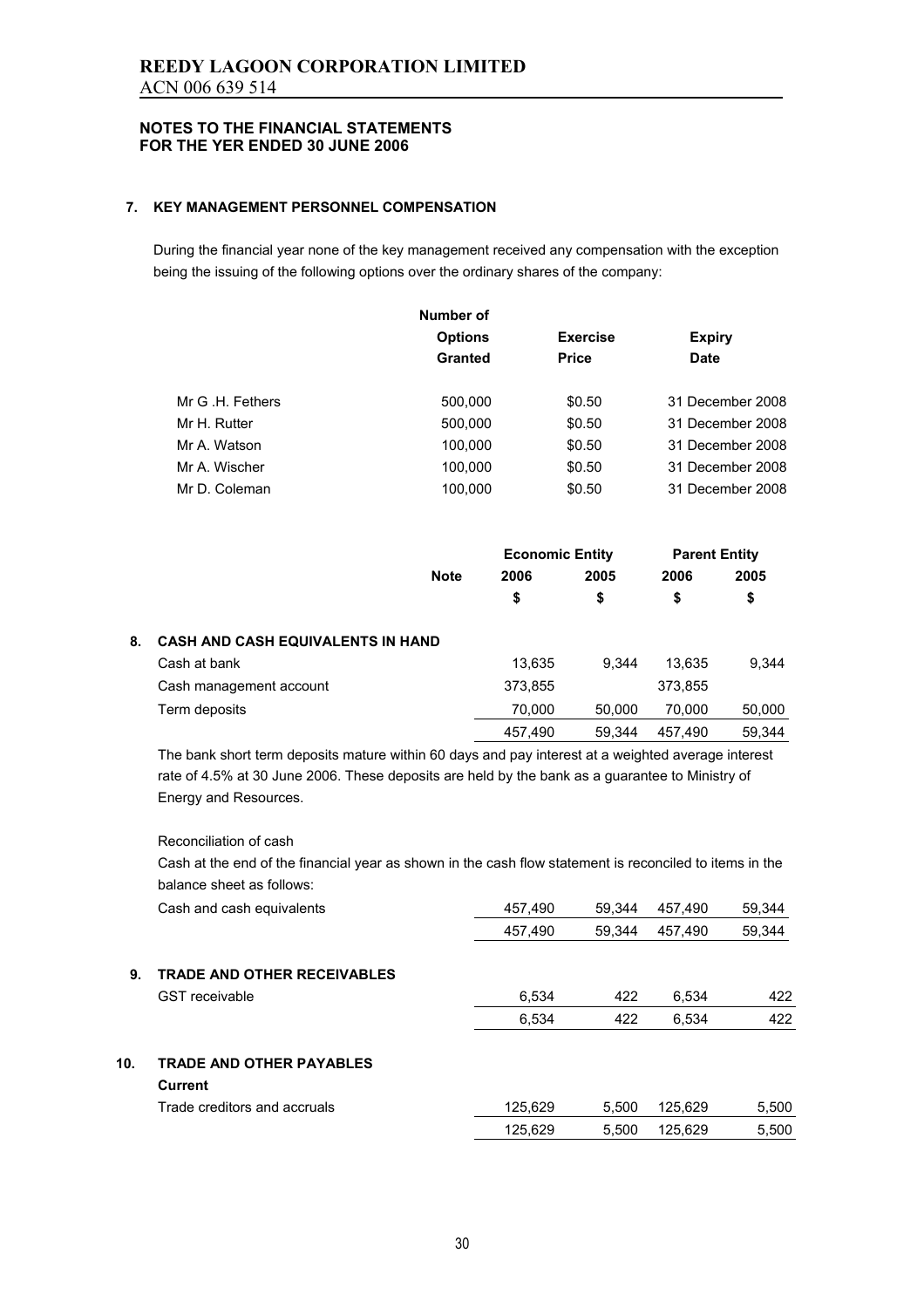**REEDY LAGOON CORPORATION LIMITED**
ACN 006 639 514

**NOTES TO THE FINANCIAL STATEMENTS**
**FOR THE YER ENDED 30 JUNE 2006**

## 7. KEY MANAGEMENT PERSONNEL COMPENSATION

During the financial year none of the key management received any compensation with the exception being the issuing of the following options over the ordinary shares of the company:

| | Number of Options Granted | Exercise Price | Expiry Date |
|---|---|---|---|
| Mr G .H. Fethers | 500,000 | $0.50 | 31 December 2008 |
| Mr H. Rutter | 500,000 | $0.50 | 31 December 2008 |
| Mr A. Watson | 100,000 | $0.50 | 31 December 2008 |
| Mr A. Wischer | 100,000 | $0.50 | 31 December 2008 |
| Mr D. Coleman | 100,000 | $0.50 | 31 December 2008 |

| | Note | Economic Entity | | Parent Entity | |
|---|---|---|---|---|---|
| | | 2006 | 2005 | 2006 | 2005 |
| | | $ | $ | $ | $ |
| **8. CASH AND CASH EQUIVALENTS IN HAND** | | | | | |
| Cash at bank | | 13,635 | 9,344 | 13,635 | 9,344 |
| Cash management account | | 373,855 | | 373,855 | |
| Term deposits | | 70,000 | 50,000 | 70,000 | 50,000 |
| | | 457,490 | 59,344 | 457,490 | 59,344 |

The bank short term deposits mature within 60 days and pay interest at a weighted average interest rate of 4.5% at 30 June 2006. These deposits are held by the bank as a guarantee to Ministry of Energy and Resources.

Reconciliation of cash

Cash at the end of the financial year as shown in the cash flow statement is reconciled to items in the balance sheet as follows:

| | Economic Entity 2006 | Economic Entity 2005 | Parent Entity 2006 | Parent Entity 2005 |
|---|---|---|---|---|
| Cash and cash equivalents | 457,490 | 59,344 | 457,490 | 59,344 |
| | 457,490 | 59,344 | 457,490 | 59,344 |

## 9. TRADE AND OTHER RECEIVABLES

| | Economic Entity 2006 | Economic Entity 2005 | Parent Entity 2006 | Parent Entity 2005 |
|---|---|---|---|---|
| GST receivable | 6,534 | 422 | 6,534 | 422 |
| | 6,534 | 422 | 6,534 | 422 |

## 10. TRADE AND OTHER PAYABLES

**Current**

| | Economic Entity 2006 | Economic Entity 2005 | Parent Entity 2006 | Parent Entity 2005 |
|---|---|---|---|---|
| Trade creditors and accruals | 125,629 | 5,500 | 125,629 | 5,500 |
| | 125,629 | 5,500 | 125,629 | 5,500 |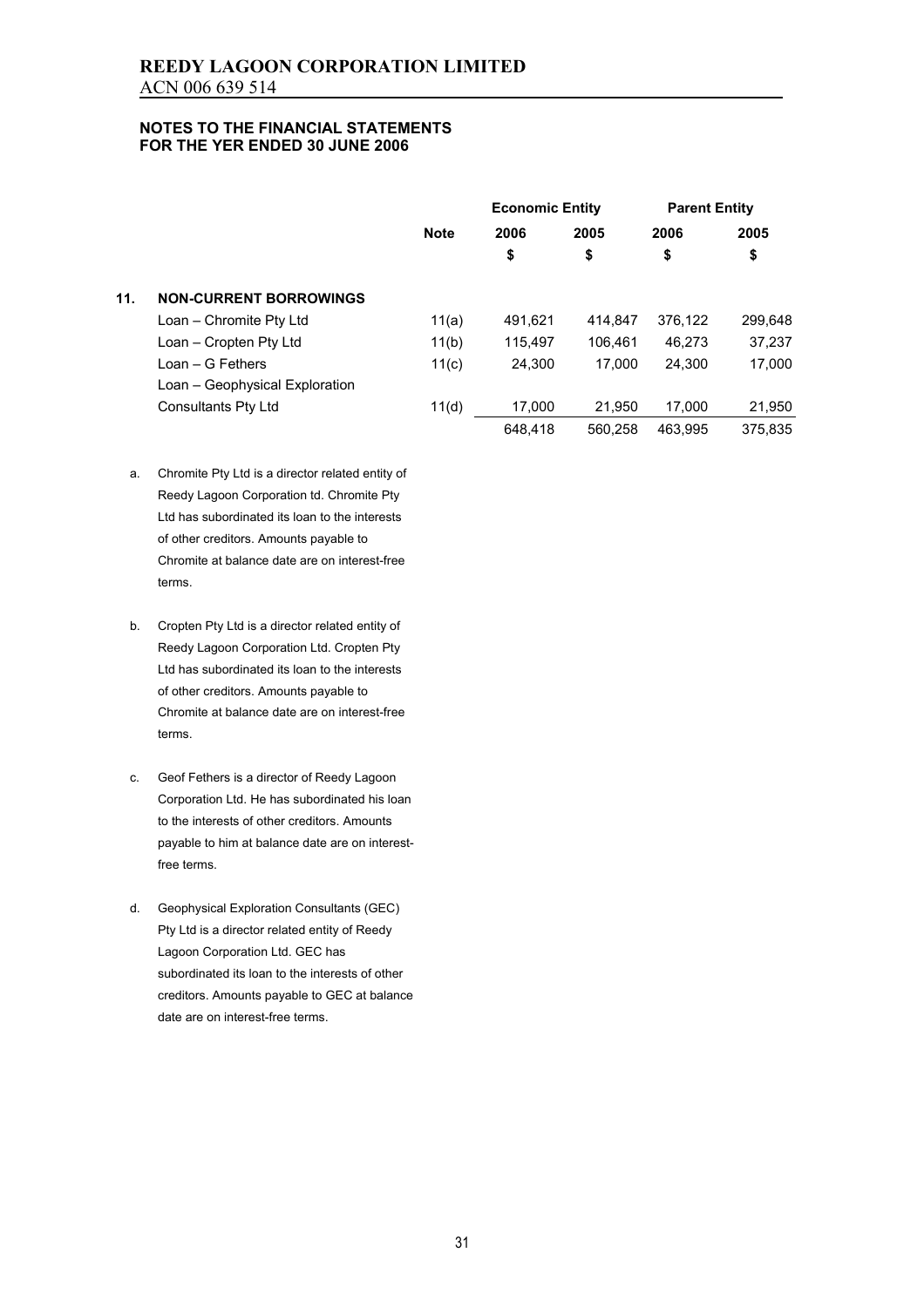# REEDY LAGOON CORPORATION LIMITED
ACN 006 639 514

### NOTES TO THE FINANCIAL STATEMENTS FOR THE YER ENDED 30 JUNE 2006

| | | Economic Entity | | Parent Entity | |
|---|---|---|---|---|---|
| | Note | 2006 | 2005 | 2006 | 2005 |
| | | $ | $ | $ | $ |
| **11. NON-CURRENT BORROWINGS** | | | | | |
| Loan – Chromite Pty Ltd | 11(a) | 491,621 | 414,847 | 376,122 | 299,648 |
| Loan – Cropten Pty Ltd | 11(b) | 115,497 | 106,461 | 46,273 | 37,237 |
| Loan – G Fethers | 11(c) | 24,300 | 17,000 | 24,300 | 17,000 |
| Loan – Geophysical Exploration Consultants Pty Ltd | 11(d) | 17,000 | 21,950 | 17,000 | 21,950 |
| | | 648,418 | 560,258 | 463,995 | 375,835 |

a. Chromite Pty Ltd is a director related entity of Reedy Lagoon Corporation td. Chromite Pty Ltd has subordinated its loan to the interests of other creditors. Amounts payable to Chromite at balance date are on interest-free terms.

b. Cropten Pty Ltd is a director related entity of Reedy Lagoon Corporation Ltd. Cropten Pty Ltd has subordinated its loan to the interests of other creditors. Amounts payable to Chromite at balance date are on interest-free terms.

c. Geof Fethers is a director of Reedy Lagoon Corporation Ltd. He has subordinated his loan to the interests of other creditors. Amounts payable to him at balance date are on interest-free terms.

d. Geophysical Exploration Consultants (GEC) Pty Ltd is a director related entity of Reedy Lagoon Corporation Ltd. GEC has subordinated its loan to the interests of other creditors. Amounts payable to GEC at balance date are on interest-free terms.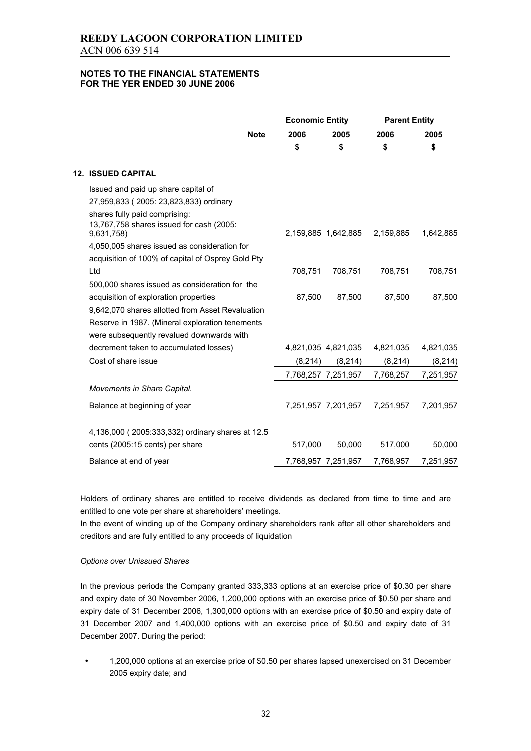**REEDY LAGOON CORPORATION LIMITED**
ACN 006 639 514

**NOTES TO THE FINANCIAL STATEMENTS**
**FOR THE YER ENDED 30 JUNE 2006**

| | Note | Economic Entity | | Parent Entity | |
|---|---|---|---|---|---|
| | | 2006 | 2005 | 2006 | 2005 |
| | | $ | $ | $ | $ |
| **12. ISSUED CAPITAL** | | | | | |
| Issued and paid up share capital of 27,959,833 ( 2005: 23,823,833) ordinary shares fully paid comprising: | | | | | |
| 13,767,758 shares issued for cash (2005: 9,631,758) | | 2,159,885 | 1,642,885 | 2,159,885 | 1,642,885 |
| 4,050,005 shares issued as consideration for acquisition of 100% of capital of Osprey Gold Pty Ltd | | 708,751 | 708,751 | 708,751 | 708,751 |
| 500,000 shares issued as consideration for the acquisition of exploration properties | | 87,500 | 87,500 | 87,500 | 87,500 |
| 9,642,070 shares allotted from Asset Revaluation Reserve in 1987. (Mineral exploration tenements were subsequently revalued downwards with decrement taken to accumulated losses) | | 4,821,035 | 4,821,035 | 4,821,035 | 4,821,035 |
| Cost of share issue | | (8,214) | (8,214) | (8,214) | (8,214) |
| | | 7,768,257 | 7,251,957 | 7,768,257 | 7,251,957 |
| *Movements in Share Capital.* | | | | | |
| Balance at beginning of year | | 7,251,957 | 7,201,957 | 7,251,957 | 7,201,957 |
| 4,136,000 ( 2005:333,332) ordinary shares at 12.5 cents (2005:15 cents) per share | | 517,000 | 50,000 | 517,000 | 50,000 |
| Balance at end of year | | 7,768,957 | 7,251,957 | 7,768,957 | 7,251,957 |

Holders of ordinary shares are entitled to receive dividends as declared from time to time and are entitled to one vote per share at shareholders' meetings.

In the event of winding up of the Company ordinary shareholders rank after all other shareholders and creditors and are fully entitled to any proceeds of liquidation

*Options over Unissued Shares*

In the previous periods the Company granted 333,333 options at an exercise price of $0.30 per share and expiry date of 30 November 2006, 1,200,000 options with an exercise price of $0.50 per share and expiry date of 31 December 2006, 1,300,000 options with an exercise price of $0.50 and expiry date of 31 December 2007 and 1,400,000 options with an exercise price of $0.50 and expiry date of 31 December 2007. During the period:

- 1,200,000 options at an exercise price of $0.50 per shares lapsed unexercised on 31 December 2005 expiry date; and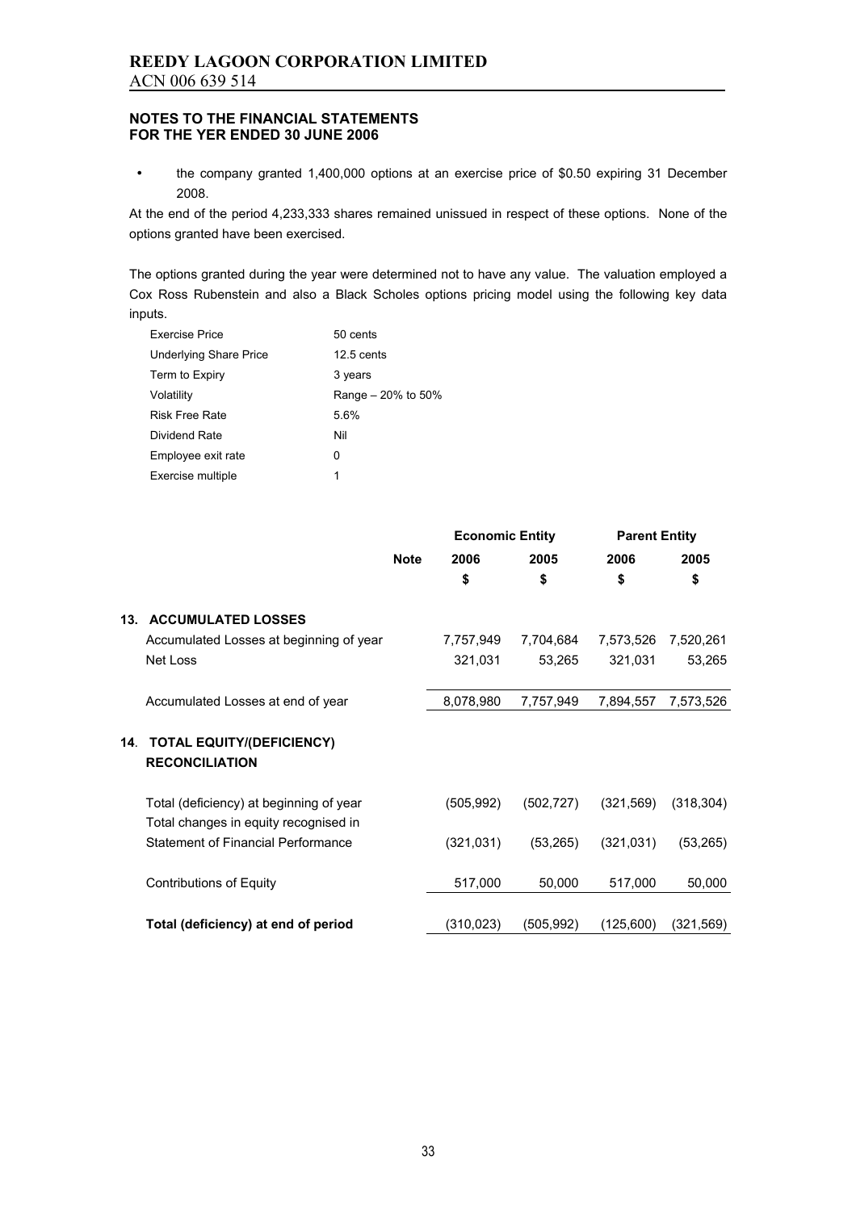# REEDY LAGOON CORPORATION LIMITED

ACN 006 639 514

**NOTES TO THE FINANCIAL STATEMENTS FOR THE YER ENDED 30 JUNE 2006**

- the company granted 1,400,000 options at an exercise price of $0.50 expiring 31 December 2008.

At the end of the period 4,233,333 shares remained unissued in respect of these options. None of the options granted have been exercised.

The options granted during the year were determined not to have any value. The valuation employed a Cox Ross Rubenstein and also a Black Scholes options pricing model using the following key data inputs.

| | |
|---|---|
| Exercise Price | 50 cents |
| Underlying Share Price | 12.5 cents |
| Term to Expiry | 3 years |
| Volatility | Range – 20% to 50% |
| Risk Free Rate | 5.6% |
| Dividend Rate | Nil |
| Employee exit rate | 0 |
| Exercise multiple | 1 |

| | Note | Economic Entity | | Parent Entity | |
|---|---|---|---|---|---|
| | | 2006 | 2005 | 2006 | 2005 |
| | | $ | $ | $ | $ |
| **13. ACCUMULATED LOSSES** | | | | | |
| Accumulated Losses at beginning of year | | 7,757,949 | 7,704,684 | 7,573,526 | 7,520,261 |
| Net Loss | | 321,031 | 53,265 | 321,031 | 53,265 |
| Accumulated Losses at end of year | | 8,078,980 | 7,757,949 | 7,894,557 | 7,573,526 |
| **14. TOTAL EQUITY/(DEFICIENCY) RECONCILIATION** | | | | | |
| Total (deficiency) at beginning of year | | (505,992) | (502,727) | (321,569) | (318,304) |
| Total changes in equity recognised in Statement of Financial Performance | | (321,031) | (53,265) | (321,031) | (53,265) |
| Contributions of Equity | | 517,000 | 50,000 | 517,000 | 50,000 |
| **Total (deficiency) at end of period** | | (310,023) | (505,992) | (125,600) | (321,569) |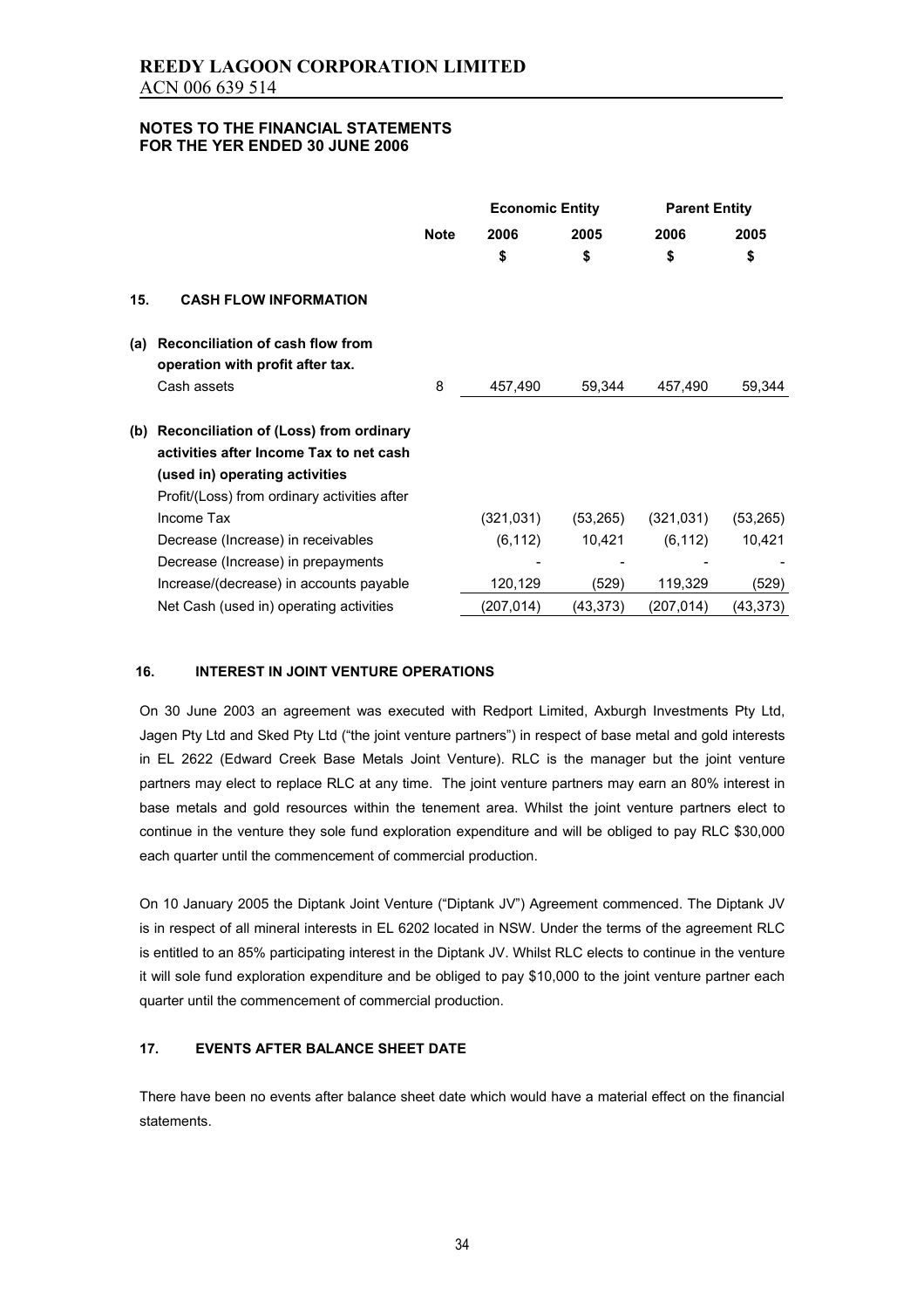# REEDY LAGOON CORPORATION LIMITED

ACN 006 639 514

**NOTES TO THE FINANCIAL STATEMENTS FOR THE YER ENDED 30 JUNE 2006**

| | Note | Economic Entity | | Parent Entity | |
|---|---|---|---|---|---|
| | | 2006 | 2005 | 2006 | 2005 |
| | | $ | $ | $ | $ |
| **15. CASH FLOW INFORMATION** | | | | | |
| **(a) Reconciliation of cash flow from operation with profit after tax.** | | | | | |
| Cash assets | 8 | 457,490 | 59,344 | 457,490 | 59,344 |
| **(b) Reconciliation of (Loss) from ordinary activities after Income Tax to net cash (used in) operating activities** | | | | | |
| Profit/(Loss) from ordinary activities after Income Tax | | (321,031) | (53,265) | (321,031) | (53,265) |
| Decrease (Increase) in receivables | | (6,112) | 10,421 | (6,112) | 10,421 |
| Decrease (Increase) in prepayments | | - | - | - | - |
| Increase/(decrease) in accounts payable | | 120,129 | (529) | 119,329 | (529) |
| Net Cash (used in) operating activities | | (207,014) | (43,373) | (207,014) | (43,373) |

## 16. INTEREST IN JOINT VENTURE OPERATIONS

On 30 June 2003 an agreement was executed with Redport Limited, Axburgh Investments Pty Ltd, Jagen Pty Ltd and Sked Pty Ltd ("the joint venture partners") in respect of base metal and gold interests in EL 2622 (Edward Creek Base Metals Joint Venture). RLC is the manager but the joint venture partners may elect to replace RLC at any time. The joint venture partners may earn an 80% interest in base metals and gold resources within the tenement area. Whilst the joint venture partners elect to continue in the venture they sole fund exploration expenditure and will be obliged to pay RLC $30,000 each quarter until the commencement of commercial production.

On 10 January 2005 the Diptank Joint Venture ("Diptank JV") Agreement commenced. The Diptank JV is in respect of all mineral interests in EL 6202 located in NSW. Under the terms of the agreement RLC is entitled to an 85% participating interest in the Diptank JV. Whilst RLC elects to continue in the venture it will sole fund exploration expenditure and be obliged to pay $10,000 to the joint venture partner each quarter until the commencement of commercial production.

## 17. EVENTS AFTER BALANCE SHEET DATE

There have been no events after balance sheet date which would have a material effect on the financial statements.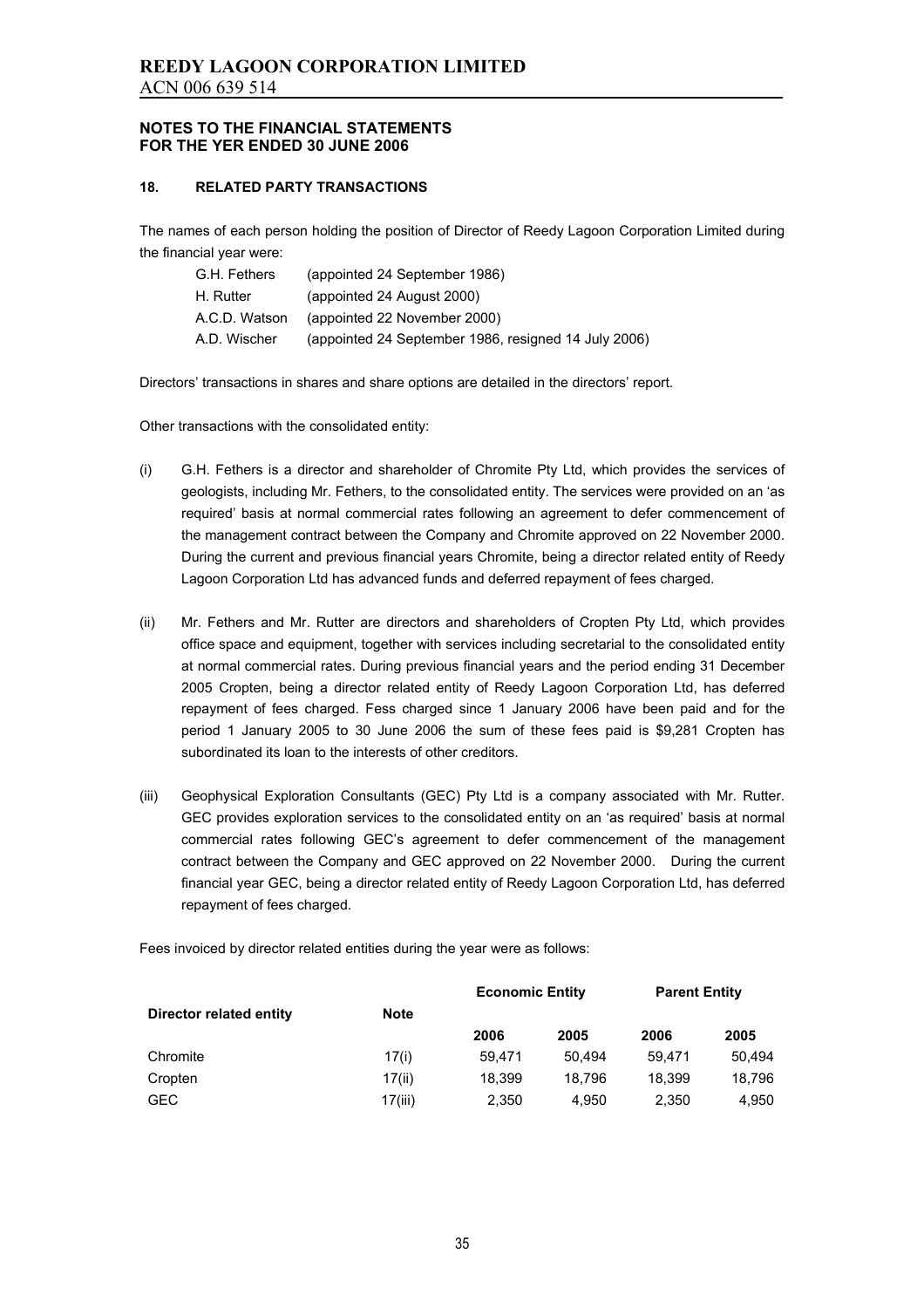# REEDY LAGOON CORPORATION LIMITED

ACN 006 639 514

## NOTES TO THE FINANCIAL STATEMENTS FOR THE YER ENDED 30 JUNE 2006

### 18. RELATED PARTY TRANSACTIONS

The names of each person holding the position of Director of Reedy Lagoon Corporation Limited during the financial year were:

| | |
|---|---|
| G.H. Fethers | (appointed 24 September 1986) |
| H. Rutter | (appointed 24 August 2000) |
| A.C.D. Watson | (appointed 22 November 2000) |
| A.D. Wischer | (appointed 24 September 1986, resigned 14 July 2006) |

Directors' transactions in shares and share options are detailed in the directors' report.

Other transactions with the consolidated entity:

(i) G.H. Fethers is a director and shareholder of Chromite Pty Ltd, which provides the services of geologists, including Mr. Fethers, to the consolidated entity. The services were provided on an 'as required' basis at normal commercial rates following an agreement to defer commencement of the management contract between the Company and Chromite approved on 22 November 2000. During the current and previous financial years Chromite, being a director related entity of Reedy Lagoon Corporation Ltd has advanced funds and deferred repayment of fees charged.

(ii) Mr. Fethers and Mr. Rutter are directors and shareholders of Cropten Pty Ltd, which provides office space and equipment, together with services including secretarial to the consolidated entity at normal commercial rates. During previous financial years and the period ending 31 December 2005 Cropten, being a director related entity of Reedy Lagoon Corporation Ltd, has deferred repayment of fees charged. Fess charged since 1 January 2006 have been paid and for the period 1 January 2005 to 30 June 2006 the sum of these fees paid is $9,281 Cropten has subordinated its loan to the interests of other creditors.

(iii) Geophysical Exploration Consultants (GEC) Pty Ltd is a company associated with Mr. Rutter. GEC provides exploration services to the consolidated entity on an 'as required' basis at normal commercial rates following GEC's agreement to defer commencement of the management contract between the Company and GEC approved on 22 November 2000. During the current financial year GEC, being a director related entity of Reedy Lagoon Corporation Ltd, has deferred repayment of fees charged.

Fees invoiced by director related entities during the year were as follows:

| Director related entity | Note | Economic Entity | | Parent Entity | |
|---|---|---|---|---|---|
| | | 2006 | 2005 | 2006 | 2005 |
| Chromite | 17(i) | 59,471 | 50,494 | 59,471 | 50,494 |
| Cropten | 17(ii) | 18,399 | 18,796 | 18,399 | 18,796 |
| GEC | 17(iii) | 2,350 | 4,950 | 2,350 | 4,950 |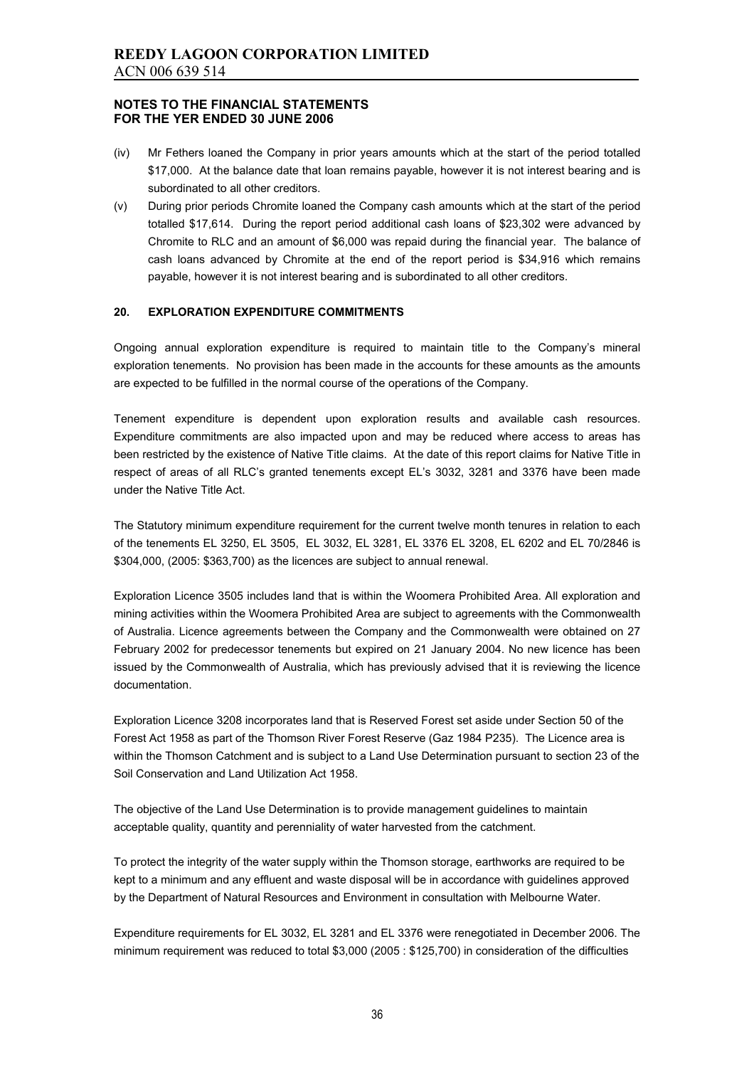# REEDY LAGOON CORPORATION LIMITED

ACN 006 639 514

**NOTES TO THE FINANCIAL STATEMENTS**
**FOR THE YER ENDED 30 JUNE 2006**

(iv) Mr Fethers loaned the Company in prior years amounts which at the start of the period totalled $17,000. At the balance date that loan remains payable, however it is not interest bearing and is subordinated to all other creditors.

(v) During prior periods Chromite loaned the Company cash amounts which at the start of the period totalled $17,614. During the report period additional cash loans of $23,302 were advanced by Chromite to RLC and an amount of $6,000 was repaid during the financial year. The balance of cash loans advanced by Chromite at the end of the report period is $34,916 which remains payable, however it is not interest bearing and is subordinated to all other creditors.

**20. EXPLORATION EXPENDITURE COMMITMENTS**

Ongoing annual exploration expenditure is required to maintain title to the Company's mineral exploration tenements. No provision has been made in the accounts for these amounts as the amounts are expected to be fulfilled in the normal course of the operations of the Company.

Tenement expenditure is dependent upon exploration results and available cash resources. Expenditure commitments are also impacted upon and may be reduced where access to areas has been restricted by the existence of Native Title claims. At the date of this report claims for Native Title in respect of areas of all RLC's granted tenements except EL's 3032, 3281 and 3376 have been made under the Native Title Act.

The Statutory minimum expenditure requirement for the current twelve month tenures in relation to each of the tenements EL 3250, EL 3505, EL 3032, EL 3281, EL 3376 EL 3208, EL 6202 and EL 70/2846 is $304,000, (2005: $363,700) as the licences are subject to annual renewal.

Exploration Licence 3505 includes land that is within the Woomera Prohibited Area. All exploration and mining activities within the Woomera Prohibited Area are subject to agreements with the Commonwealth of Australia. Licence agreements between the Company and the Commonwealth were obtained on 27 February 2002 for predecessor tenements but expired on 21 January 2004. No new licence has been issued by the Commonwealth of Australia, which has previously advised that it is reviewing the licence documentation.

Exploration Licence 3208 incorporates land that is Reserved Forest set aside under Section 50 of the Forest Act 1958 as part of the Thomson River Forest Reserve (Gaz 1984 P235). The Licence area is within the Thomson Catchment and is subject to a Land Use Determination pursuant to section 23 of the Soil Conservation and Land Utilization Act 1958.

The objective of the Land Use Determination is to provide management guidelines to maintain acceptable quality, quantity and perenniality of water harvested from the catchment.

To protect the integrity of the water supply within the Thomson storage, earthworks are required to be kept to a minimum and any effluent and waste disposal will be in accordance with guidelines approved by the Department of Natural Resources and Environment in consultation with Melbourne Water.

Expenditure requirements for EL 3032, EL 3281 and EL 3376 were renegotiated in December 2006. The minimum requirement was reduced to total $3,000 (2005 : $125,700) in consideration of the difficulties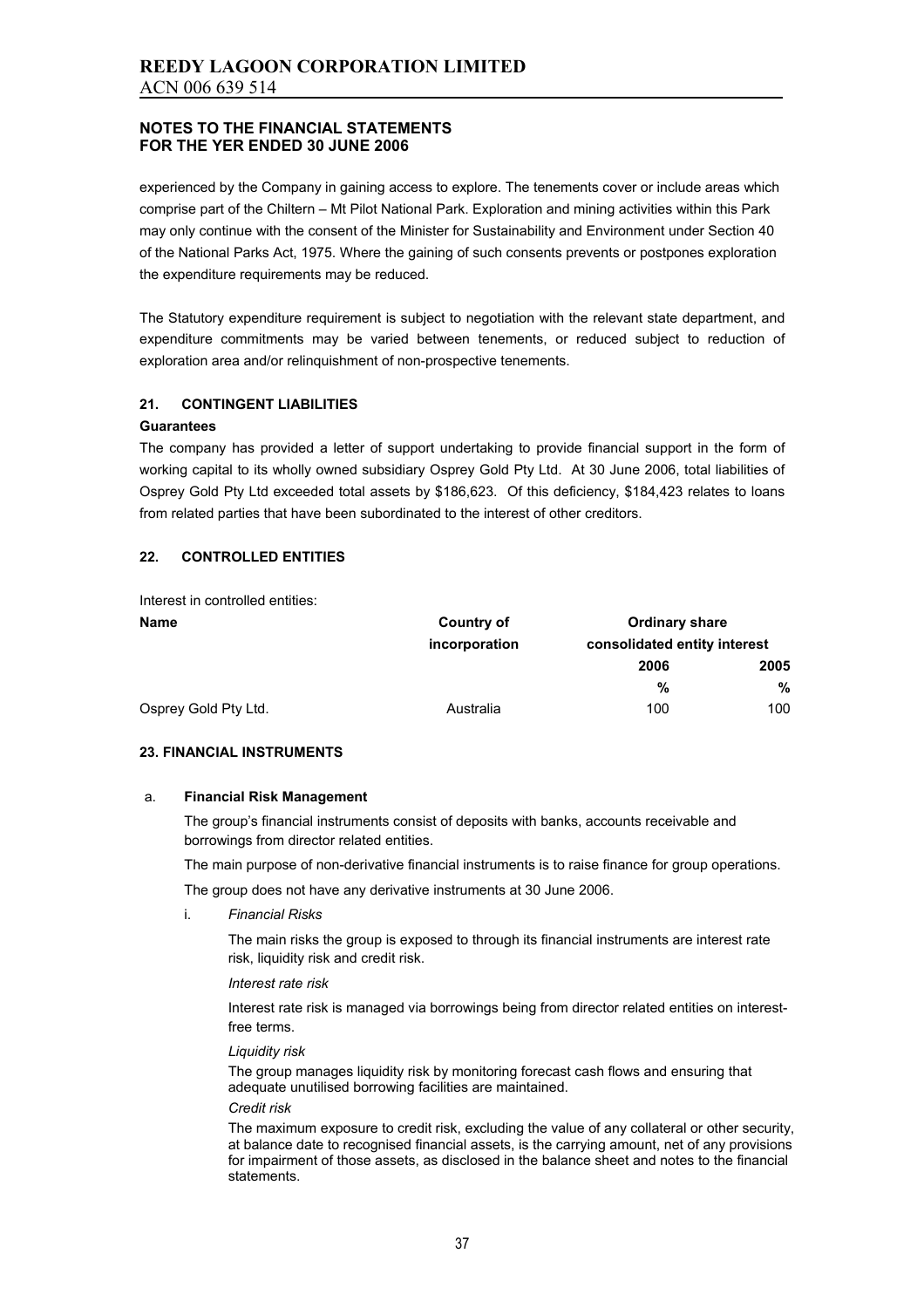experienced by the Company in gaining access to explore. The tenements cover or include areas which comprise part of the Chiltern – Mt Pilot National Park. Exploration and mining activities within this Park may only continue with the consent of the Minister for Sustainability and Environment under Section 40 of the National Parks Act, 1975. Where the gaining of such consents prevents or postpones exploration the expenditure requirements may be reduced.

The Statutory expenditure requirement is subject to negotiation with the relevant state department, and expenditure commitments may be varied between tenements, or reduced subject to reduction of exploration area and/or relinquishment of non-prospective tenements.

## 21. CONTINGENT LIABILITIES

**Guarantees**

The company has provided a letter of support undertaking to provide financial support in the form of working capital to its wholly owned subsidiary Osprey Gold Pty Ltd. At 30 June 2006, total liabilities of Osprey Gold Pty Ltd exceeded total assets by $186,623. Of this deficiency, $184,423 relates to loans from related parties that have been subordinated to the interest of other creditors.

## 22. CONTROLLED ENTITIES

Interest in controlled entities:

| Name | Country of incorporation | Ordinary share consolidated entity interest | |
|---|---|---|---|
| | | 2006 | 2005 |
| | | % | % |
| Osprey Gold Pty Ltd. | Australia | 100 | 100 |

## 23. FINANCIAL INSTRUMENTS

a. **Financial Risk Management**

The group's financial instruments consist of deposits with banks, accounts receivable and borrowings from director related entities.

The main purpose of non-derivative financial instruments is to raise finance for group operations.

The group does not have any derivative instruments at 30 June 2006.

i. *Financial Risks*

The main risks the group is exposed to through its financial instruments are interest rate risk, liquidity risk and credit risk.

*Interest rate risk*

Interest rate risk is managed via borrowings being from director related entities on interest-free terms.

*Liquidity risk*

The group manages liquidity risk by monitoring forecast cash flows and ensuring that adequate unutilised borrowing facilities are maintained.

*Credit risk*

The maximum exposure to credit risk, excluding the value of any collateral or other security, at balance date to recognised financial assets, is the carrying amount, net of any provisions for impairment of those assets, as disclosed in the balance sheet and notes to the financial statements.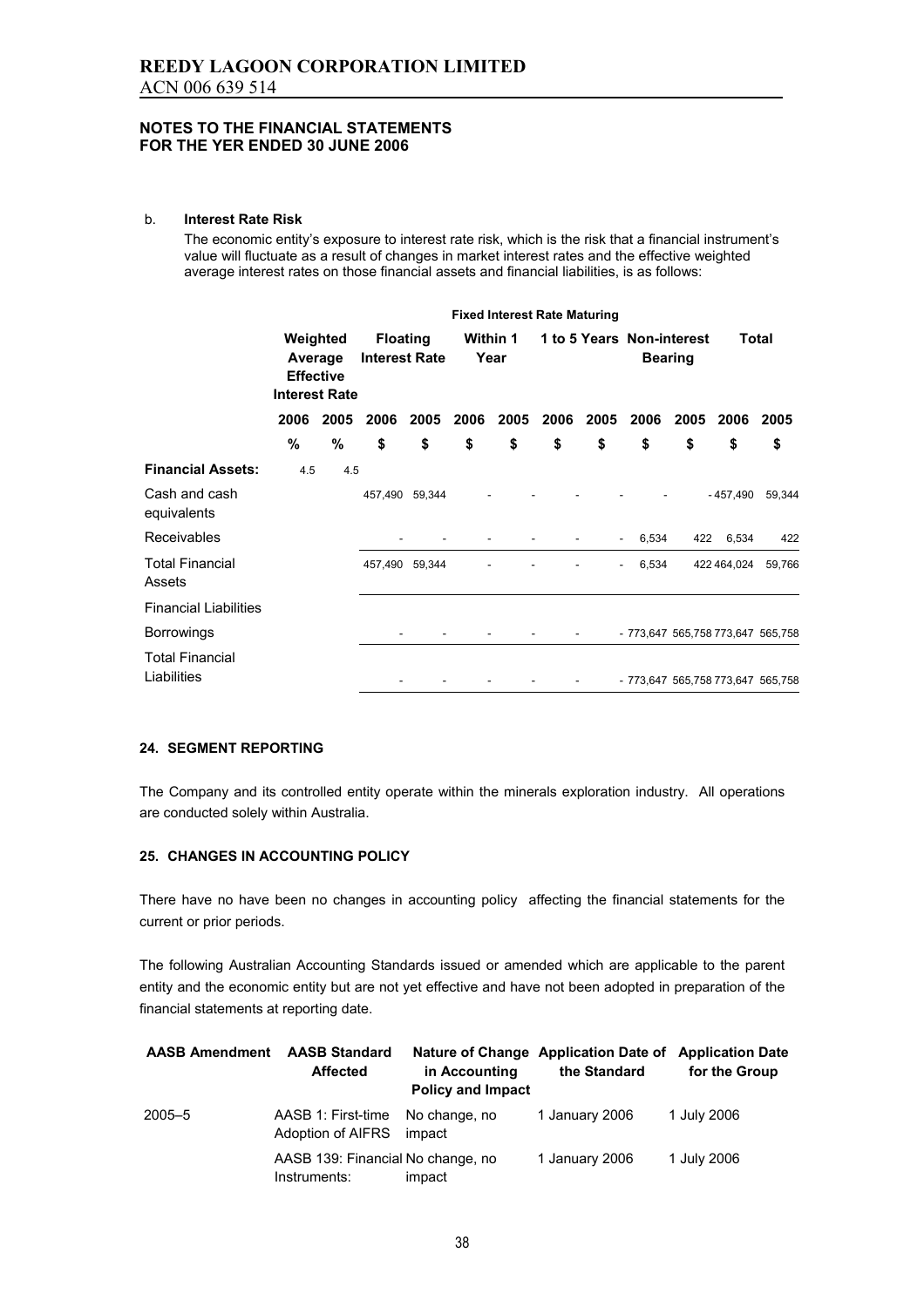b. **Interest Rate Risk**

The economic entity's exposure to interest rate risk, which is the risk that a financial instrument's value will fluctuate as a result of changes in market interest rates and the effective weighted average interest rates on those financial assets and financial liabilities, is as follows:

| | Weighted Average Effective Interest Rate | | Floating Interest Rate | | Fixed Interest Rate Maturing Within 1 Year | | Fixed Interest Rate Maturing 1 to 5 Years | | Non-interest Bearing | | Total | |
|---|---|---|---|---|---|---|---|---|---|---|---|---|
| | 2006 | 2005 | 2006 | 2005 | 2006 | 2005 | 2006 | 2005 | 2006 | 2005 | 2006 | 2005 |
| | % | % | $ | $ | $ | $ | $ | $ | $ | $ | $ | $ |
| **Financial Assets:** | 4.5 | 4.5 | | | | | | | | | | |
| Cash and cash equivalents | | | 457,490 | 59,344 | - | - | - | - | - | - | 457,490 | 59,344 |
| Receivables | | | - | - | - | - | - | - | 6,534 | 422 | 6,534 | 422 |
| Total Financial Assets | | | 457,490 | 59,344 | - | - | - | - | 6,534 | 422 | 464,024 | 59,766 |
| Financial Liabilities | | | | | | | | | | | | |
| Borrowings | | | - | - | - | - | - | - | 773,647 | 565,758 | 773,647 | 565,758 |
| Total Financial Liabilities | | | - | - | - | - | - | - | 773,647 | 565,758 | 773,647 | 565,758 |

## 24. SEGMENT REPORTING

The Company and its controlled entity operate within the minerals exploration industry. All operations are conducted solely within Australia.

## 25. CHANGES IN ACCOUNTING POLICY

There have no have been no changes in accounting policy affecting the financial statements for the current or prior periods.

The following Australian Accounting Standards issued or amended which are applicable to the parent entity and the economic entity but are not yet effective and have not been adopted in preparation of the financial statements at reporting date.

| AASB Amendment | AASB Standard Affected | Nature of Change in Accounting Policy and Impact | Application Date of the Standard | Application Date for the Group |
|---|---|---|---|---|
| 2005–5 | AASB 1: First-time Adoption of AIFRS | No change, no impact | 1 January 2006 | 1 July 2006 |
| | AASB 139: Financial Instruments: | No change, no impact | 1 January 2006 | 1 July 2006 |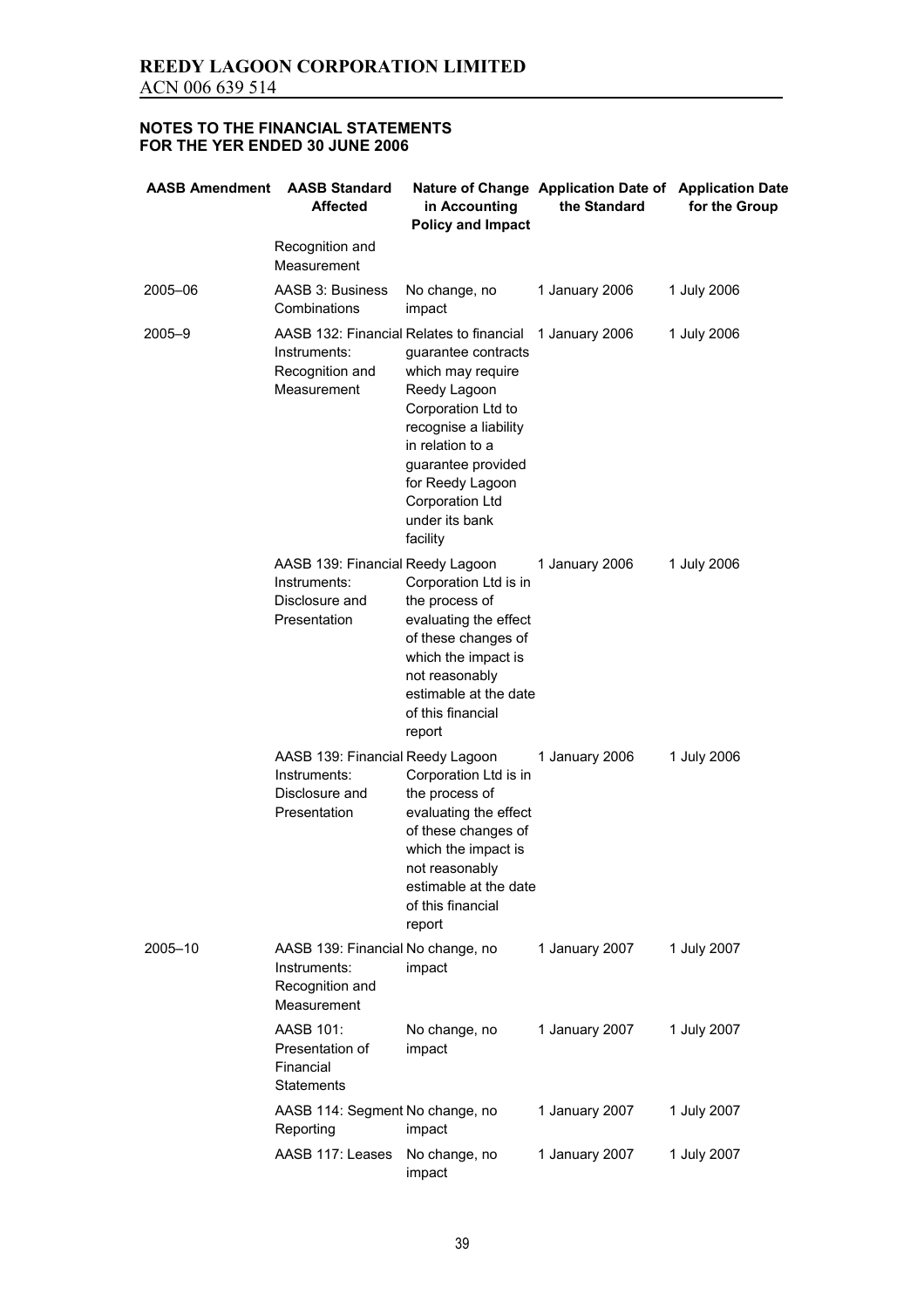**REEDY LAGOON CORPORATION LIMITED**
ACN 006 639 514

**NOTES TO THE FINANCIAL STATEMENTS**
**FOR THE YER ENDED 30 JUNE 2006**

| AASB Amendment | AASB Standard Affected | Nature of Change in Accounting Policy and Impact | Application Date of the Standard | Application Date for the Group |
|---|---|---|---|---|
| | Recognition and Measurement | | | |
| 2005–06 | AASB 3: Business Combinations | No change, no impact | 1 January 2006 | 1 July 2006 |
| 2005–9 | AASB 132: Financial Instruments: Recognition and Measurement | Relates to financial guarantee contracts which may require Reedy Lagoon Corporation Ltd to recognise a liability in relation to a guarantee provided for Reedy Lagoon Corporation Ltd under its bank facility | 1 January 2006 | 1 July 2006 |
| | AASB 139: Financial Instruments: Disclosure and Presentation | Reedy Lagoon Corporation Ltd is in the process of evaluating the effect of these changes of which the impact is not reasonably estimable at the date of this financial report | 1 January 2006 | 1 July 2006 |
| | AASB 139: Financial Instruments: Disclosure and Presentation | Reedy Lagoon Corporation Ltd is in the process of evaluating the effect of these changes of which the impact is not reasonably estimable at the date of this financial report | 1 January 2006 | 1 July 2006 |
| 2005–10 | AASB 139: Financial Instruments: Recognition and Measurement | No change, no impact | 1 January 2007 | 1 July 2007 |
| | AASB 101: Presentation of Financial Statements | No change, no impact | 1 January 2007 | 1 July 2007 |
| | AASB 114: Segment Reporting | No change, no impact | 1 January 2007 | 1 July 2007 |
| | AASB 117: Leases | No change, no impact | 1 January 2007 | 1 July 2007 |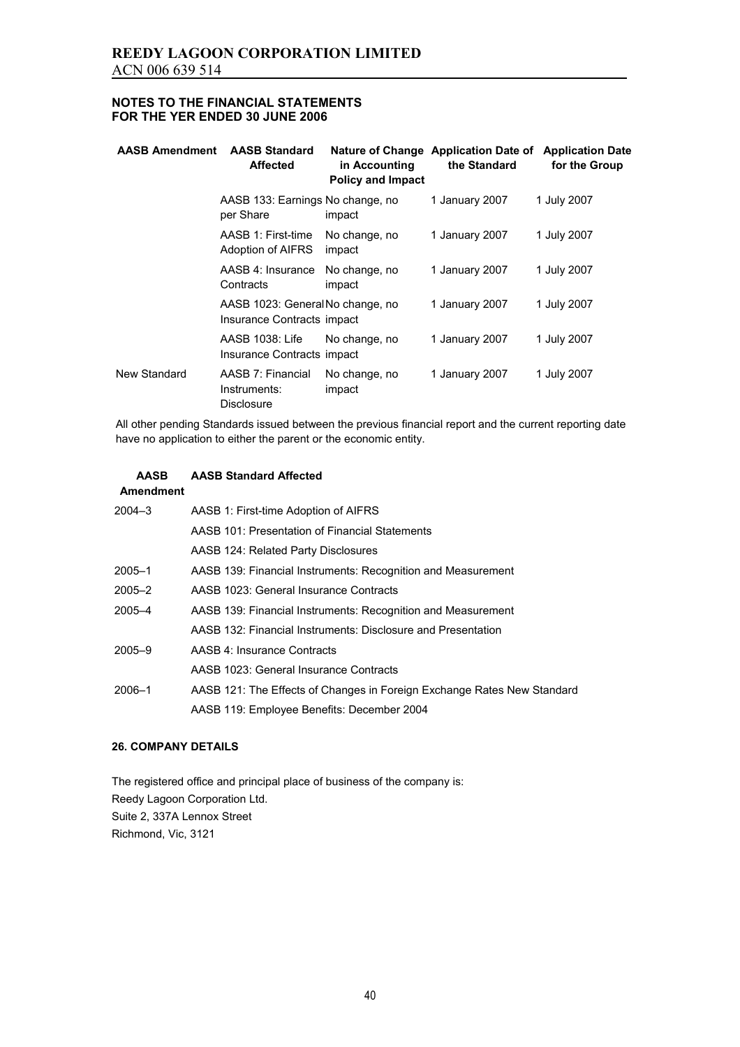**NOTES TO THE FINANCIAL STATEMENTS**
**FOR THE YER ENDED 30 JUNE 2006**

| AASB Amendment | AASB Standard Affected | Nature of Change in Accounting Policy and Impact | Application Date of the Standard | Application Date for the Group |
|---|---|---|---|---|
| | AASB 133: Earnings per Share | No change, no impact | 1 January 2007 | 1 July 2007 |
| | AASB 1: First-time Adoption of AIFRS | No change, no impact | 1 January 2007 | 1 July 2007 |
| | AASB 4: Insurance Contracts | No change, no impact | 1 January 2007 | 1 July 2007 |
| | AASB 1023: General Insurance Contracts | No change, no impact | 1 January 2007 | 1 July 2007 |
| | AASB 1038: Life Insurance Contracts | No change, no impact | 1 January 2007 | 1 July 2007 |
| New Standard | AASB 7: Financial Instruments: Disclosure | No change, no impact | 1 January 2007 | 1 July 2007 |

All other pending Standards issued between the previous financial report and the current reporting date have no application to either the parent or the economic entity.

| AASB Amendment | AASB Standard Affected |
|---|---|
| 2004–3 | AASB 1: First-time Adoption of AIFRS |
| | AASB 101: Presentation of Financial Statements |
| | AASB 124: Related Party Disclosures |
| 2005–1 | AASB 139: Financial Instruments: Recognition and Measurement |
| 2005–2 | AASB 1023: General Insurance Contracts |
| 2005–4 | AASB 139: Financial Instruments: Recognition and Measurement |
| | AASB 132: Financial Instruments: Disclosure and Presentation |
| 2005–9 | AASB 4: Insurance Contracts |
| | AASB 1023: General Insurance Contracts |
| 2006–1 | AASB 121: The Effects of Changes in Foreign Exchange Rates New Standard |
| | AASB 119: Employee Benefits: December 2004 |

**26. COMPANY DETAILS**

The registered office and principal place of business of the company is:
Reedy Lagoon Corporation Ltd.
Suite 2, 337A Lennox Street
Richmond, Vic, 3121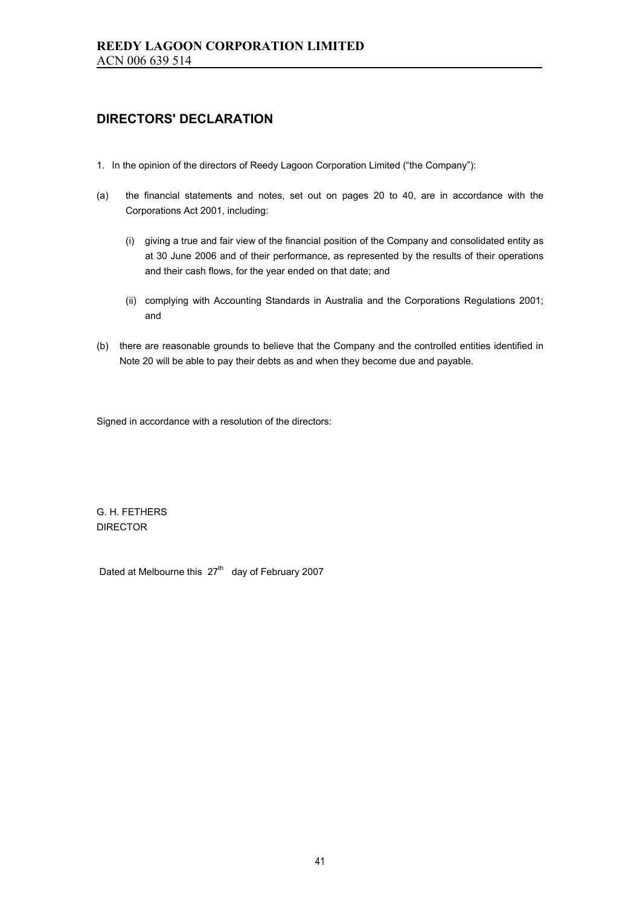# DIRECTORS' DECLARATION

1. In the opinion of the directors of Reedy Lagoon Corporation Limited ("the Company"):

(a) the financial statements and notes, set out on pages 20 to 40, are in accordance with the Corporations Act 2001, including:

   (i) giving a true and fair view of the financial position of the Company and consolidated entity as at 30 June 2006 and of their performance, as represented by the results of their operations and their cash flows, for the year ended on that date; and

   (ii) complying with Accounting Standards in Australia and the Corporations Regulations 2001; and

(b) there are reasonable grounds to believe that the Company and the controlled entities identified in Note 20 will be able to pay their debts as and when they become due and payable.

Signed in accordance with a resolution of the directors:

G. H. FETHERS
DIRECTOR

Dated at Melbourne this 27th day of February 2007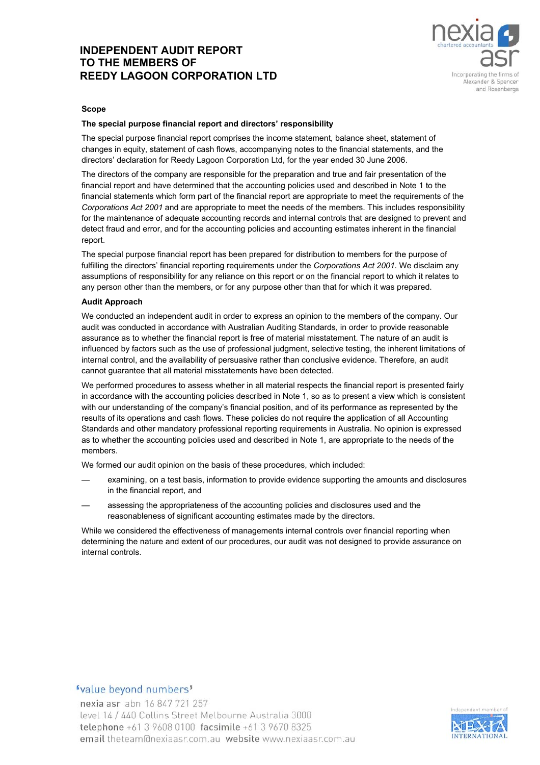# INDEPENDENT AUDIT REPORT TO THE MEMBERS OF REEDY LAGOON CORPORATION LTD

nexia chartered accountants asr

Incorporating the firms of Alexander & Spencer and Rosenbergs

## Scope

### The special purpose financial report and directors' responsibility

The special purpose financial report comprises the income statement, balance sheet, statement of changes in equity, statement of cash flows, accompanying notes to the financial statements, and the directors' declaration for Reedy Lagoon Corporation Ltd, for the year ended 30 June 2006.

The directors of the company are responsible for the preparation and true and fair presentation of the financial report and have determined that the accounting policies used and described in Note 1 to the financial statements which form part of the financial report are appropriate to meet the requirements of the *Corporations Act 2001* and are appropriate to meet the needs of the members. This includes responsibility for the maintenance of adequate accounting records and internal controls that are designed to prevent and detect fraud and error, and for the accounting policies and accounting estimates inherent in the financial report.

The special purpose financial report has been prepared for distribution to members for the purpose of fulfilling the directors' financial reporting requirements under the *Corporations Act 2001*. We disclaim any assumptions of responsibility for any reliance on this report or on the financial report to which it relates to any person other than the members, or for any purpose other than that for which it was prepared.

### Audit Approach

We conducted an independent audit in order to express an opinion to the members of the company. Our audit was conducted in accordance with Australian Auditing Standards, in order to provide reasonable assurance as to whether the financial report is free of material misstatement. The nature of an audit is influenced by factors such as the use of professional judgment, selective testing, the inherent limitations of internal control, and the availability of persuasive rather than conclusive evidence. Therefore, an audit cannot guarantee that all material misstatements have been detected.

We performed procedures to assess whether in all material respects the financial report is presented fairly in accordance with the accounting policies described in Note 1, so as to present a view which is consistent with our understanding of the company's financial position, and of its performance as represented by the results of its operations and cash flows. These policies do not require the application of all Accounting Standards and other mandatory professional reporting requirements in Australia. No opinion is expressed as to whether the accounting policies used and described in Note 1, are appropriate to the needs of the members.

We formed our audit opinion on the basis of these procedures, which included:

- examining, on a test basis, information to provide evidence supporting the amounts and disclosures in the financial report, and
- assessing the appropriateness of the accounting policies and disclosures used and the reasonableness of significant accounting estimates made by the directors.

While we considered the effectiveness of managements internal controls over financial reporting when determining the nature and extent of our procedures, our audit was not designed to provide assurance on internal controls.

'value beyond numbers'

nexia asr abn 16 847 721 257
level 14 / 440 Collins Street Melbourne Australia 3000
telephone +61 3 9608 0100 facsimile +61 3 9670 8325
email theteam@nexiaasr.com.au website www.nexiaasr.com.au

Independent member of NEXIA INTERNATIONAL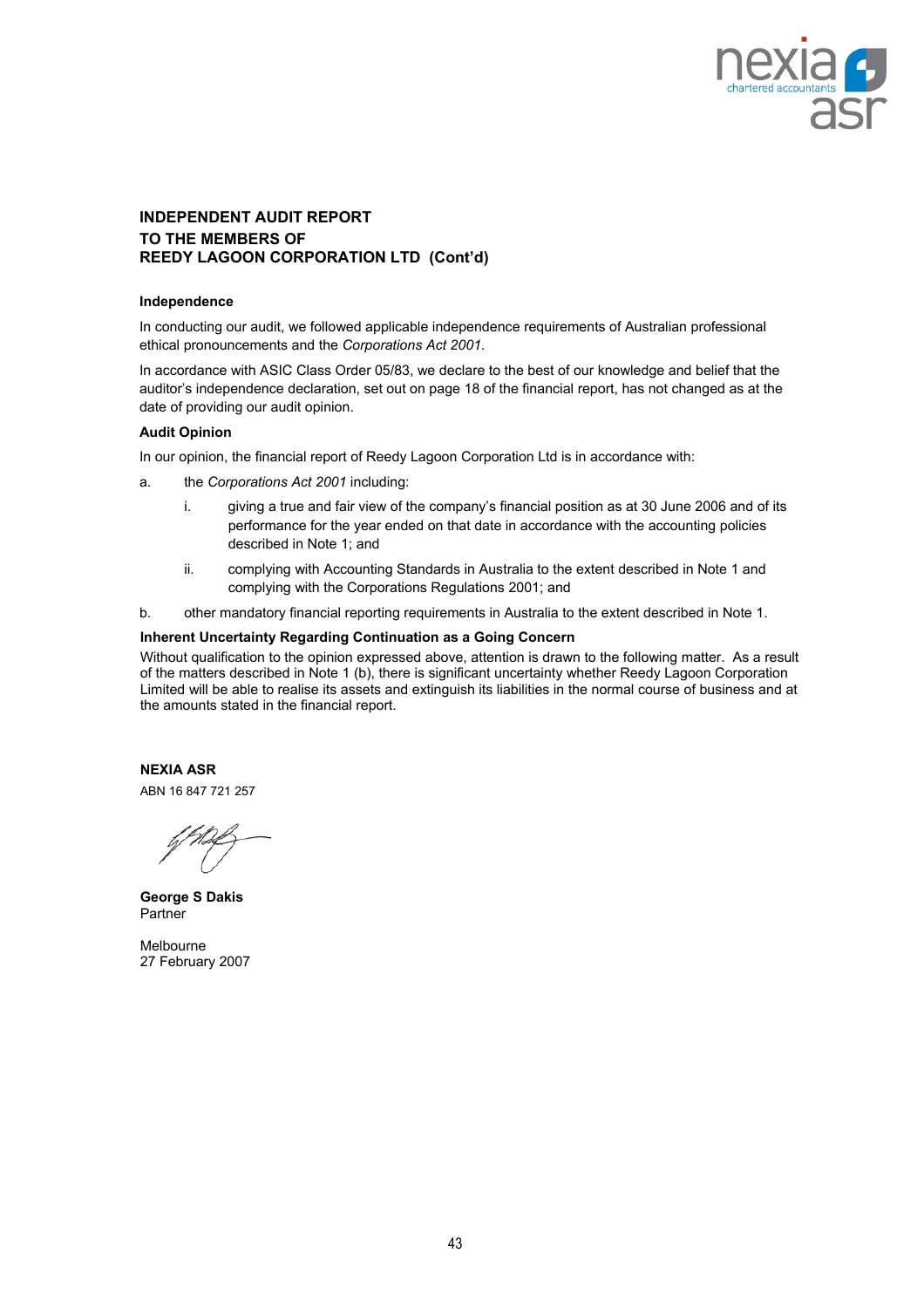# INDEPENDENT AUDIT REPORT
# TO THE MEMBERS OF
# REEDY LAGOON CORPORATION LTD (Cont'd)

**Independence**

In conducting our audit, we followed applicable independence requirements of Australian professional ethical pronouncements and the *Corporations Act 2001*.

In accordance with ASIC Class Order 05/83, we declare to the best of our knowledge and belief that the auditor's independence declaration, set out on page 18 of the financial report, has not changed as at the date of providing our audit opinion.

**Audit Opinion**

In our opinion, the financial report of Reedy Lagoon Corporation Ltd is in accordance with:

a. the *Corporations Act 2001* including:

   i. giving a true and fair view of the company's financial position as at 30 June 2006 and of its performance for the year ended on that date in accordance with the accounting policies described in Note 1; and

   ii. complying with Accounting Standards in Australia to the extent described in Note 1 and complying with the Corporations Regulations 2001; and

b. other mandatory financial reporting requirements in Australia to the extent described in Note 1.

**Inherent Uncertainty Regarding Continuation as a Going Concern**

Without qualification to the opinion expressed above, attention is drawn to the following matter. As a result of the matters described in Note 1 (b), there is significant uncertainty whether Reedy Lagoon Corporation Limited will be able to realise its assets and extinguish its liabilities in the normal course of business and at the amounts stated in the financial report.

**NEXIA ASR**
ABN 16 847 721 257

**George S Dakis**
Partner

Melbourne
27 February 2007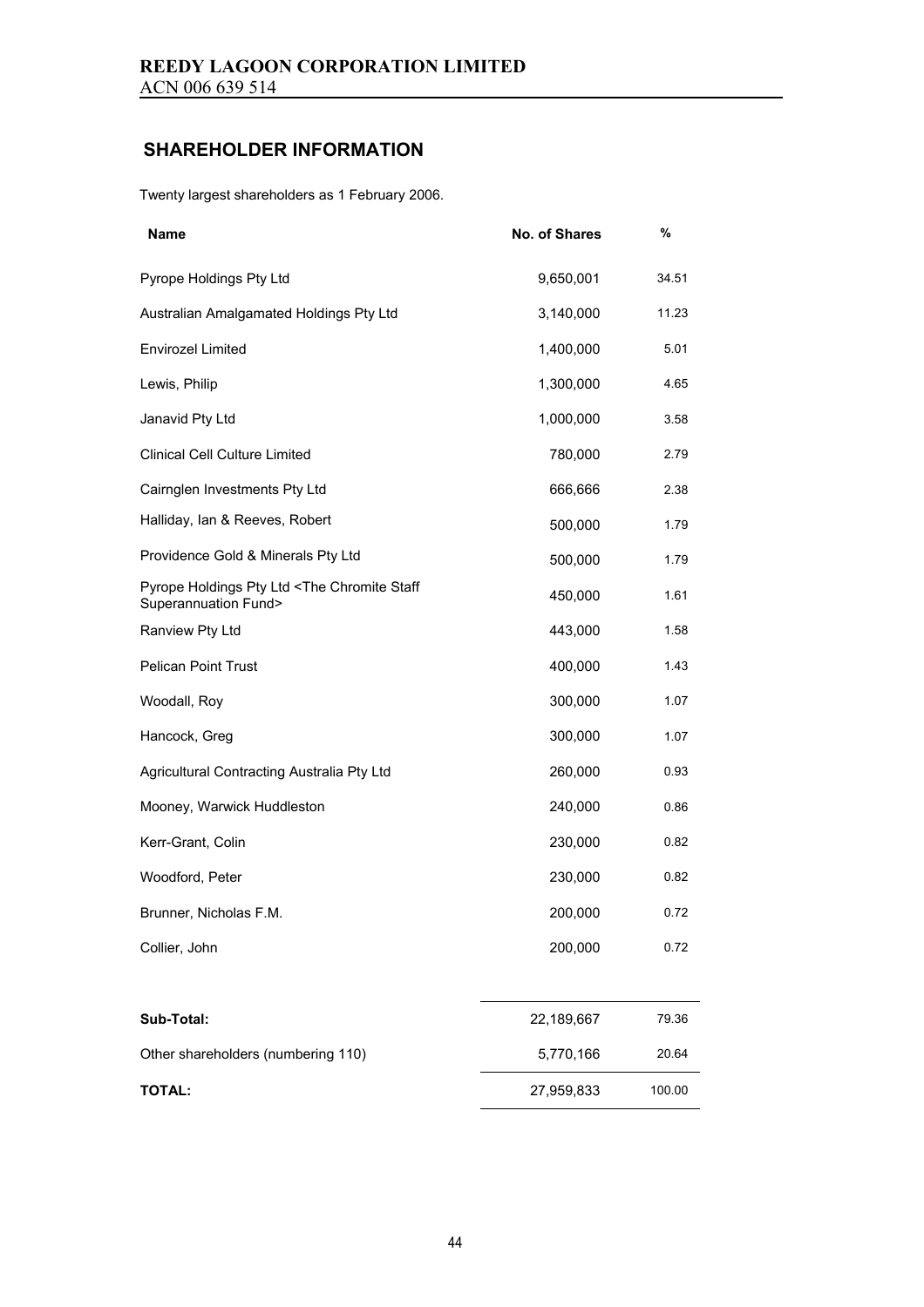## SHAREHOLDER INFORMATION

Twenty largest shareholders as 1 February 2006.

| Name | No. of Shares | % |
|---|---|---|
| Pyrope Holdings Pty Ltd | 9,650,001 | 34.51 |
| Australian Amalgamated Holdings Pty Ltd | 3,140,000 | 11.23 |
| Envirozel Limited | 1,400,000 | 5.01 |
| Lewis, Philip | 1,300,000 | 4.65 |
| Janavid Pty Ltd | 1,000,000 | 3.58 |
| Clinical Cell Culture Limited | 780,000 | 2.79 |
| Cairnglen Investments Pty Ltd | 666,666 | 2.38 |
| Halliday, Ian & Reeves, Robert | 500,000 | 1.79 |
| Providence Gold & Minerals Pty Ltd | 500,000 | 1.79 |
| Pyrope Holdings Pty Ltd <The Chromite Staff Superannuation Fund> | 450,000 | 1.61 |
| Ranview Pty Ltd | 443,000 | 1.58 |
| Pelican Point Trust | 400,000 | 1.43 |
| Woodall, Roy | 300,000 | 1.07 |
| Hancock, Greg | 300,000 | 1.07 |
| Agricultural Contracting Australia Pty Ltd | 260,000 | 0.93 |
| Mooney, Warwick Huddleston | 240,000 | 0.86 |
| Kerr-Grant, Colin | 230,000 | 0.82 |
| Woodford, Peter | 230,000 | 0.82 |
| Brunner, Nicholas F.M. | 200,000 | 0.72 |
| Collier, John | 200,000 | 0.72 |
| **Sub-Total:** | 22,189,667 | 79.36 |
| Other shareholders (numbering 110) | 5,770,166 | 20.64 |
| **TOTAL:** | 27,959,833 | 100.00 |